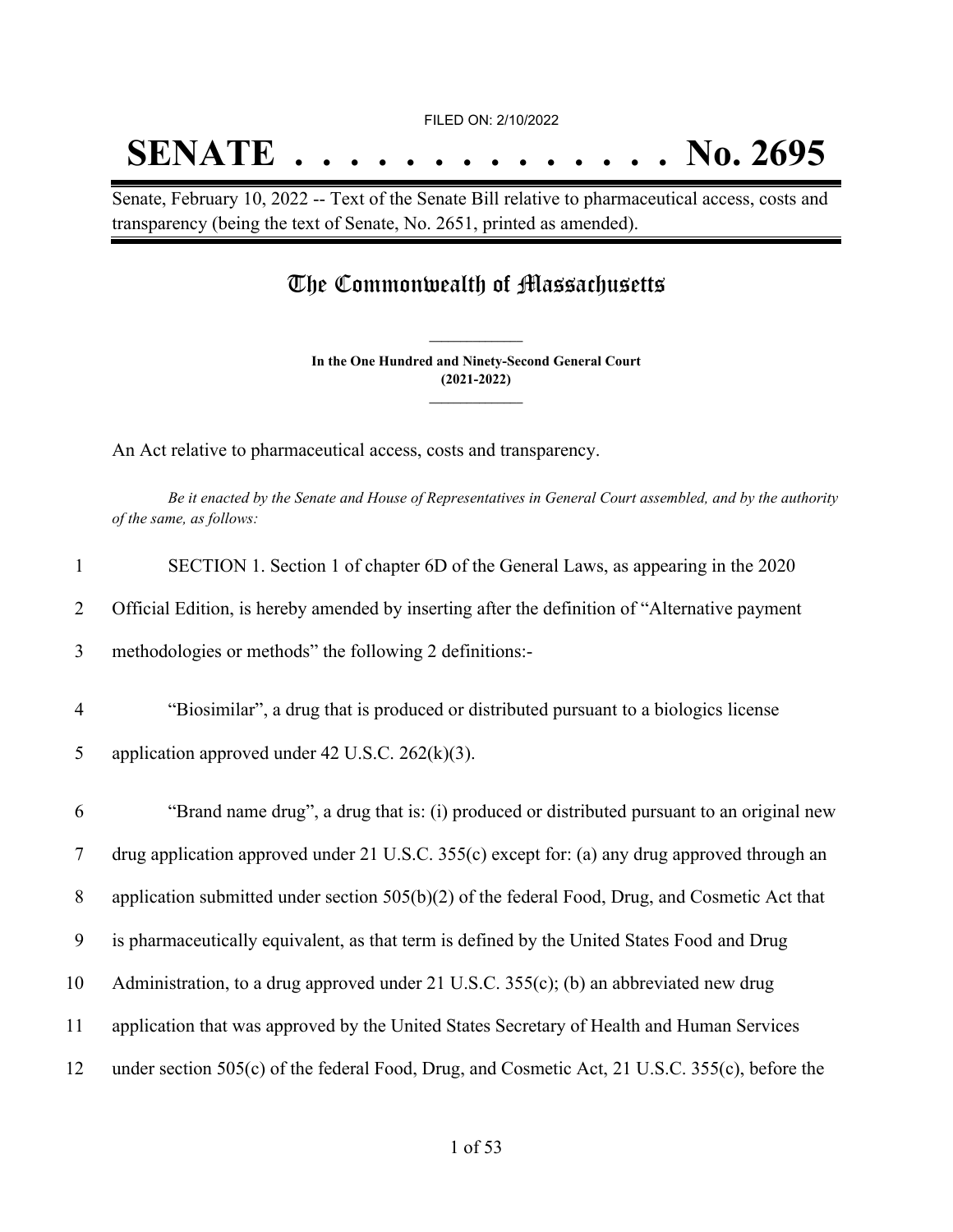FILED ON: 2/10/2022

# SENATE . . . . . . . . . . . . . . No. 2695

Senate, February 10, 2022 -- Text of the Senate Bill relative to pharmaceutical access, costs and transparency (being the text of Senate, No. 2651, printed as amended).

## The Commonwealth of Massachusetts

**In the One Hundred and Ninety-Second General Court**
**(2021-2022)**

An Act relative to pharmaceutical access, costs and transparency.

*Be it enacted by the Senate and House of Representatives in General Court assembled, and by the authority of the same, as follows:*

1 SECTION 1. Section 1 of chapter 6D of the General Laws, as appearing in the 2020
2 Official Edition, is hereby amended by inserting after the definition of "Alternative payment
3 methodologies or methods" the following 2 definitions:-

4 "Biosimilar", a drug that is produced or distributed pursuant to a biologics license
5 application approved under 42 U.S.C. 262(k)(3).

6 "Brand name drug", a drug that is: (i) produced or distributed pursuant to an original new
7 drug application approved under 21 U.S.C. 355(c) except for: (a) any drug approved through an
8 application submitted under section 505(b)(2) of the federal Food, Drug, and Cosmetic Act that
9 is pharmaceutically equivalent, as that term is defined by the United States Food and Drug
10 Administration, to a drug approved under 21 U.S.C. 355(c); (b) an abbreviated new drug
11 application that was approved by the United States Secretary of Health and Human Services
12 under section 505(c) of the federal Food, Drug, and Cosmetic Act, 21 U.S.C. 355(c), before the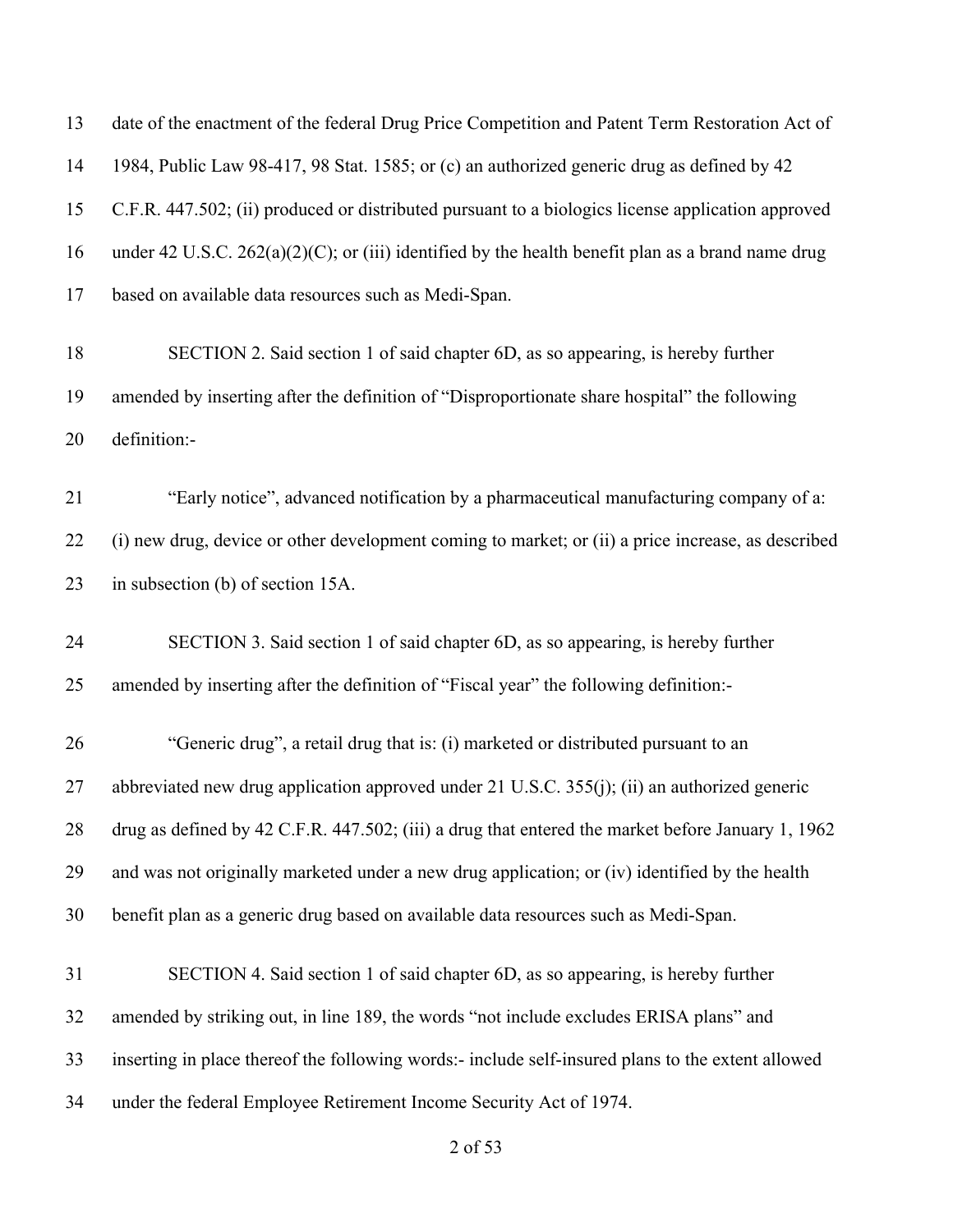date of the enactment of the federal Drug Price Competition and Patent Term Restoration Act of 1984, Public Law 98-417, 98 Stat. 1585; or (c) an authorized generic drug as defined by 42 C.F.R. 447.502; (ii) produced or distributed pursuant to a biologics license application approved under 42 U.S.C. 262(a)(2)(C); or (iii) identified by the health benefit plan as a brand name drug based on available data resources such as Medi-Span.

SECTION 2. Said section 1 of said chapter 6D, as so appearing, is hereby further amended by inserting after the definition of "Disproportionate share hospital" the following definition:-

"Early notice", advanced notification by a pharmaceutical manufacturing company of a: (i) new drug, device or other development coming to market; or (ii) a price increase, as described in subsection (b) of section 15A.

SECTION 3. Said section 1 of said chapter 6D, as so appearing, is hereby further amended by inserting after the definition of "Fiscal year" the following definition:-

"Generic drug", a retail drug that is: (i) marketed or distributed pursuant to an abbreviated new drug application approved under 21 U.S.C. 355(j); (ii) an authorized generic drug as defined by 42 C.F.R. 447.502; (iii) a drug that entered the market before January 1, 1962 and was not originally marketed under a new drug application; or (iv) identified by the health benefit plan as a generic drug based on available data resources such as Medi-Span.

SECTION 4. Said section 1 of said chapter 6D, as so appearing, is hereby further amended by striking out, in line 189, the words "not include excludes ERISA plans" and inserting in place thereof the following words:- include self-insured plans to the extent allowed under the federal Employee Retirement Income Security Act of 1974.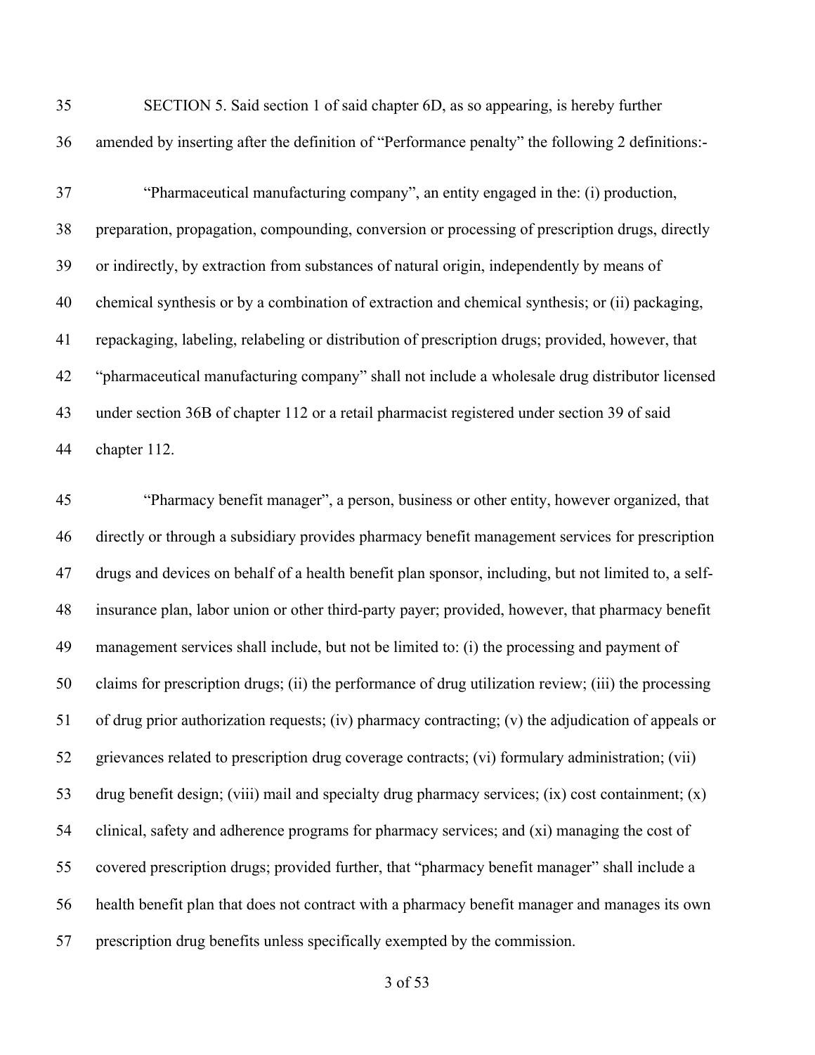SECTION 5. Said section 1 of said chapter 6D, as so appearing, is hereby further amended by inserting after the definition of "Performance penalty" the following 2 definitions:-

"Pharmaceutical manufacturing company", an entity engaged in the: (i) production, preparation, propagation, compounding, conversion or processing of prescription drugs, directly or indirectly, by extraction from substances of natural origin, independently by means of chemical synthesis or by a combination of extraction and chemical synthesis; or (ii) packaging, repackaging, labeling, relabeling or distribution of prescription drugs; provided, however, that "pharmaceutical manufacturing company" shall not include a wholesale drug distributor licensed under section 36B of chapter 112 or a retail pharmacist registered under section 39 of said chapter 112.

"Pharmacy benefit manager", a person, business or other entity, however organized, that directly or through a subsidiary provides pharmacy benefit management services for prescription drugs and devices on behalf of a health benefit plan sponsor, including, but not limited to, a self-insurance plan, labor union or other third-party payer; provided, however, that pharmacy benefit management services shall include, but not be limited to: (i) the processing and payment of claims for prescription drugs; (ii) the performance of drug utilization review; (iii) the processing of drug prior authorization requests; (iv) pharmacy contracting; (v) the adjudication of appeals or grievances related to prescription drug coverage contracts; (vi) formulary administration; (vii) drug benefit design; (viii) mail and specialty drug pharmacy services; (ix) cost containment; (x) clinical, safety and adherence programs for pharmacy services; and (xi) managing the cost of covered prescription drugs; provided further, that "pharmacy benefit manager" shall include a health benefit plan that does not contract with a pharmacy benefit manager and manages its own prescription drug benefits unless specifically exempted by the commission.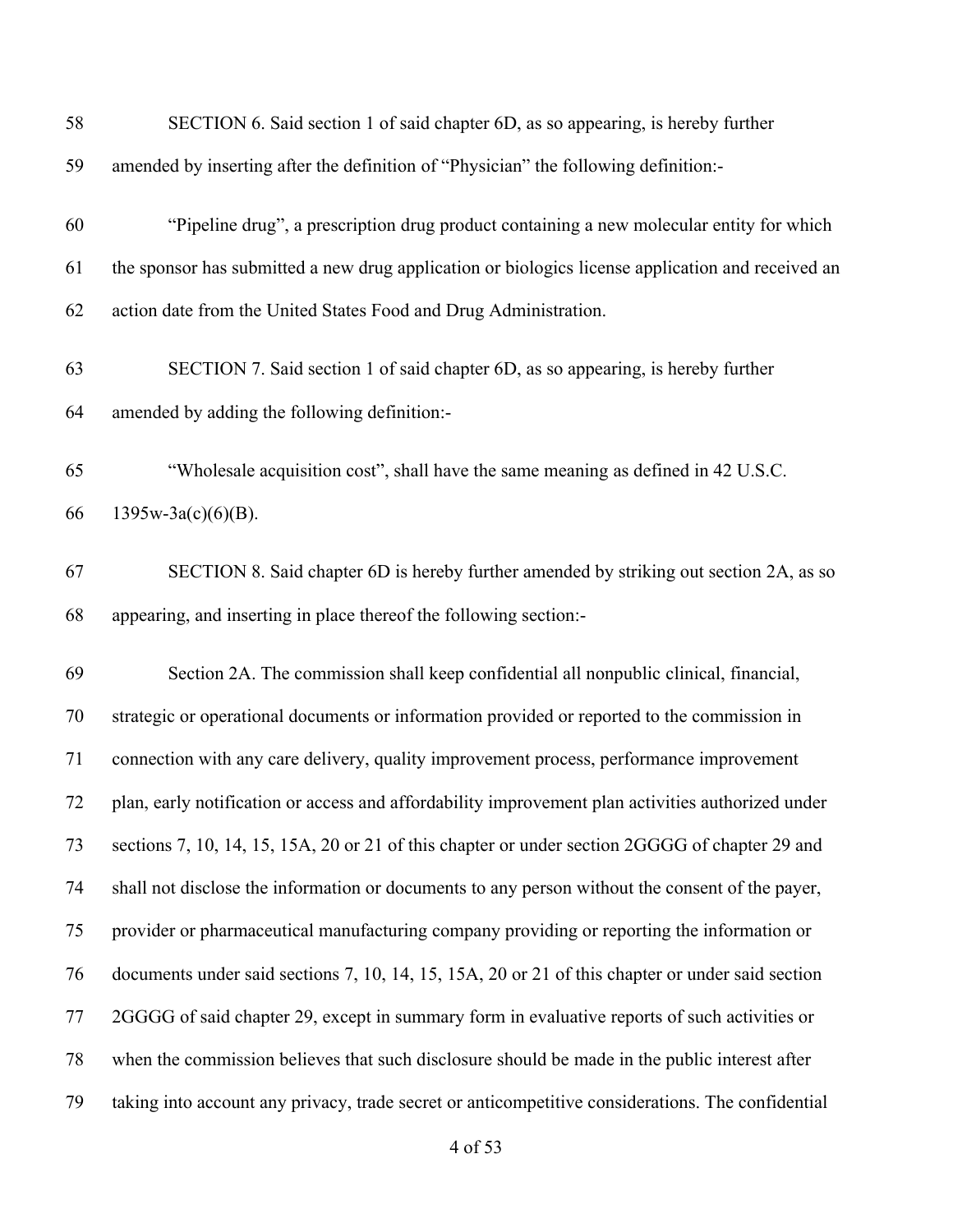SECTION 6. Said section 1 of said chapter 6D, as so appearing, is hereby further amended by inserting after the definition of "Physician" the following definition:-

"Pipeline drug", a prescription drug product containing a new molecular entity for which the sponsor has submitted a new drug application or biologics license application and received an action date from the United States Food and Drug Administration.

SECTION 7. Said section 1 of said chapter 6D, as so appearing, is hereby further amended by adding the following definition:-

"Wholesale acquisition cost", shall have the same meaning as defined in 42 U.S.C. 1395w-3a(c)(6)(B).

SECTION 8. Said chapter 6D is hereby further amended by striking out section 2A, as so appearing, and inserting in place thereof the following section:-

Section 2A. The commission shall keep confidential all nonpublic clinical, financial, strategic or operational documents or information provided or reported to the commission in connection with any care delivery, quality improvement process, performance improvement plan, early notification or access and affordability improvement plan activities authorized under sections 7, 10, 14, 15, 15A, 20 or 21 of this chapter or under section 2GGGG of chapter 29 and shall not disclose the information or documents to any person without the consent of the payer, provider or pharmaceutical manufacturing company providing or reporting the information or documents under said sections 7, 10, 14, 15, 15A, 20 or 21 of this chapter or under said section 2GGGG of said chapter 29, except in summary form in evaluative reports of such activities or when the commission believes that such disclosure should be made in the public interest after taking into account any privacy, trade secret or anticompetitive considerations. The confidential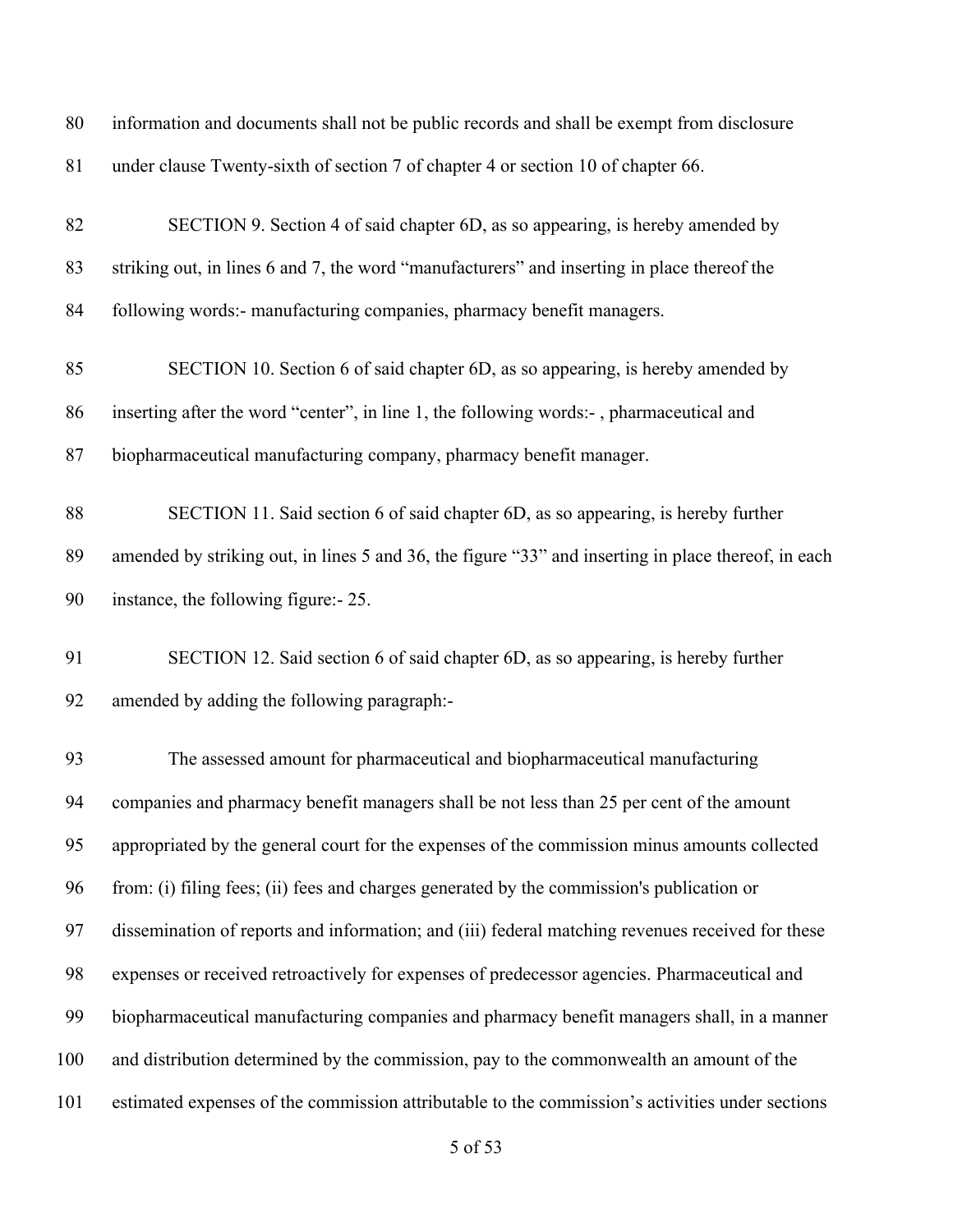information and documents shall not be public records and shall be exempt from disclosure under clause Twenty-sixth of section 7 of chapter 4 or section 10 of chapter 66.

SECTION 9. Section 4 of said chapter 6D, as so appearing, is hereby amended by striking out, in lines 6 and 7, the word "manufacturers" and inserting in place thereof the following words:- manufacturing companies, pharmacy benefit managers.

SECTION 10. Section 6 of said chapter 6D, as so appearing, is hereby amended by inserting after the word "center", in line 1, the following words:- , pharmaceutical and biopharmaceutical manufacturing company, pharmacy benefit manager.

SECTION 11. Said section 6 of said chapter 6D, as so appearing, is hereby further amended by striking out, in lines 5 and 36, the figure "33" and inserting in place thereof, in each instance, the following figure:- 25.

SECTION 12. Said section 6 of said chapter 6D, as so appearing, is hereby further amended by adding the following paragraph:-

The assessed amount for pharmaceutical and biopharmaceutical manufacturing companies and pharmacy benefit managers shall be not less than 25 per cent of the amount appropriated by the general court for the expenses of the commission minus amounts collected from: (i) filing fees; (ii) fees and charges generated by the commission's publication or dissemination of reports and information; and (iii) federal matching revenues received for these expenses or received retroactively for expenses of predecessor agencies. Pharmaceutical and biopharmaceutical manufacturing companies and pharmacy benefit managers shall, in a manner and distribution determined by the commission, pay to the commonwealth an amount of the estimated expenses of the commission attributable to the commission's activities under sections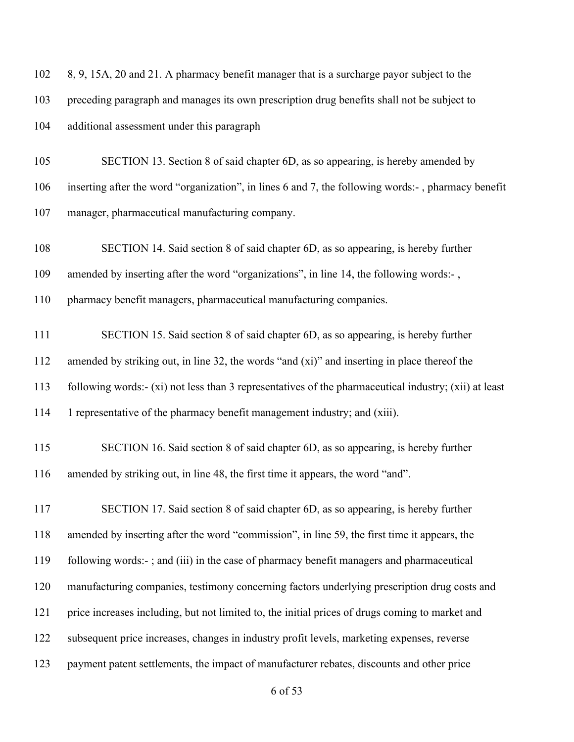102 8, 9, 15A, 20 and 21. A pharmacy benefit manager that is a surcharge payor subject to the

103 preceding paragraph and manages its own prescription drug benefits shall not be subject to

104 additional assessment under this paragraph

105 SECTION 13. Section 8 of said chapter 6D, as so appearing, is hereby amended by

106 inserting after the word "organization", in lines 6 and 7, the following words:- , pharmacy benefit

107 manager, pharmaceutical manufacturing company.

108 SECTION 14. Said section 8 of said chapter 6D, as so appearing, is hereby further

109 amended by inserting after the word "organizations", in line 14, the following words:- ,

110 pharmacy benefit managers, pharmaceutical manufacturing companies.

111 SECTION 15. Said section 8 of said chapter 6D, as so appearing, is hereby further

112 amended by striking out, in line 32, the words "and (xi)" and inserting in place thereof the

113 following words:- (xi) not less than 3 representatives of the pharmaceutical industry; (xii) at least

114 1 representative of the pharmacy benefit management industry; and (xiii).

115 SECTION 16. Said section 8 of said chapter 6D, as so appearing, is hereby further

116 amended by striking out, in line 48, the first time it appears, the word "and".

117 SECTION 17. Said section 8 of said chapter 6D, as so appearing, is hereby further

118 amended by inserting after the word "commission", in line 59, the first time it appears, the

119 following words:- ; and (iii) in the case of pharmacy benefit managers and pharmaceutical

120 manufacturing companies, testimony concerning factors underlying prescription drug costs and

121 price increases including, but not limited to, the initial prices of drugs coming to market and

122 subsequent price increases, changes in industry profit levels, marketing expenses, reverse

123 payment patent settlements, the impact of manufacturer rebates, discounts and other price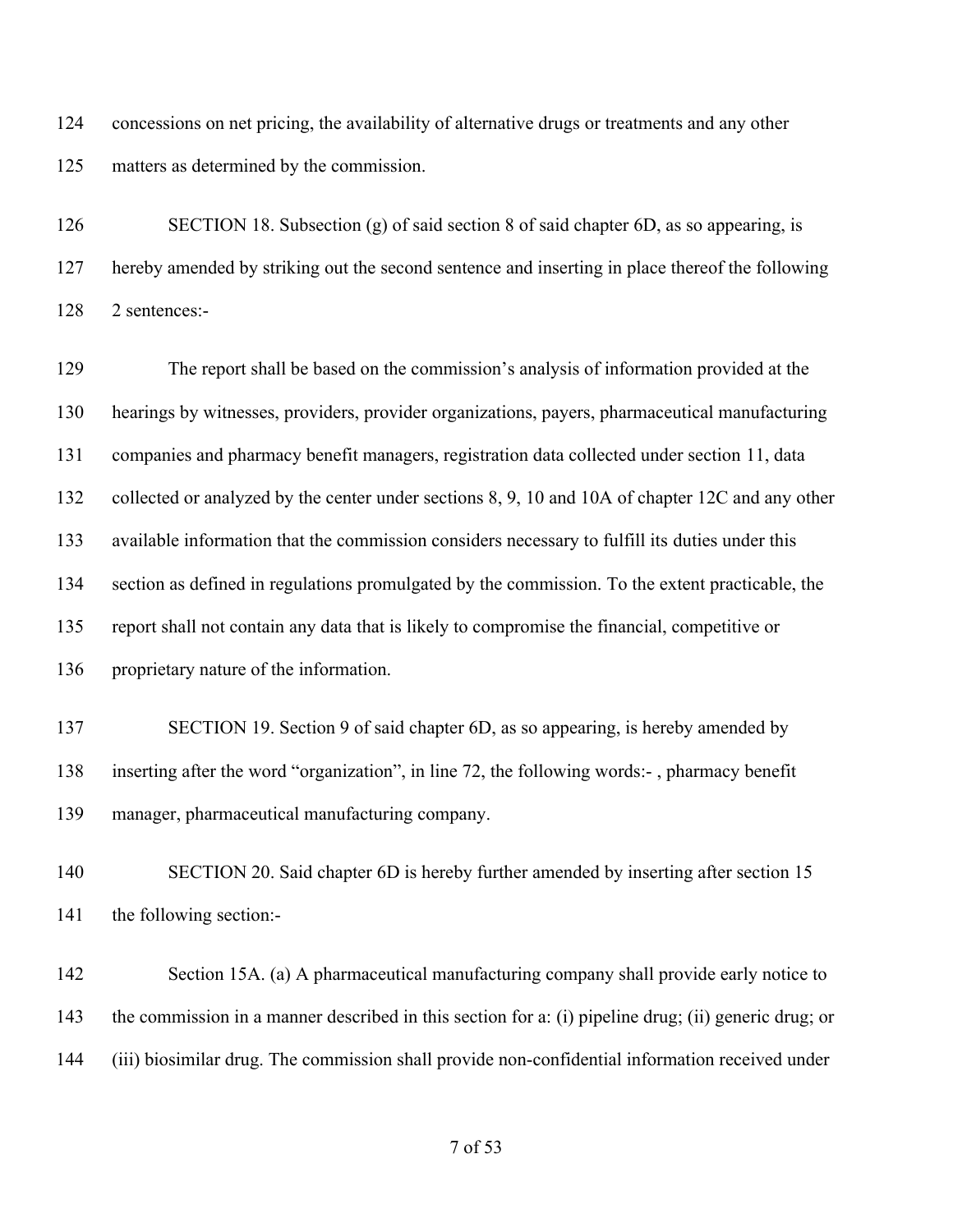concessions on net pricing, the availability of alternative drugs or treatments and any other matters as determined by the commission.

SECTION 18. Subsection (g) of said section 8 of said chapter 6D, as so appearing, is hereby amended by striking out the second sentence and inserting in place thereof the following 2 sentences:-

The report shall be based on the commission's analysis of information provided at the hearings by witnesses, providers, provider organizations, payers, pharmaceutical manufacturing companies and pharmacy benefit managers, registration data collected under section 11, data collected or analyzed by the center under sections 8, 9, 10 and 10A of chapter 12C and any other available information that the commission considers necessary to fulfill its duties under this section as defined in regulations promulgated by the commission. To the extent practicable, the report shall not contain any data that is likely to compromise the financial, competitive or proprietary nature of the information.

SECTION 19. Section 9 of said chapter 6D, as so appearing, is hereby amended by inserting after the word "organization", in line 72, the following words:- , pharmacy benefit manager, pharmaceutical manufacturing company.

SECTION 20. Said chapter 6D is hereby further amended by inserting after section 15 the following section:-

Section 15A. (a) A pharmaceutical manufacturing company shall provide early notice to the commission in a manner described in this section for a: (i) pipeline drug; (ii) generic drug; or (iii) biosimilar drug. The commission shall provide non-confidential information received under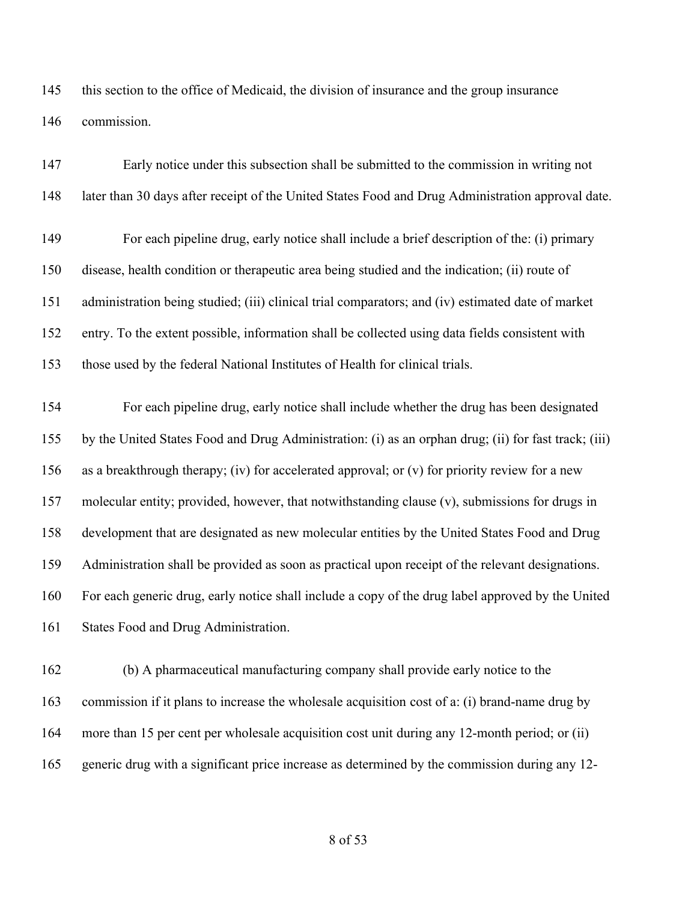this section to the office of Medicaid, the division of insurance and the group insurance commission.

Early notice under this subsection shall be submitted to the commission in writing not later than 30 days after receipt of the United States Food and Drug Administration approval date.

For each pipeline drug, early notice shall include a brief description of the: (i) primary disease, health condition or therapeutic area being studied and the indication; (ii) route of administration being studied; (iii) clinical trial comparators; and (iv) estimated date of market entry. To the extent possible, information shall be collected using data fields consistent with those used by the federal National Institutes of Health for clinical trials.

For each pipeline drug, early notice shall include whether the drug has been designated by the United States Food and Drug Administration: (i) as an orphan drug; (ii) for fast track; (iii) as a breakthrough therapy; (iv) for accelerated approval; or (v) for priority review for a new molecular entity; provided, however, that notwithstanding clause (v), submissions for drugs in development that are designated as new molecular entities by the United States Food and Drug Administration shall be provided as soon as practical upon receipt of the relevant designations. For each generic drug, early notice shall include a copy of the drug label approved by the United States Food and Drug Administration.

(b) A pharmaceutical manufacturing company shall provide early notice to the commission if it plans to increase the wholesale acquisition cost of a: (i) brand-name drug by more than 15 per cent per wholesale acquisition cost unit during any 12-month period; or (ii) generic drug with a significant price increase as determined by the commission during any 12-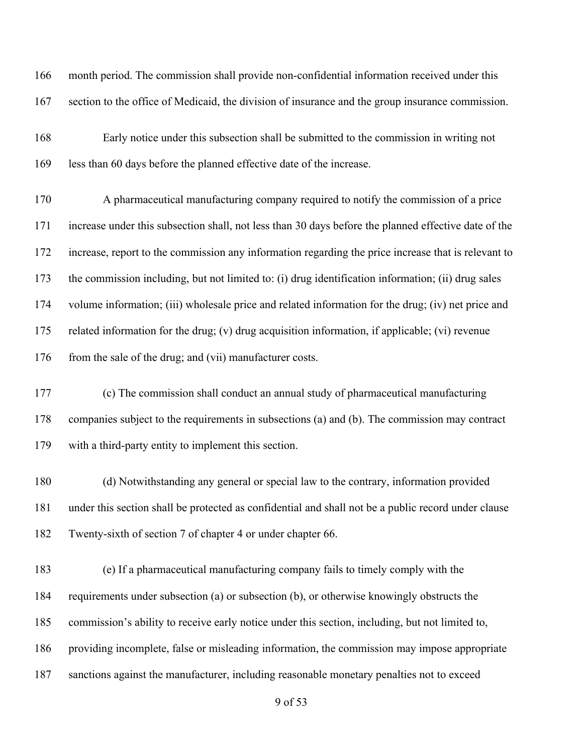month period. The commission shall provide non-confidential information received under this section to the office of Medicaid, the division of insurance and the group insurance commission.

Early notice under this subsection shall be submitted to the commission in writing not less than 60 days before the planned effective date of the increase.

A pharmaceutical manufacturing company required to notify the commission of a price increase under this subsection shall, not less than 30 days before the planned effective date of the increase, report to the commission any information regarding the price increase that is relevant to the commission including, but not limited to: (i) drug identification information; (ii) drug sales volume information; (iii) wholesale price and related information for the drug; (iv) net price and related information for the drug; (v) drug acquisition information, if applicable; (vi) revenue from the sale of the drug; and (vii) manufacturer costs.

(c) The commission shall conduct an annual study of pharmaceutical manufacturing companies subject to the requirements in subsections (a) and (b). The commission may contract with a third-party entity to implement this section.

(d) Notwithstanding any general or special law to the contrary, information provided under this section shall be protected as confidential and shall not be a public record under clause Twenty-sixth of section 7 of chapter 4 or under chapter 66.

(e) If a pharmaceutical manufacturing company fails to timely comply with the requirements under subsection (a) or subsection (b), or otherwise knowingly obstructs the commission's ability to receive early notice under this section, including, but not limited to, providing incomplete, false or misleading information, the commission may impose appropriate sanctions against the manufacturer, including reasonable monetary penalties not to exceed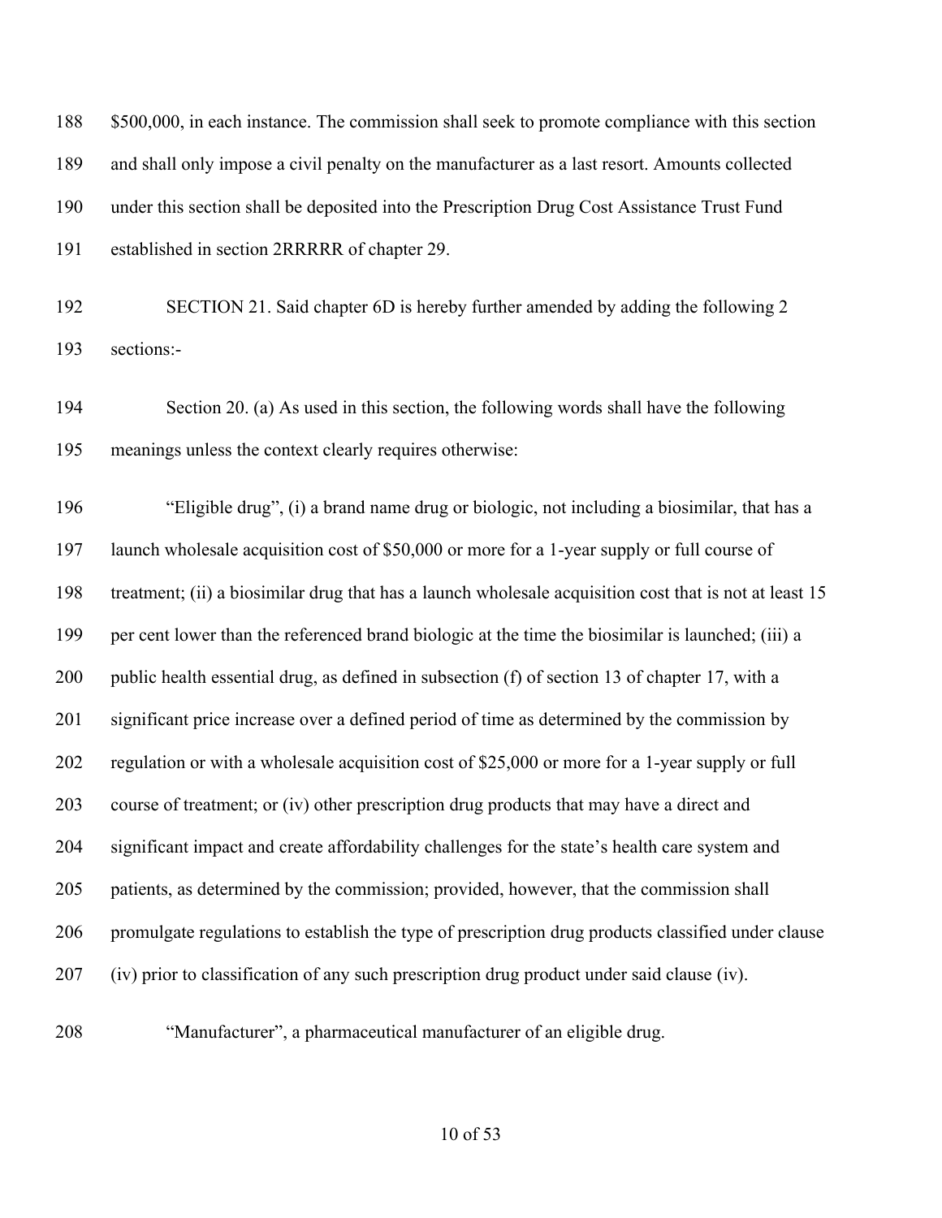$500,000, in each instance. The commission shall seek to promote compliance with this section and shall only impose a civil penalty on the manufacturer as a last resort. Amounts collected under this section shall be deposited into the Prescription Drug Cost Assistance Trust Fund established in section 2RRRRR of chapter 29.

SECTION 21. Said chapter 6D is hereby further amended by adding the following 2 sections:-

Section 20. (a) As used in this section, the following words shall have the following meanings unless the context clearly requires otherwise:

"Eligible drug", (i) a brand name drug or biologic, not including a biosimilar, that has a launch wholesale acquisition cost of $50,000 or more for a 1-year supply or full course of treatment; (ii) a biosimilar drug that has a launch wholesale acquisition cost that is not at least 15 per cent lower than the referenced brand biologic at the time the biosimilar is launched; (iii) a public health essential drug, as defined in subsection (f) of section 13 of chapter 17, with a significant price increase over a defined period of time as determined by the commission by regulation or with a wholesale acquisition cost of $25,000 or more for a 1-year supply or full course of treatment; or (iv) other prescription drug products that may have a direct and significant impact and create affordability challenges for the state's health care system and patients, as determined by the commission; provided, however, that the commission shall promulgate regulations to establish the type of prescription drug products classified under clause (iv) prior to classification of any such prescription drug product under said clause (iv).

"Manufacturer", a pharmaceutical manufacturer of an eligible drug.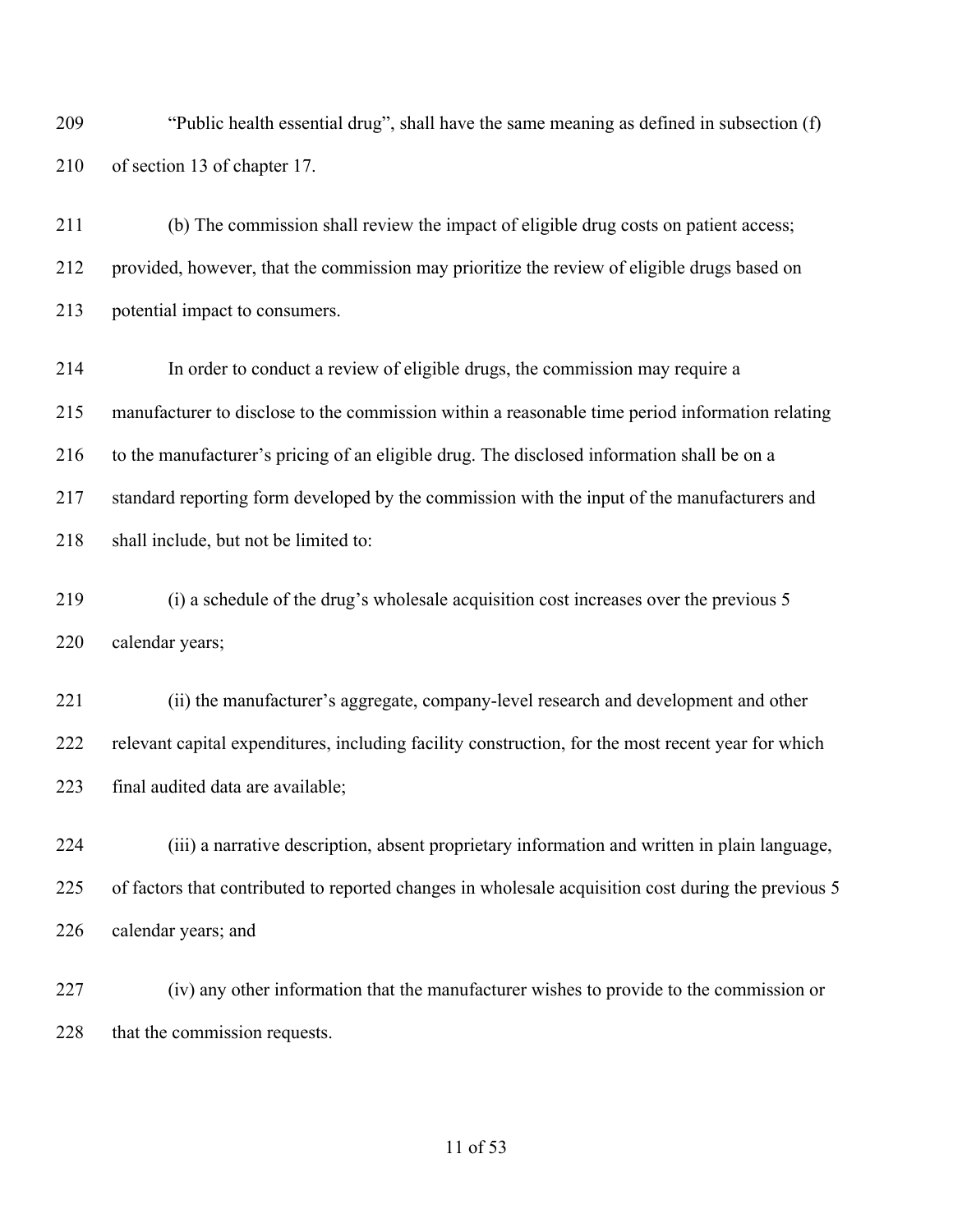"Public health essential drug", shall have the same meaning as defined in subsection (f) of section 13 of chapter 17.

(b) The commission shall review the impact of eligible drug costs on patient access; provided, however, that the commission may prioritize the review of eligible drugs based on potential impact to consumers.

In order to conduct a review of eligible drugs, the commission may require a manufacturer to disclose to the commission within a reasonable time period information relating to the manufacturer's pricing of an eligible drug. The disclosed information shall be on a standard reporting form developed by the commission with the input of the manufacturers and shall include, but not be limited to:

(i) a schedule of the drug's wholesale acquisition cost increases over the previous 5 calendar years;

(ii) the manufacturer's aggregate, company-level research and development and other relevant capital expenditures, including facility construction, for the most recent year for which final audited data are available;

(iii) a narrative description, absent proprietary information and written in plain language, of factors that contributed to reported changes in wholesale acquisition cost during the previous 5 calendar years; and

(iv) any other information that the manufacturer wishes to provide to the commission or that the commission requests.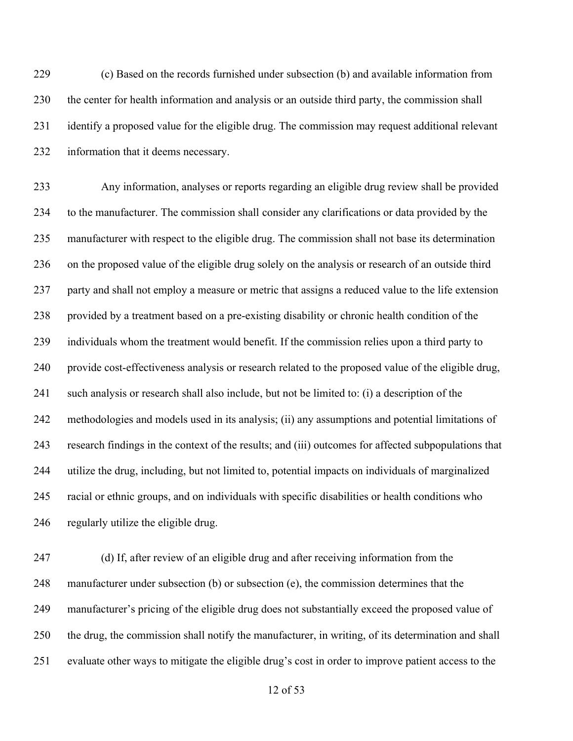(c) Based on the records furnished under subsection (b) and available information from the center for health information and analysis or an outside third party, the commission shall identify a proposed value for the eligible drug. The commission may request additional relevant information that it deems necessary.

Any information, analyses or reports regarding an eligible drug review shall be provided to the manufacturer. The commission shall consider any clarifications or data provided by the manufacturer with respect to the eligible drug. The commission shall not base its determination on the proposed value of the eligible drug solely on the analysis or research of an outside third party and shall not employ a measure or metric that assigns a reduced value to the life extension provided by a treatment based on a pre-existing disability or chronic health condition of the individuals whom the treatment would benefit. If the commission relies upon a third party to provide cost-effectiveness analysis or research related to the proposed value of the eligible drug, such analysis or research shall also include, but not be limited to: (i) a description of the methodologies and models used in its analysis; (ii) any assumptions and potential limitations of research findings in the context of the results; and (iii) outcomes for affected subpopulations that utilize the drug, including, but not limited to, potential impacts on individuals of marginalized racial or ethnic groups, and on individuals with specific disabilities or health conditions who regularly utilize the eligible drug.

(d) If, after review of an eligible drug and after receiving information from the manufacturer under subsection (b) or subsection (e), the commission determines that the manufacturer's pricing of the eligible drug does not substantially exceed the proposed value of the drug, the commission shall notify the manufacturer, in writing, of its determination and shall evaluate other ways to mitigate the eligible drug's cost in order to improve patient access to the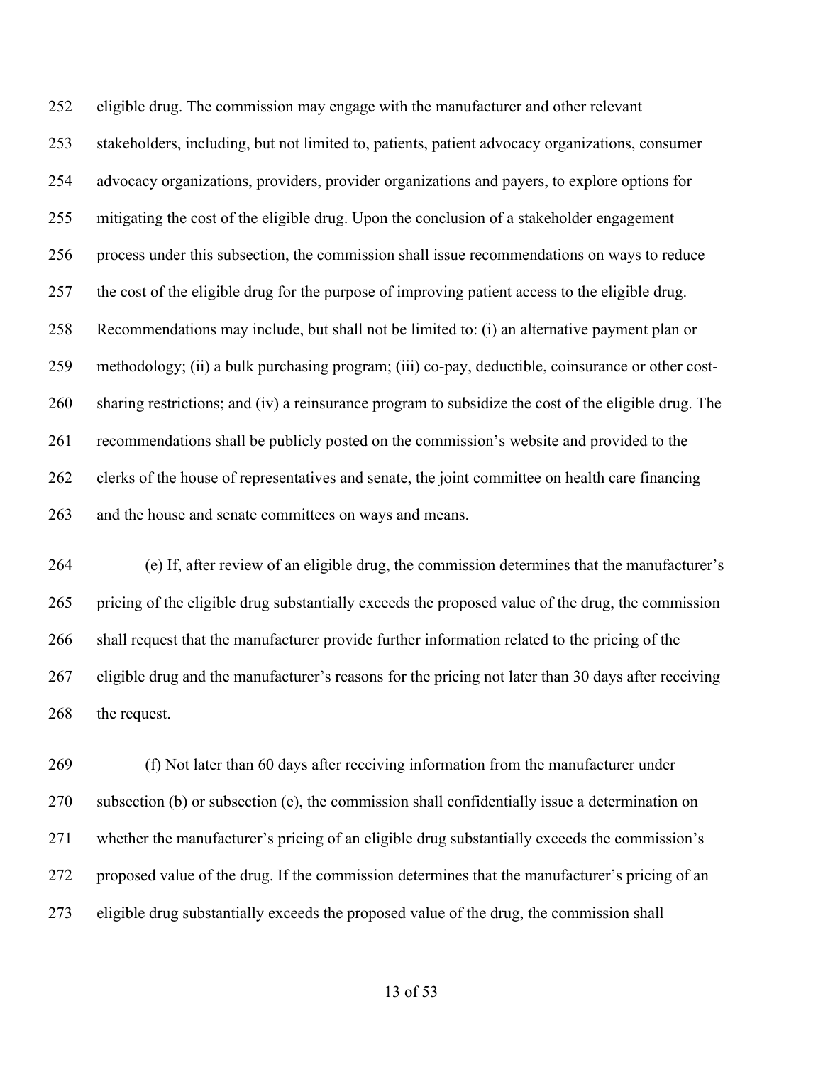eligible drug. The commission may engage with the manufacturer and other relevant stakeholders, including, but not limited to, patients, patient advocacy organizations, consumer advocacy organizations, providers, provider organizations and payers, to explore options for mitigating the cost of the eligible drug. Upon the conclusion of a stakeholder engagement process under this subsection, the commission shall issue recommendations on ways to reduce the cost of the eligible drug for the purpose of improving patient access to the eligible drug. Recommendations may include, but shall not be limited to: (i) an alternative payment plan or methodology; (ii) a bulk purchasing program; (iii) co-pay, deductible, coinsurance or other cost-sharing restrictions; and (iv) a reinsurance program to subsidize the cost of the eligible drug. The recommendations shall be publicly posted on the commission's website and provided to the clerks of the house of representatives and senate, the joint committee on health care financing and the house and senate committees on ways and means.

(e) If, after review of an eligible drug, the commission determines that the manufacturer's pricing of the eligible drug substantially exceeds the proposed value of the drug, the commission shall request that the manufacturer provide further information related to the pricing of the eligible drug and the manufacturer's reasons for the pricing not later than 30 days after receiving the request.

(f) Not later than 60 days after receiving information from the manufacturer under subsection (b) or subsection (e), the commission shall confidentially issue a determination on whether the manufacturer's pricing of an eligible drug substantially exceeds the commission's proposed value of the drug. If the commission determines that the manufacturer's pricing of an eligible drug substantially exceeds the proposed value of the drug, the commission shall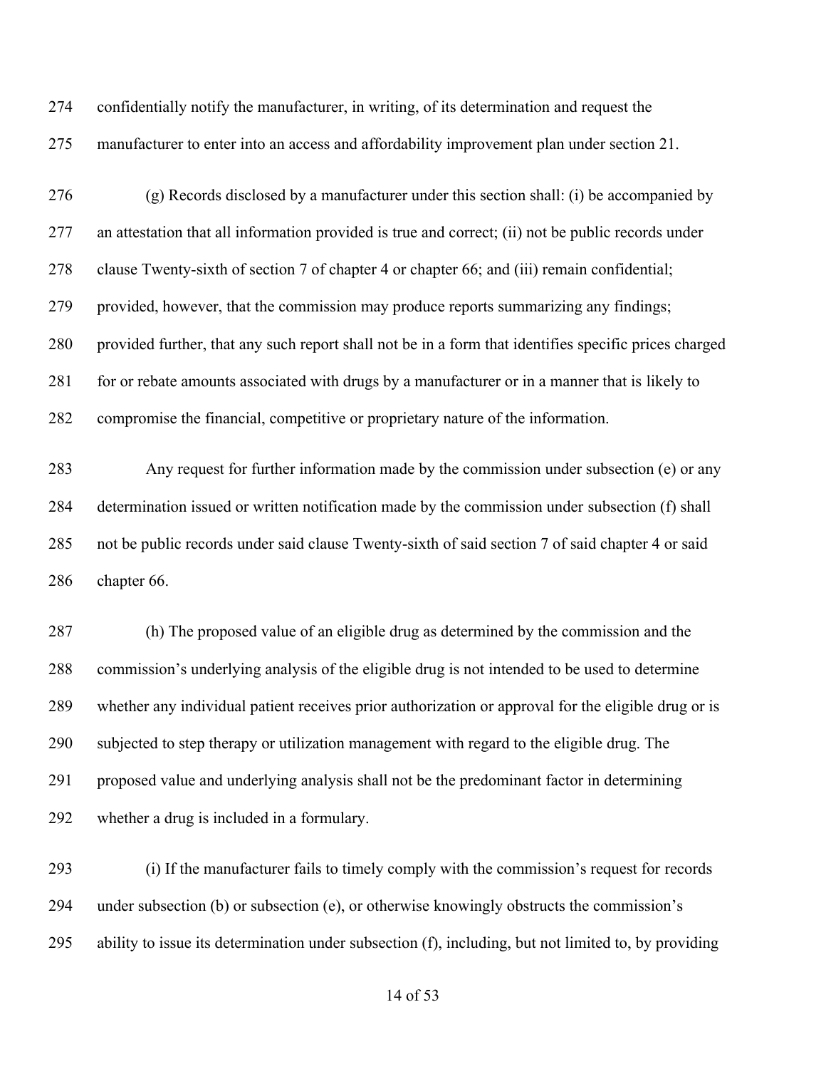confidentially notify the manufacturer, in writing, of its determination and request the manufacturer to enter into an access and affordability improvement plan under section 21.

(g) Records disclosed by a manufacturer under this section shall: (i) be accompanied by an attestation that all information provided is true and correct; (ii) not be public records under clause Twenty-sixth of section 7 of chapter 4 or chapter 66; and (iii) remain confidential; provided, however, that the commission may produce reports summarizing any findings; provided further, that any such report shall not be in a form that identifies specific prices charged for or rebate amounts associated with drugs by a manufacturer or in a manner that is likely to compromise the financial, competitive or proprietary nature of the information.

Any request for further information made by the commission under subsection (e) or any determination issued or written notification made by the commission under subsection (f) shall not be public records under said clause Twenty-sixth of said section 7 of said chapter 4 or said chapter 66.

(h) The proposed value of an eligible drug as determined by the commission and the commission's underlying analysis of the eligible drug is not intended to be used to determine whether any individual patient receives prior authorization or approval for the eligible drug or is subjected to step therapy or utilization management with regard to the eligible drug. The proposed value and underlying analysis shall not be the predominant factor in determining whether a drug is included in a formulary.

(i) If the manufacturer fails to timely comply with the commission's request for records under subsection (b) or subsection (e), or otherwise knowingly obstructs the commission's ability to issue its determination under subsection (f), including, but not limited to, by providing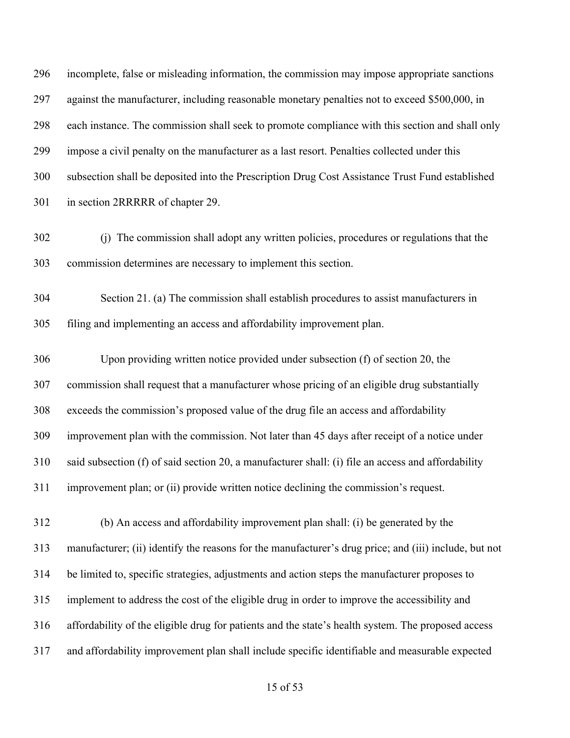incomplete, false or misleading information, the commission may impose appropriate sanctions against the manufacturer, including reasonable monetary penalties not to exceed $500,000, in each instance. The commission shall seek to promote compliance with this section and shall only impose a civil penalty on the manufacturer as a last resort. Penalties collected under this subsection shall be deposited into the Prescription Drug Cost Assistance Trust Fund established in section 2RRRRR of chapter 29.

(j) The commission shall adopt any written policies, procedures or regulations that the commission determines are necessary to implement this section.

Section 21. (a) The commission shall establish procedures to assist manufacturers in filing and implementing an access and affordability improvement plan.

Upon providing written notice provided under subsection (f) of section 20, the commission shall request that a manufacturer whose pricing of an eligible drug substantially exceeds the commission's proposed value of the drug file an access and affordability improvement plan with the commission. Not later than 45 days after receipt of a notice under said subsection (f) of said section 20, a manufacturer shall: (i) file an access and affordability improvement plan; or (ii) provide written notice declining the commission's request.

(b) An access and affordability improvement plan shall: (i) be generated by the manufacturer; (ii) identify the reasons for the manufacturer's drug price; and (iii) include, but not be limited to, specific strategies, adjustments and action steps the manufacturer proposes to implement to address the cost of the eligible drug in order to improve the accessibility and affordability of the eligible drug for patients and the state's health system. The proposed access and affordability improvement plan shall include specific identifiable and measurable expected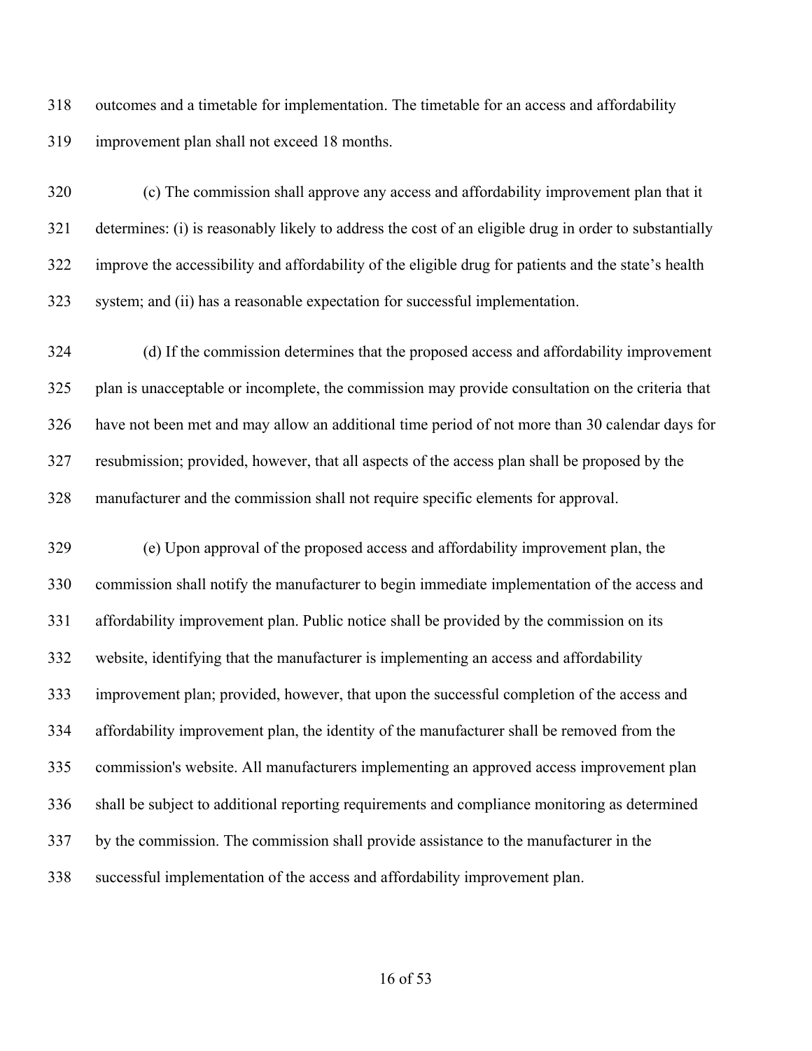outcomes and a timetable for implementation. The timetable for an access and affordability improvement plan shall not exceed 18 months.

(c) The commission shall approve any access and affordability improvement plan that it determines: (i) is reasonably likely to address the cost of an eligible drug in order to substantially improve the accessibility and affordability of the eligible drug for patients and the state's health system; and (ii) has a reasonable expectation for successful implementation.

(d) If the commission determines that the proposed access and affordability improvement plan is unacceptable or incomplete, the commission may provide consultation on the criteria that have not been met and may allow an additional time period of not more than 30 calendar days for resubmission; provided, however, that all aspects of the access plan shall be proposed by the manufacturer and the commission shall not require specific elements for approval.

(e) Upon approval of the proposed access and affordability improvement plan, the commission shall notify the manufacturer to begin immediate implementation of the access and affordability improvement plan. Public notice shall be provided by the commission on its website, identifying that the manufacturer is implementing an access and affordability improvement plan; provided, however, that upon the successful completion of the access and affordability improvement plan, the identity of the manufacturer shall be removed from the commission's website. All manufacturers implementing an approved access improvement plan shall be subject to additional reporting requirements and compliance monitoring as determined by the commission. The commission shall provide assistance to the manufacturer in the successful implementation of the access and affordability improvement plan.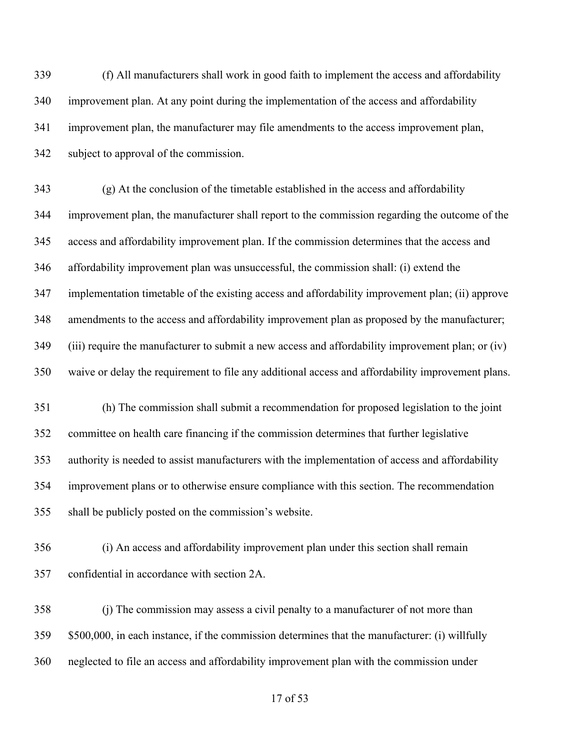(f) All manufacturers shall work in good faith to implement the access and affordability improvement plan. At any point during the implementation of the access and affordability improvement plan, the manufacturer may file amendments to the access improvement plan, subject to approval of the commission.

(g) At the conclusion of the timetable established in the access and affordability improvement plan, the manufacturer shall report to the commission regarding the outcome of the access and affordability improvement plan. If the commission determines that the access and affordability improvement plan was unsuccessful, the commission shall: (i) extend the implementation timetable of the existing access and affordability improvement plan; (ii) approve amendments to the access and affordability improvement plan as proposed by the manufacturer; (iii) require the manufacturer to submit a new access and affordability improvement plan; or (iv) waive or delay the requirement to file any additional access and affordability improvement plans.

(h) The commission shall submit a recommendation for proposed legislation to the joint committee on health care financing if the commission determines that further legislative authority is needed to assist manufacturers with the implementation of access and affordability improvement plans or to otherwise ensure compliance with this section. The recommendation shall be publicly posted on the commission's website.

(i) An access and affordability improvement plan under this section shall remain confidential in accordance with section 2A.

(j) The commission may assess a civil penalty to a manufacturer of not more than $500,000, in each instance, if the commission determines that the manufacturer: (i) willfully neglected to file an access and affordability improvement plan with the commission under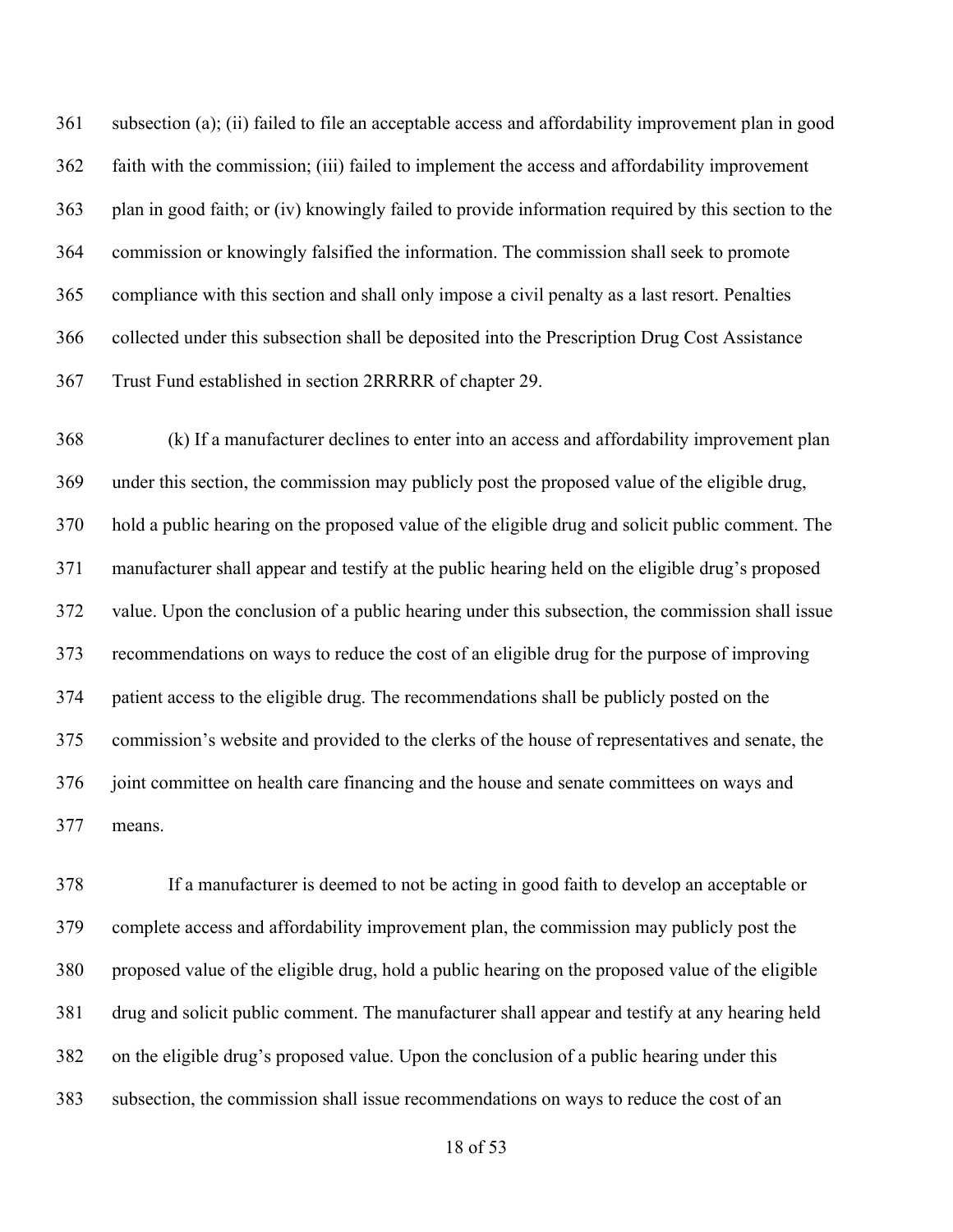subsection (a); (ii) failed to file an acceptable access and affordability improvement plan in good faith with the commission; (iii) failed to implement the access and affordability improvement plan in good faith; or (iv) knowingly failed to provide information required by this section to the commission or knowingly falsified the information. The commission shall seek to promote compliance with this section and shall only impose a civil penalty as a last resort. Penalties collected under this subsection shall be deposited into the Prescription Drug Cost Assistance Trust Fund established in section 2RRRRR of chapter 29.

(k) If a manufacturer declines to enter into an access and affordability improvement plan under this section, the commission may publicly post the proposed value of the eligible drug, hold a public hearing on the proposed value of the eligible drug and solicit public comment. The manufacturer shall appear and testify at the public hearing held on the eligible drug's proposed value. Upon the conclusion of a public hearing under this subsection, the commission shall issue recommendations on ways to reduce the cost of an eligible drug for the purpose of improving patient access to the eligible drug. The recommendations shall be publicly posted on the commission's website and provided to the clerks of the house of representatives and senate, the joint committee on health care financing and the house and senate committees on ways and means.

If a manufacturer is deemed to not be acting in good faith to develop an acceptable or complete access and affordability improvement plan, the commission may publicly post the proposed value of the eligible drug, hold a public hearing on the proposed value of the eligible drug and solicit public comment. The manufacturer shall appear and testify at any hearing held on the eligible drug's proposed value. Upon the conclusion of a public hearing under this subsection, the commission shall issue recommendations on ways to reduce the cost of an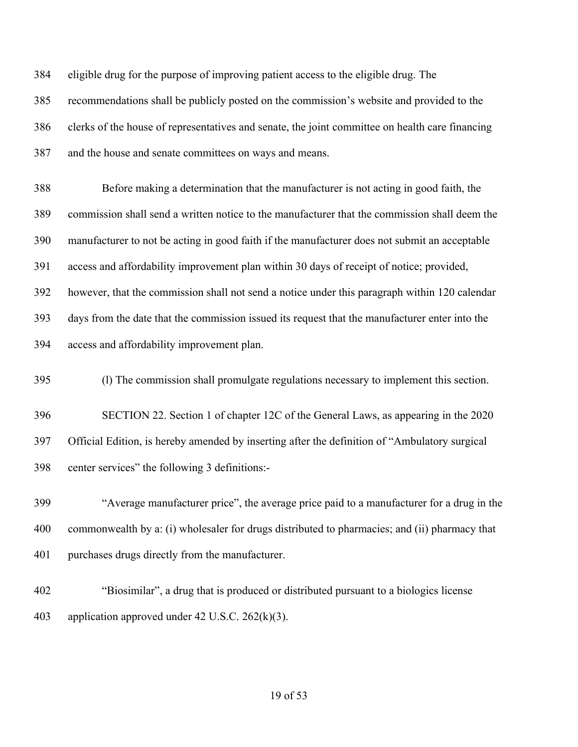eligible drug for the purpose of improving patient access to the eligible drug. The recommendations shall be publicly posted on the commission's website and provided to the clerks of the house of representatives and senate, the joint committee on health care financing and the house and senate committees on ways and means.

Before making a determination that the manufacturer is not acting in good faith, the commission shall send a written notice to the manufacturer that the commission shall deem the manufacturer to not be acting in good faith if the manufacturer does not submit an acceptable access and affordability improvement plan within 30 days of receipt of notice; provided, however, that the commission shall not send a notice under this paragraph within 120 calendar days from the date that the commission issued its request that the manufacturer enter into the access and affordability improvement plan.

(l) The commission shall promulgate regulations necessary to implement this section.

SECTION 22. Section 1 of chapter 12C of the General Laws, as appearing in the 2020 Official Edition, is hereby amended by inserting after the definition of "Ambulatory surgical center services" the following 3 definitions:-

"Average manufacturer price", the average price paid to a manufacturer for a drug in the commonwealth by a: (i) wholesaler for drugs distributed to pharmacies; and (ii) pharmacy that purchases drugs directly from the manufacturer.

"Biosimilar", a drug that is produced or distributed pursuant to a biologics license application approved under 42 U.S.C. 262(k)(3).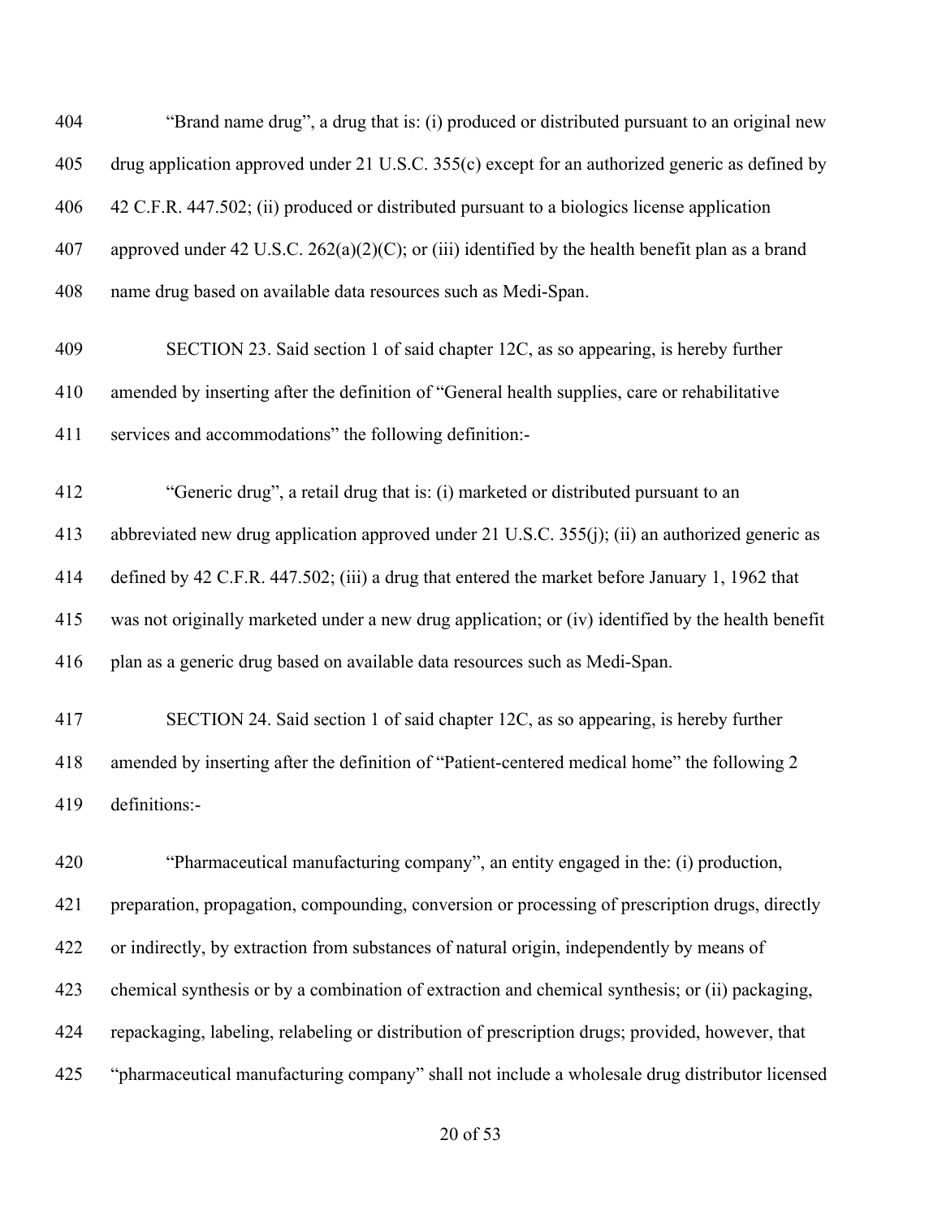"Brand name drug", a drug that is: (i) produced or distributed pursuant to an original new drug application approved under 21 U.S.C. 355(c) except for an authorized generic as defined by 42 C.F.R. 447.502; (ii) produced or distributed pursuant to a biologics license application approved under 42 U.S.C. 262(a)(2)(C); or (iii) identified by the health benefit plan as a brand name drug based on available data resources such as Medi-Span.

SECTION 23. Said section 1 of said chapter 12C, as so appearing, is hereby further amended by inserting after the definition of "General health supplies, care or rehabilitative services and accommodations" the following definition:-

"Generic drug", a retail drug that is: (i) marketed or distributed pursuant to an abbreviated new drug application approved under 21 U.S.C. 355(j); (ii) an authorized generic as defined by 42 C.F.R. 447.502; (iii) a drug that entered the market before January 1, 1962 that was not originally marketed under a new drug application; or (iv) identified by the health benefit plan as a generic drug based on available data resources such as Medi-Span.

SECTION 24. Said section 1 of said chapter 12C, as so appearing, is hereby further amended by inserting after the definition of "Patient-centered medical home" the following 2 definitions:-

"Pharmaceutical manufacturing company", an entity engaged in the: (i) production, preparation, propagation, compounding, conversion or processing of prescription drugs, directly or indirectly, by extraction from substances of natural origin, independently by means of chemical synthesis or by a combination of extraction and chemical synthesis; or (ii) packaging, repackaging, labeling, relabeling or distribution of prescription drugs; provided, however, that "pharmaceutical manufacturing company" shall not include a wholesale drug distributor licensed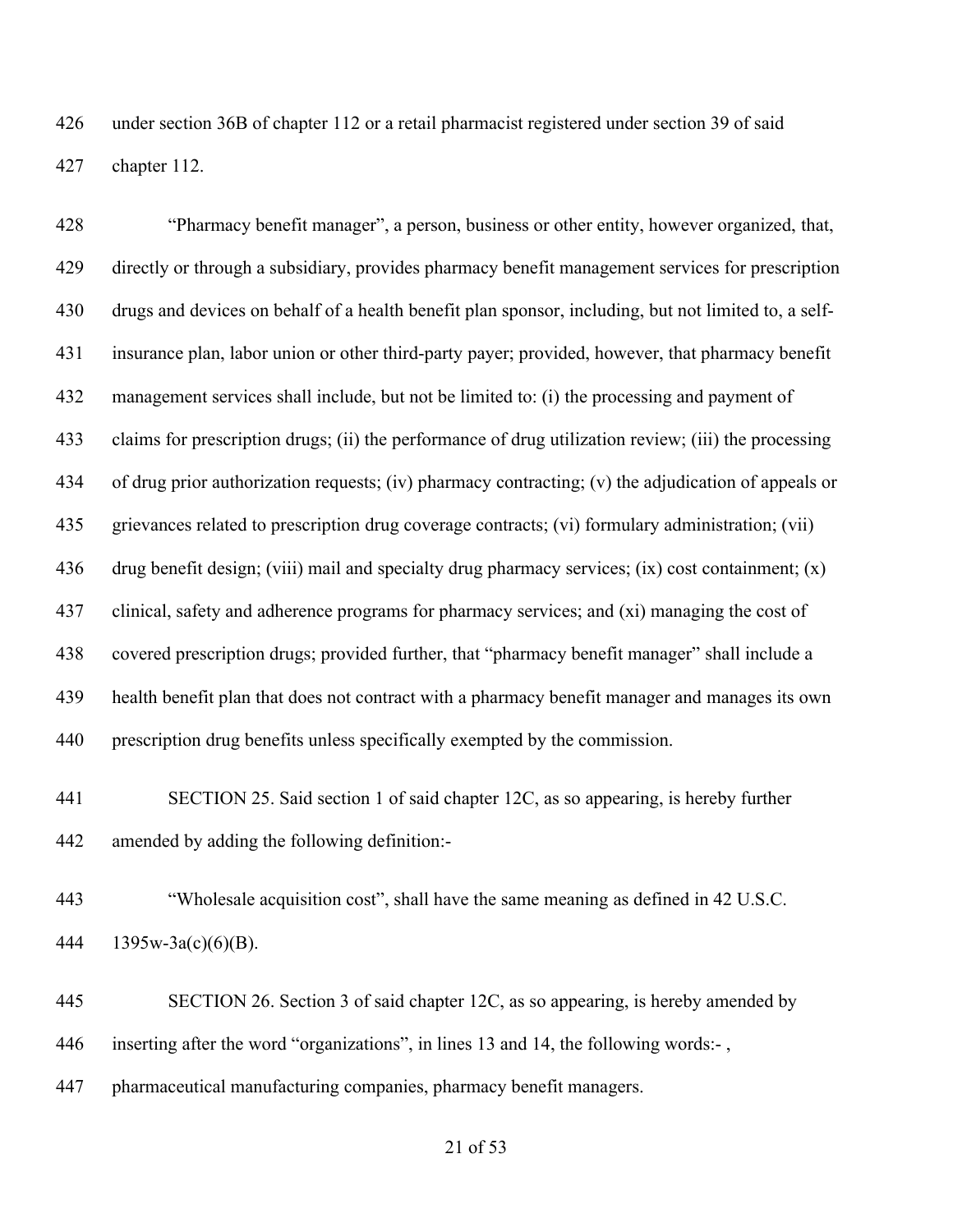under section 36B of chapter 112 or a retail pharmacist registered under section 39 of said chapter 112.

"Pharmacy benefit manager", a person, business or other entity, however organized, that, directly or through a subsidiary, provides pharmacy benefit management services for prescription drugs and devices on behalf of a health benefit plan sponsor, including, but not limited to, a self-insurance plan, labor union or other third-party payer; provided, however, that pharmacy benefit management services shall include, but not be limited to: (i) the processing and payment of claims for prescription drugs; (ii) the performance of drug utilization review; (iii) the processing of drug prior authorization requests; (iv) pharmacy contracting; (v) the adjudication of appeals or grievances related to prescription drug coverage contracts; (vi) formulary administration; (vii) drug benefit design; (viii) mail and specialty drug pharmacy services; (ix) cost containment; (x) clinical, safety and adherence programs for pharmacy services; and (xi) managing the cost of covered prescription drugs; provided further, that "pharmacy benefit manager" shall include a health benefit plan that does not contract with a pharmacy benefit manager and manages its own prescription drug benefits unless specifically exempted by the commission.

SECTION 25. Said section 1 of said chapter 12C, as so appearing, is hereby further amended by adding the following definition:-

"Wholesale acquisition cost", shall have the same meaning as defined in 42 U.S.C. 1395w-3a(c)(6)(B).

SECTION 26. Section 3 of said chapter 12C, as so appearing, is hereby amended by inserting after the word "organizations", in lines 13 and 14, the following words:- , pharmaceutical manufacturing companies, pharmacy benefit managers.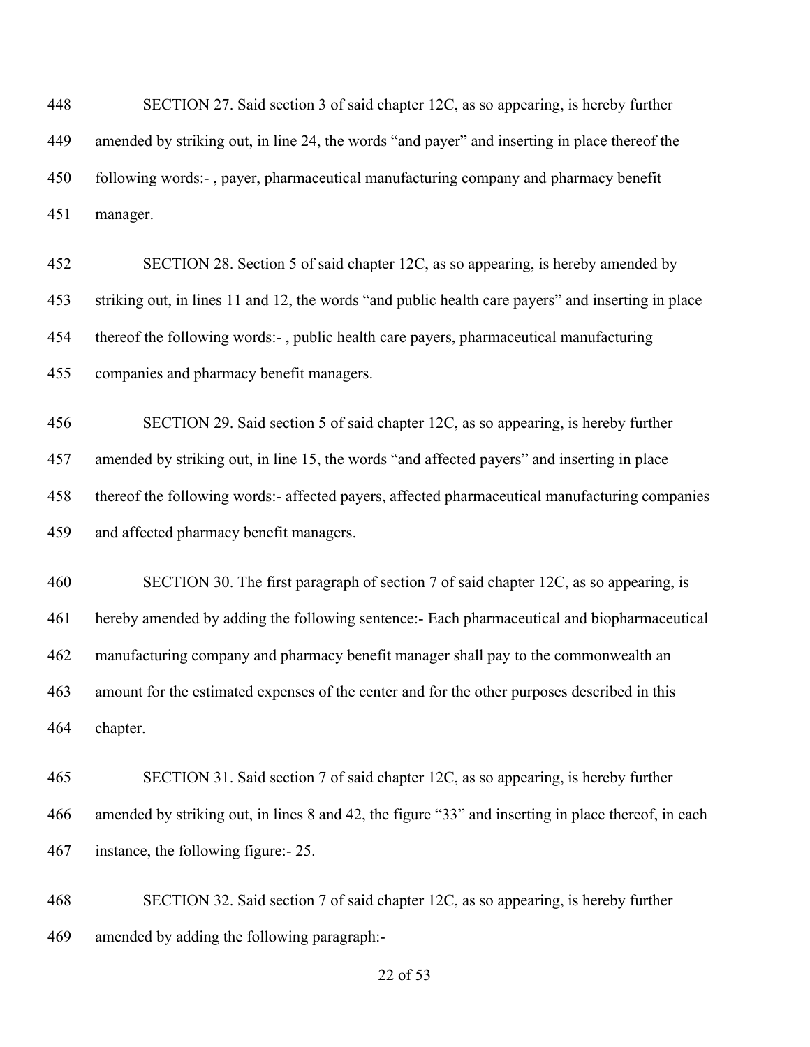SECTION 27. Said section 3 of said chapter 12C, as so appearing, is hereby further amended by striking out, in line 24, the words "and payer" and inserting in place thereof the following words:- , payer, pharmaceutical manufacturing company and pharmacy benefit manager.

SECTION 28. Section 5 of said chapter 12C, as so appearing, is hereby amended by striking out, in lines 11 and 12, the words "and public health care payers" and inserting in place thereof the following words:- , public health care payers, pharmaceutical manufacturing companies and pharmacy benefit managers.

SECTION 29. Said section 5 of said chapter 12C, as so appearing, is hereby further amended by striking out, in line 15, the words "and affected payers" and inserting in place thereof the following words:- affected payers, affected pharmaceutical manufacturing companies and affected pharmacy benefit managers.

SECTION 30. The first paragraph of section 7 of said chapter 12C, as so appearing, is hereby amended by adding the following sentence:- Each pharmaceutical and biopharmaceutical manufacturing company and pharmacy benefit manager shall pay to the commonwealth an amount for the estimated expenses of the center and for the other purposes described in this chapter.

SECTION 31. Said section 7 of said chapter 12C, as so appearing, is hereby further amended by striking out, in lines 8 and 42, the figure "33" and inserting in place thereof, in each instance, the following figure:- 25.

SECTION 32. Said section 7 of said chapter 12C, as so appearing, is hereby further amended by adding the following paragraph:-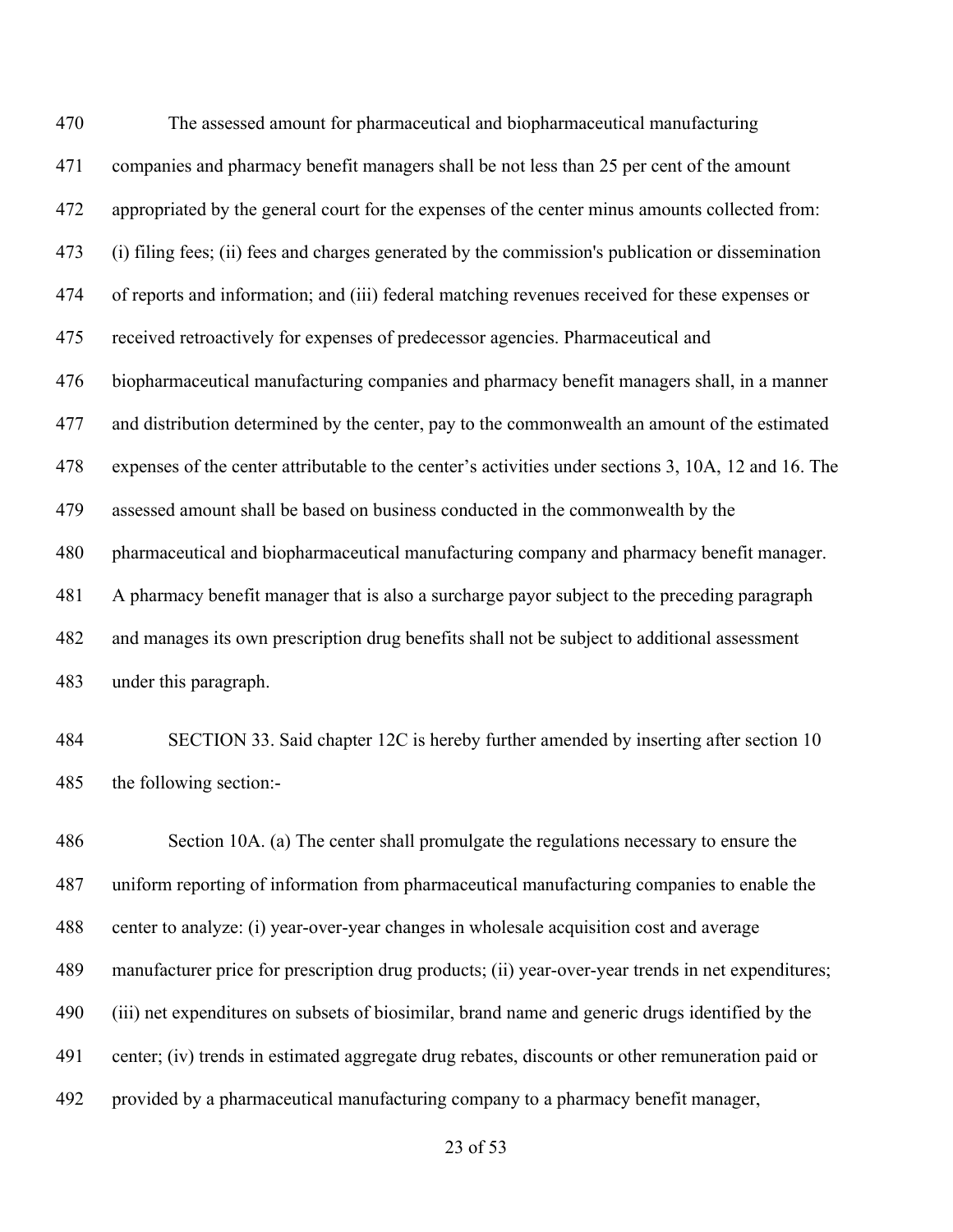The assessed amount for pharmaceutical and biopharmaceutical manufacturing companies and pharmacy benefit managers shall be not less than 25 per cent of the amount appropriated by the general court for the expenses of the center minus amounts collected from: (i) filing fees; (ii) fees and charges generated by the commission's publication or dissemination of reports and information; and (iii) federal matching revenues received for these expenses or received retroactively for expenses of predecessor agencies. Pharmaceutical and biopharmaceutical manufacturing companies and pharmacy benefit managers shall, in a manner and distribution determined by the center, pay to the commonwealth an amount of the estimated expenses of the center attributable to the center's activities under sections 3, 10A, 12 and 16. The assessed amount shall be based on business conducted in the commonwealth by the pharmaceutical and biopharmaceutical manufacturing company and pharmacy benefit manager. A pharmacy benefit manager that is also a surcharge payor subject to the preceding paragraph and manages its own prescription drug benefits shall not be subject to additional assessment under this paragraph.

SECTION 33. Said chapter 12C is hereby further amended by inserting after section 10 the following section:-

Section 10A. (a) The center shall promulgate the regulations necessary to ensure the uniform reporting of information from pharmaceutical manufacturing companies to enable the center to analyze: (i) year-over-year changes in wholesale acquisition cost and average manufacturer price for prescription drug products; (ii) year-over-year trends in net expenditures; (iii) net expenditures on subsets of biosimilar, brand name and generic drugs identified by the center; (iv) trends in estimated aggregate drug rebates, discounts or other remuneration paid or provided by a pharmaceutical manufacturing company to a pharmacy benefit manager,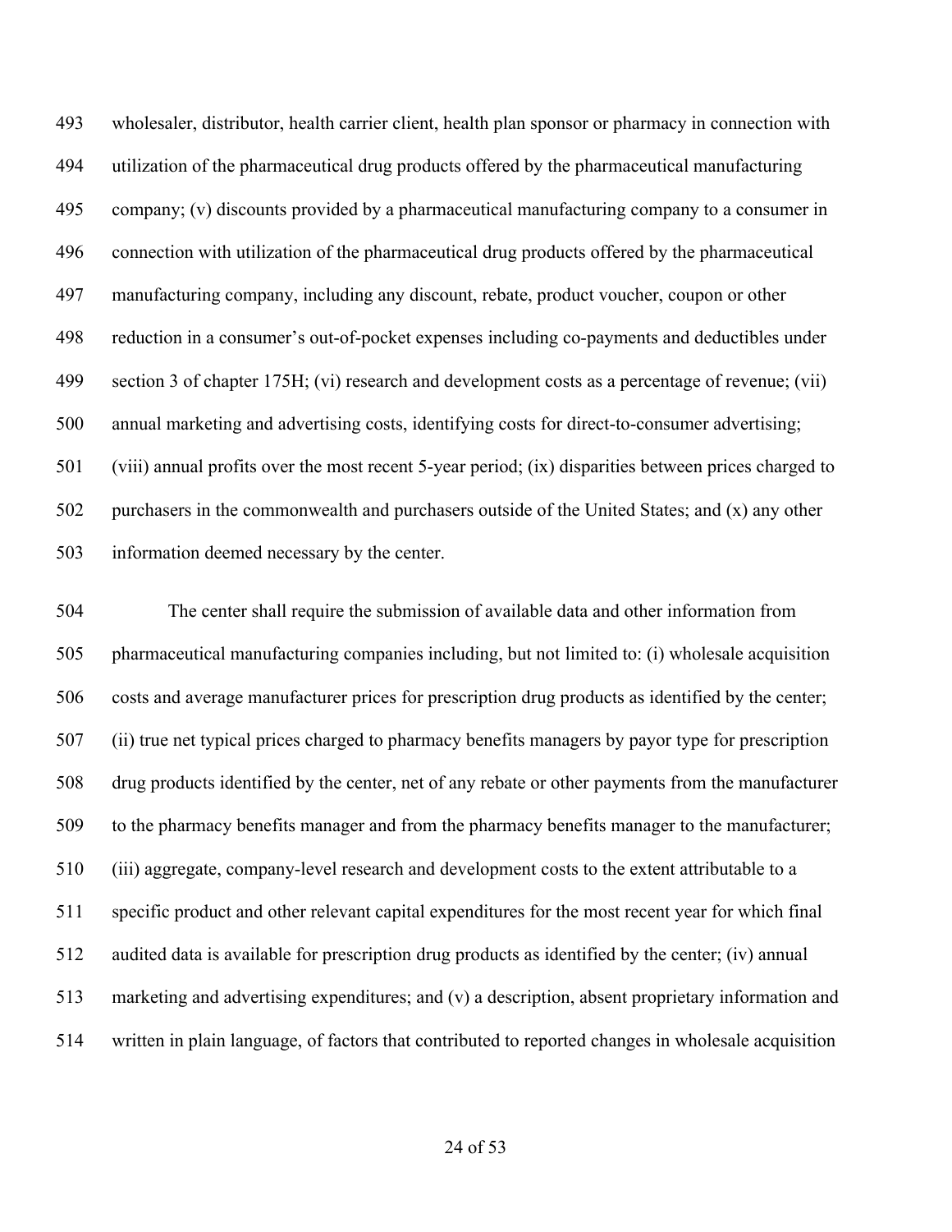wholesaler, distributor, health carrier client, health plan sponsor or pharmacy in connection with utilization of the pharmaceutical drug products offered by the pharmaceutical manufacturing company; (v) discounts provided by a pharmaceutical manufacturing company to a consumer in connection with utilization of the pharmaceutical drug products offered by the pharmaceutical manufacturing company, including any discount, rebate, product voucher, coupon or other reduction in a consumer's out-of-pocket expenses including co-payments and deductibles under section 3 of chapter 175H; (vi) research and development costs as a percentage of revenue; (vii) annual marketing and advertising costs, identifying costs for direct-to-consumer advertising; (viii) annual profits over the most recent 5-year period; (ix) disparities between prices charged to purchasers in the commonwealth and purchasers outside of the United States; and (x) any other information deemed necessary by the center.

The center shall require the submission of available data and other information from pharmaceutical manufacturing companies including, but not limited to: (i) wholesale acquisition costs and average manufacturer prices for prescription drug products as identified by the center; (ii) true net typical prices charged to pharmacy benefits managers by payor type for prescription drug products identified by the center, net of any rebate or other payments from the manufacturer to the pharmacy benefits manager and from the pharmacy benefits manager to the manufacturer; (iii) aggregate, company-level research and development costs to the extent attributable to a specific product and other relevant capital expenditures for the most recent year for which final audited data is available for prescription drug products as identified by the center; (iv) annual marketing and advertising expenditures; and (v) a description, absent proprietary information and written in plain language, of factors that contributed to reported changes in wholesale acquisition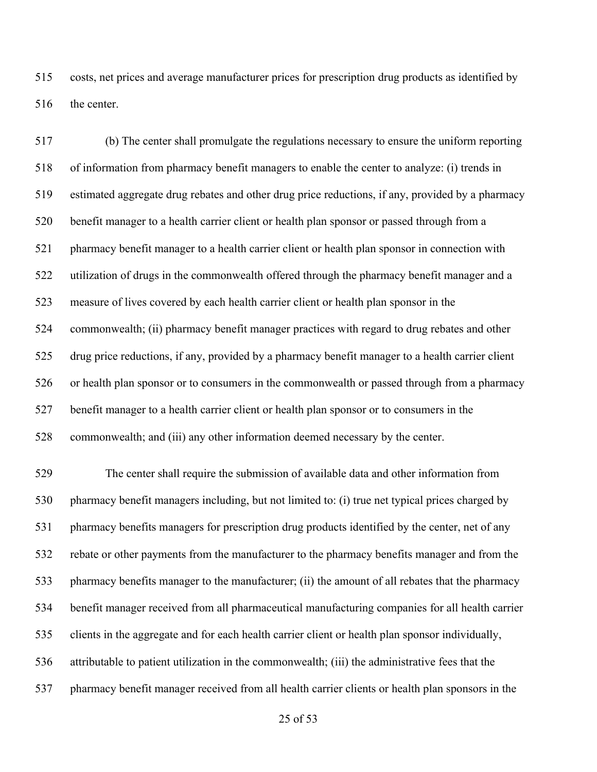costs, net prices and average manufacturer prices for prescription drug products as identified by the center.

(b) The center shall promulgate the regulations necessary to ensure the uniform reporting of information from pharmacy benefit managers to enable the center to analyze: (i) trends in estimated aggregate drug rebates and other drug price reductions, if any, provided by a pharmacy benefit manager to a health carrier client or health plan sponsor or passed through from a pharmacy benefit manager to a health carrier client or health plan sponsor in connection with utilization of drugs in the commonwealth offered through the pharmacy benefit manager and a measure of lives covered by each health carrier client or health plan sponsor in the commonwealth; (ii) pharmacy benefit manager practices with regard to drug rebates and other drug price reductions, if any, provided by a pharmacy benefit manager to a health carrier client or health plan sponsor or to consumers in the commonwealth or passed through from a pharmacy benefit manager to a health carrier client or health plan sponsor or to consumers in the commonwealth; and (iii) any other information deemed necessary by the center.

The center shall require the submission of available data and other information from pharmacy benefit managers including, but not limited to: (i) true net typical prices charged by pharmacy benefits managers for prescription drug products identified by the center, net of any rebate or other payments from the manufacturer to the pharmacy benefits manager and from the pharmacy benefits manager to the manufacturer; (ii) the amount of all rebates that the pharmacy benefit manager received from all pharmaceutical manufacturing companies for all health carrier clients in the aggregate and for each health carrier client or health plan sponsor individually, attributable to patient utilization in the commonwealth; (iii) the administrative fees that the pharmacy benefit manager received from all health carrier clients or health plan sponsors in the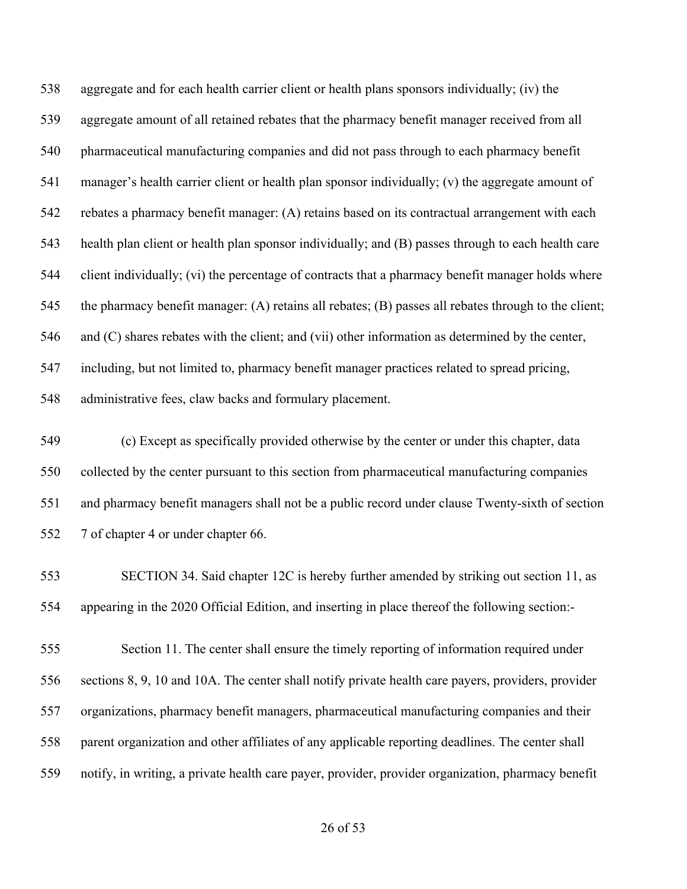aggregate and for each health carrier client or health plans sponsors individually; (iv) the aggregate amount of all retained rebates that the pharmacy benefit manager received from all pharmaceutical manufacturing companies and did not pass through to each pharmacy benefit manager's health carrier client or health plan sponsor individually; (v) the aggregate amount of rebates a pharmacy benefit manager: (A) retains based on its contractual arrangement with each health plan client or health plan sponsor individually; and (B) passes through to each health care client individually; (vi) the percentage of contracts that a pharmacy benefit manager holds where the pharmacy benefit manager: (A) retains all rebates; (B) passes all rebates through to the client; and (C) shares rebates with the client; and (vii) other information as determined by the center, including, but not limited to, pharmacy benefit manager practices related to spread pricing, administrative fees, claw backs and formulary placement.

(c) Except as specifically provided otherwise by the center or under this chapter, data collected by the center pursuant to this section from pharmaceutical manufacturing companies and pharmacy benefit managers shall not be a public record under clause Twenty-sixth of section 7 of chapter 4 or under chapter 66.

SECTION 34. Said chapter 12C is hereby further amended by striking out section 11, as appearing in the 2020 Official Edition, and inserting in place thereof the following section:-

Section 11. The center shall ensure the timely reporting of information required under sections 8, 9, 10 and 10A. The center shall notify private health care payers, providers, provider organizations, pharmacy benefit managers, pharmaceutical manufacturing companies and their parent organization and other affiliates of any applicable reporting deadlines. The center shall notify, in writing, a private health care payer, provider, provider organization, pharmacy benefit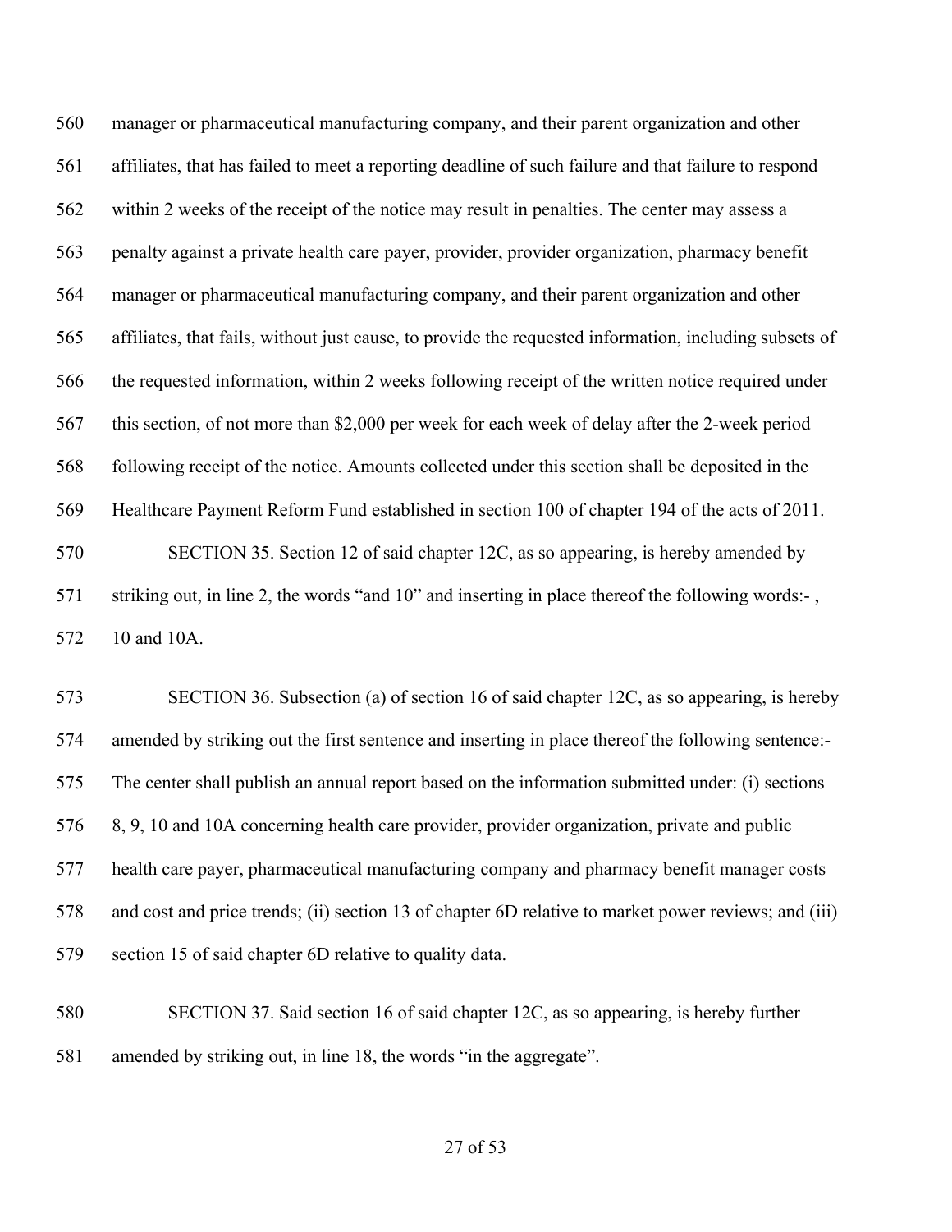manager or pharmaceutical manufacturing company, and their parent organization and other affiliates, that has failed to meet a reporting deadline of such failure and that failure to respond within 2 weeks of the receipt of the notice may result in penalties. The center may assess a penalty against a private health care payer, provider, provider organization, pharmacy benefit manager or pharmaceutical manufacturing company, and their parent organization and other affiliates, that fails, without just cause, to provide the requested information, including subsets of the requested information, within 2 weeks following receipt of the written notice required under this section, of not more than $2,000 per week for each week of delay after the 2-week period following receipt of the notice. Amounts collected under this section shall be deposited in the Healthcare Payment Reform Fund established in section 100 of chapter 194 of the acts of 2011.

SECTION 35. Section 12 of said chapter 12C, as so appearing, is hereby amended by striking out, in line 2, the words "and 10" and inserting in place thereof the following words:- , 10 and 10A.

SECTION 36. Subsection (a) of section 16 of said chapter 12C, as so appearing, is hereby amended by striking out the first sentence and inserting in place thereof the following sentence:- The center shall publish an annual report based on the information submitted under: (i) sections 8, 9, 10 and 10A concerning health care provider, provider organization, private and public health care payer, pharmaceutical manufacturing company and pharmacy benefit manager costs and cost and price trends; (ii) section 13 of chapter 6D relative to market power reviews; and (iii) section 15 of said chapter 6D relative to quality data.

SECTION 37. Said section 16 of said chapter 12C, as so appearing, is hereby further amended by striking out, in line 18, the words "in the aggregate".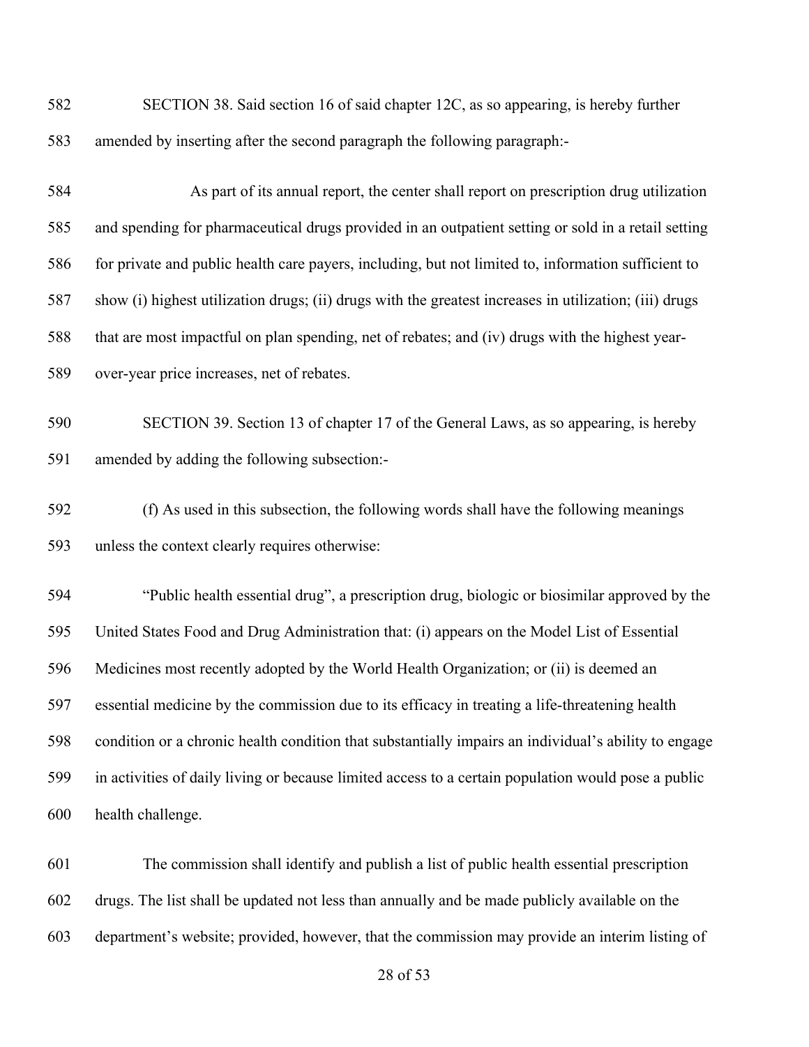SECTION 38. Said section 16 of said chapter 12C, as so appearing, is hereby further amended by inserting after the second paragraph the following paragraph:-

As part of its annual report, the center shall report on prescription drug utilization and spending for pharmaceutical drugs provided in an outpatient setting or sold in a retail setting for private and public health care payers, including, but not limited to, information sufficient to show (i) highest utilization drugs; (ii) drugs with the greatest increases in utilization; (iii) drugs that are most impactful on plan spending, net of rebates; and (iv) drugs with the highest year-over-year price increases, net of rebates.

SECTION 39. Section 13 of chapter 17 of the General Laws, as so appearing, is hereby amended by adding the following subsection:-

(f) As used in this subsection, the following words shall have the following meanings unless the context clearly requires otherwise:

"Public health essential drug", a prescription drug, biologic or biosimilar approved by the United States Food and Drug Administration that: (i) appears on the Model List of Essential Medicines most recently adopted by the World Health Organization; or (ii) is deemed an essential medicine by the commission due to its efficacy in treating a life-threatening health condition or a chronic health condition that substantially impairs an individual's ability to engage in activities of daily living or because limited access to a certain population would pose a public health challenge.

The commission shall identify and publish a list of public health essential prescription drugs. The list shall be updated not less than annually and be made publicly available on the department's website; provided, however, that the commission may provide an interim listing of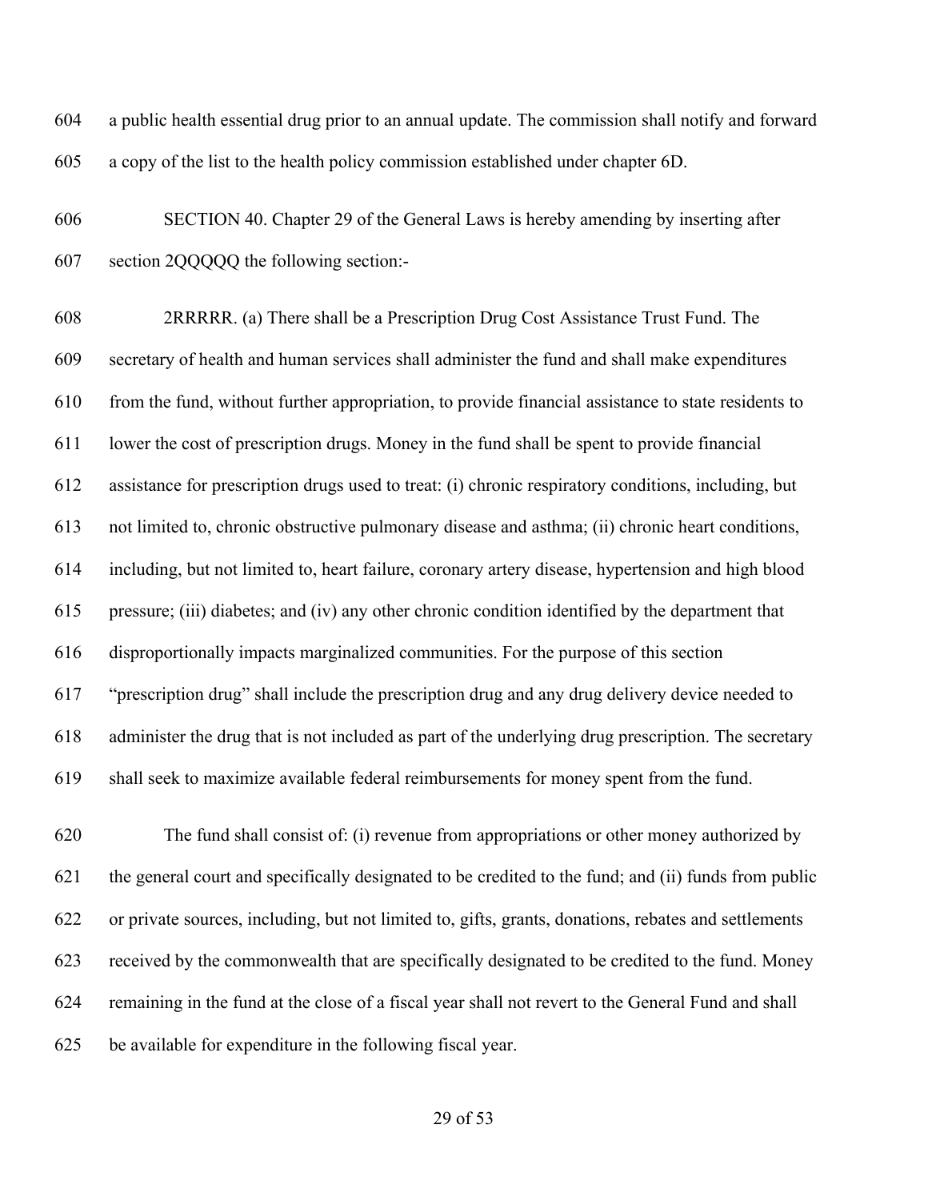a public health essential drug prior to an annual update. The commission shall notify and forward a copy of the list to the health policy commission established under chapter 6D.

SECTION 40. Chapter 29 of the General Laws is hereby amending by inserting after section 2QQQQQ the following section:-

2RRRRR. (a) There shall be a Prescription Drug Cost Assistance Trust Fund. The secretary of health and human services shall administer the fund and shall make expenditures from the fund, without further appropriation, to provide financial assistance to state residents to lower the cost of prescription drugs. Money in the fund shall be spent to provide financial assistance for prescription drugs used to treat: (i) chronic respiratory conditions, including, but not limited to, chronic obstructive pulmonary disease and asthma; (ii) chronic heart conditions, including, but not limited to, heart failure, coronary artery disease, hypertension and high blood pressure; (iii) diabetes; and (iv) any other chronic condition identified by the department that disproportionally impacts marginalized communities. For the purpose of this section "prescription drug" shall include the prescription drug and any drug delivery device needed to administer the drug that is not included as part of the underlying drug prescription. The secretary shall seek to maximize available federal reimbursements for money spent from the fund.

The fund shall consist of: (i) revenue from appropriations or other money authorized by the general court and specifically designated to be credited to the fund; and (ii) funds from public or private sources, including, but not limited to, gifts, grants, donations, rebates and settlements received by the commonwealth that are specifically designated to be credited to the fund. Money remaining in the fund at the close of a fiscal year shall not revert to the General Fund and shall be available for expenditure in the following fiscal year.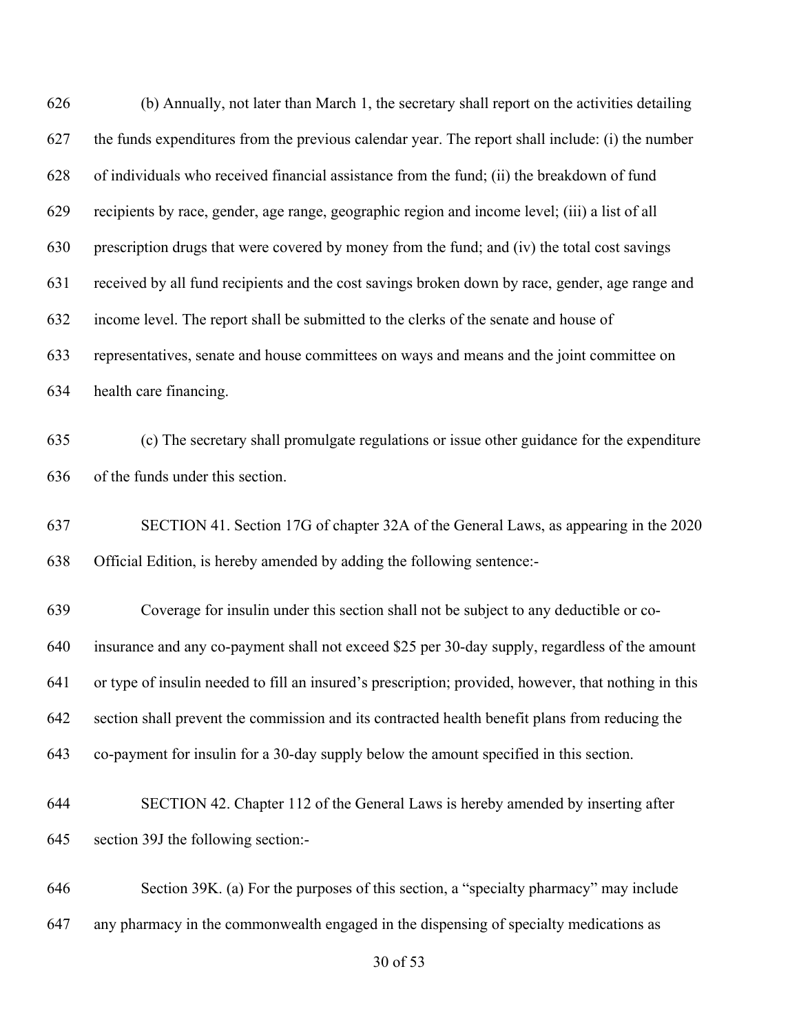(b) Annually, not later than March 1, the secretary shall report on the activities detailing the funds expenditures from the previous calendar year. The report shall include: (i) the number of individuals who received financial assistance from the fund; (ii) the breakdown of fund recipients by race, gender, age range, geographic region and income level; (iii) a list of all prescription drugs that were covered by money from the fund; and (iv) the total cost savings received by all fund recipients and the cost savings broken down by race, gender, age range and income level. The report shall be submitted to the clerks of the senate and house of representatives, senate and house committees on ways and means and the joint committee on health care financing.

(c) The secretary shall promulgate regulations or issue other guidance for the expenditure of the funds under this section.

SECTION 41. Section 17G of chapter 32A of the General Laws, as appearing in the 2020 Official Edition, is hereby amended by adding the following sentence:-

Coverage for insulin under this section shall not be subject to any deductible or co-insurance and any co-payment shall not exceed $25 per 30-day supply, regardless of the amount or type of insulin needed to fill an insured's prescription; provided, however, that nothing in this section shall prevent the commission and its contracted health benefit plans from reducing the co-payment for insulin for a 30-day supply below the amount specified in this section.

SECTION 42. Chapter 112 of the General Laws is hereby amended by inserting after section 39J the following section:-

Section 39K. (a) For the purposes of this section, a "specialty pharmacy" may include any pharmacy in the commonwealth engaged in the dispensing of specialty medications as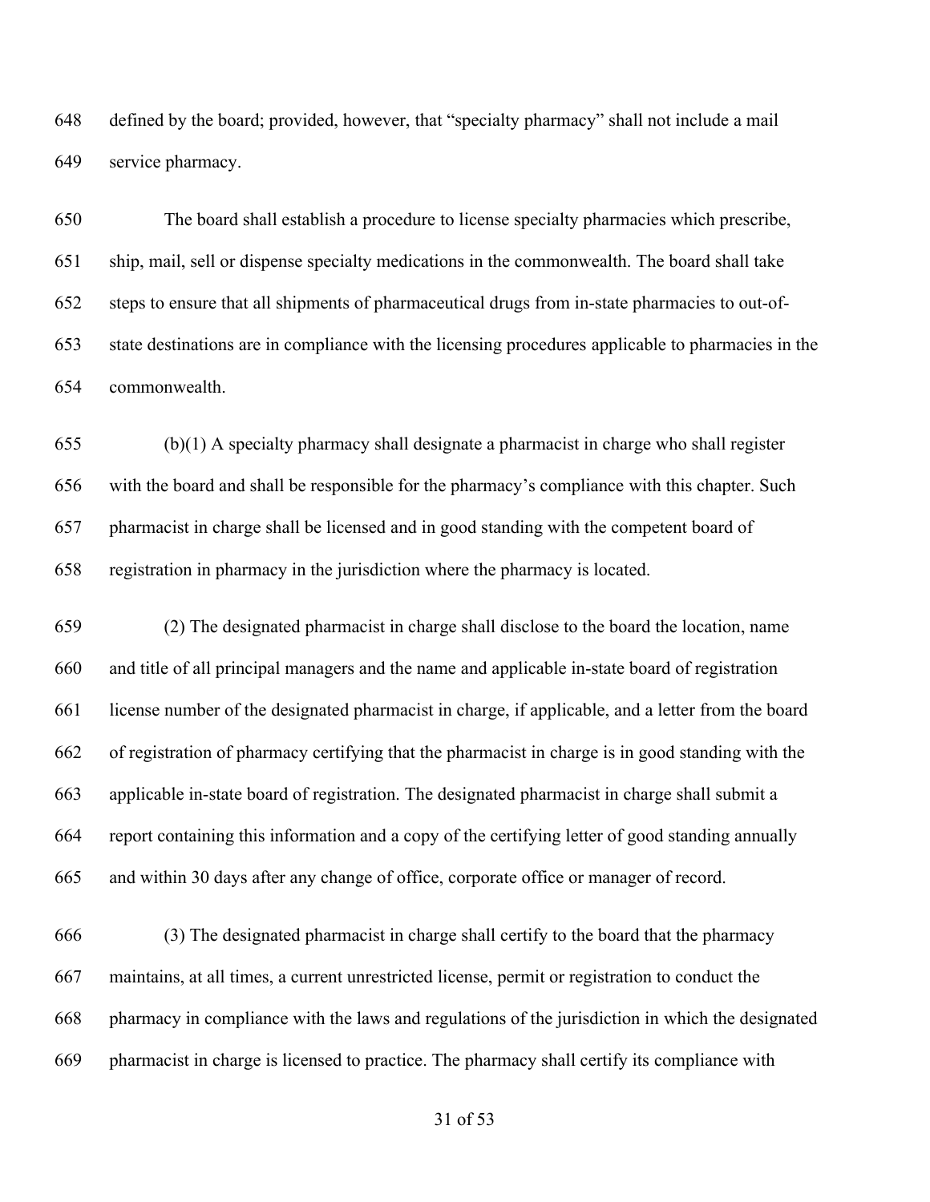defined by the board; provided, however, that "specialty pharmacy" shall not include a mail service pharmacy.

The board shall establish a procedure to license specialty pharmacies which prescribe, ship, mail, sell or dispense specialty medications in the commonwealth. The board shall take steps to ensure that all shipments of pharmaceutical drugs from in-state pharmacies to out-of-state destinations are in compliance with the licensing procedures applicable to pharmacies in the commonwealth.

(b)(1) A specialty pharmacy shall designate a pharmacist in charge who shall register with the board and shall be responsible for the pharmacy's compliance with this chapter. Such pharmacist in charge shall be licensed and in good standing with the competent board of registration in pharmacy in the jurisdiction where the pharmacy is located.

(2) The designated pharmacist in charge shall disclose to the board the location, name and title of all principal managers and the name and applicable in-state board of registration license number of the designated pharmacist in charge, if applicable, and a letter from the board of registration of pharmacy certifying that the pharmacist in charge is in good standing with the applicable in-state board of registration. The designated pharmacist in charge shall submit a report containing this information and a copy of the certifying letter of good standing annually and within 30 days after any change of office, corporate office or manager of record.

(3) The designated pharmacist in charge shall certify to the board that the pharmacy maintains, at all times, a current unrestricted license, permit or registration to conduct the pharmacy in compliance with the laws and regulations of the jurisdiction in which the designated pharmacist in charge is licensed to practice. The pharmacy shall certify its compliance with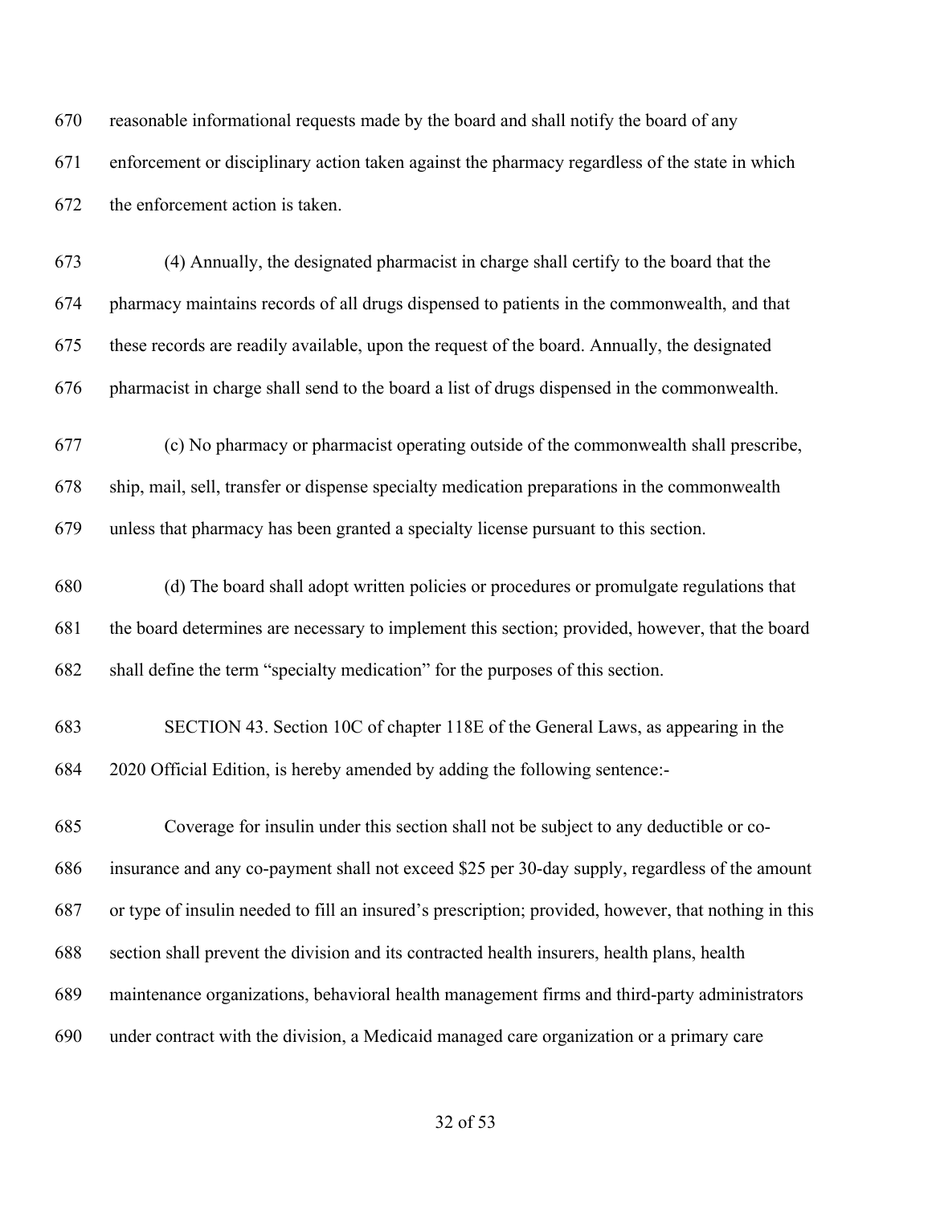reasonable informational requests made by the board and shall notify the board of any enforcement or disciplinary action taken against the pharmacy regardless of the state in which the enforcement action is taken.

(4) Annually, the designated pharmacist in charge shall certify to the board that the pharmacy maintains records of all drugs dispensed to patients in the commonwealth, and that these records are readily available, upon the request of the board. Annually, the designated pharmacist in charge shall send to the board a list of drugs dispensed in the commonwealth.

(c) No pharmacy or pharmacist operating outside of the commonwealth shall prescribe, ship, mail, sell, transfer or dispense specialty medication preparations in the commonwealth unless that pharmacy has been granted a specialty license pursuant to this section.

(d) The board shall adopt written policies or procedures or promulgate regulations that the board determines are necessary to implement this section; provided, however, that the board shall define the term "specialty medication" for the purposes of this section.

SECTION 43. Section 10C of chapter 118E of the General Laws, as appearing in the 2020 Official Edition, is hereby amended by adding the following sentence:-

Coverage for insulin under this section shall not be subject to any deductible or co-insurance and any co-payment shall not exceed $25 per 30-day supply, regardless of the amount or type of insulin needed to fill an insured's prescription; provided, however, that nothing in this section shall prevent the division and its contracted health insurers, health plans, health maintenance organizations, behavioral health management firms and third-party administrators under contract with the division, a Medicaid managed care organization or a primary care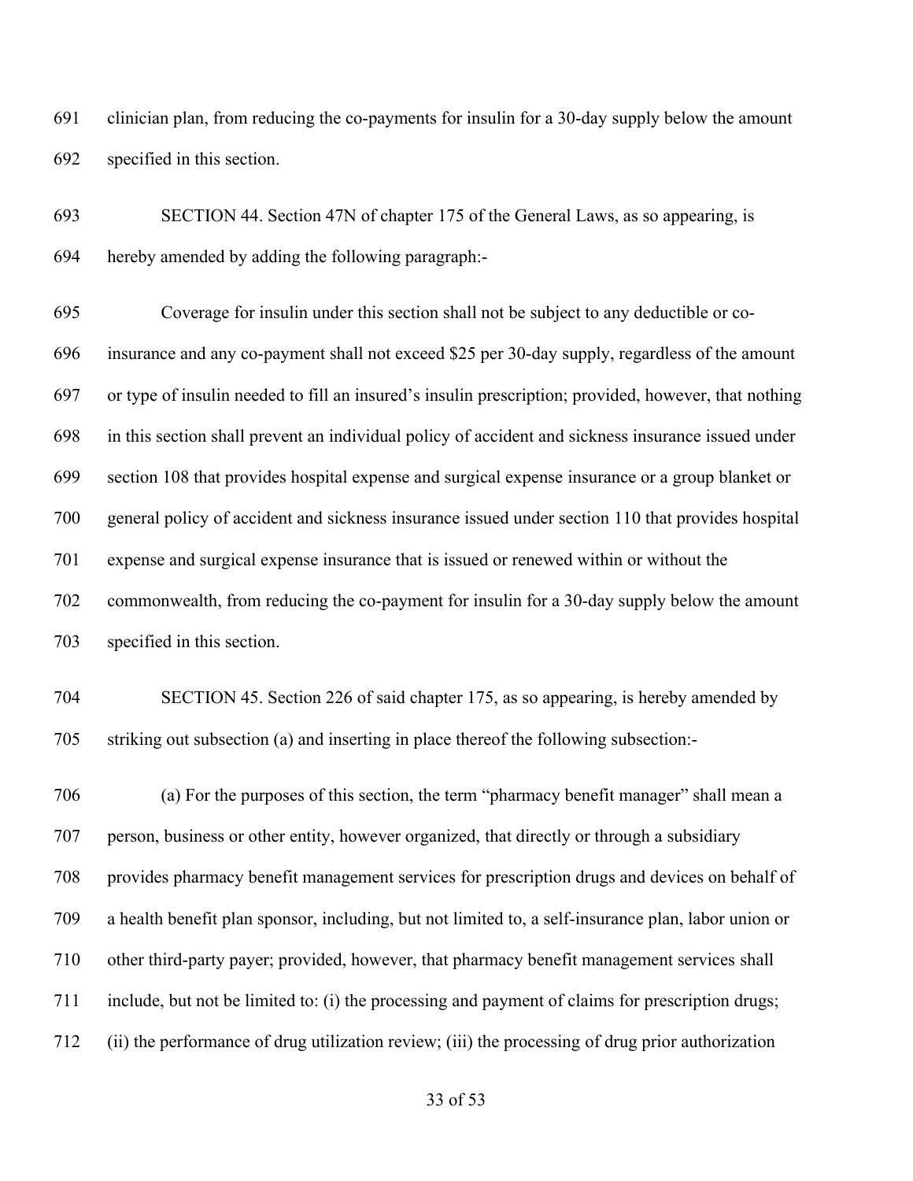clinician plan, from reducing the co-payments for insulin for a 30-day supply below the amount specified in this section.

SECTION 44. Section 47N of chapter 175 of the General Laws, as so appearing, is hereby amended by adding the following paragraph:-

Coverage for insulin under this section shall not be subject to any deductible or co-insurance and any co-payment shall not exceed $25 per 30-day supply, regardless of the amount or type of insulin needed to fill an insured's insulin prescription; provided, however, that nothing in this section shall prevent an individual policy of accident and sickness insurance issued under section 108 that provides hospital expense and surgical expense insurance or a group blanket or general policy of accident and sickness insurance issued under section 110 that provides hospital expense and surgical expense insurance that is issued or renewed within or without the commonwealth, from reducing the co-payment for insulin for a 30-day supply below the amount specified in this section.

SECTION 45. Section 226 of said chapter 175, as so appearing, is hereby amended by striking out subsection (a) and inserting in place thereof the following subsection:-

(a) For the purposes of this section, the term "pharmacy benefit manager" shall mean a person, business or other entity, however organized, that directly or through a subsidiary provides pharmacy benefit management services for prescription drugs and devices on behalf of a health benefit plan sponsor, including, but not limited to, a self-insurance plan, labor union or other third-party payer; provided, however, that pharmacy benefit management services shall include, but not be limited to: (i) the processing and payment of claims for prescription drugs; (ii) the performance of drug utilization review; (iii) the processing of drug prior authorization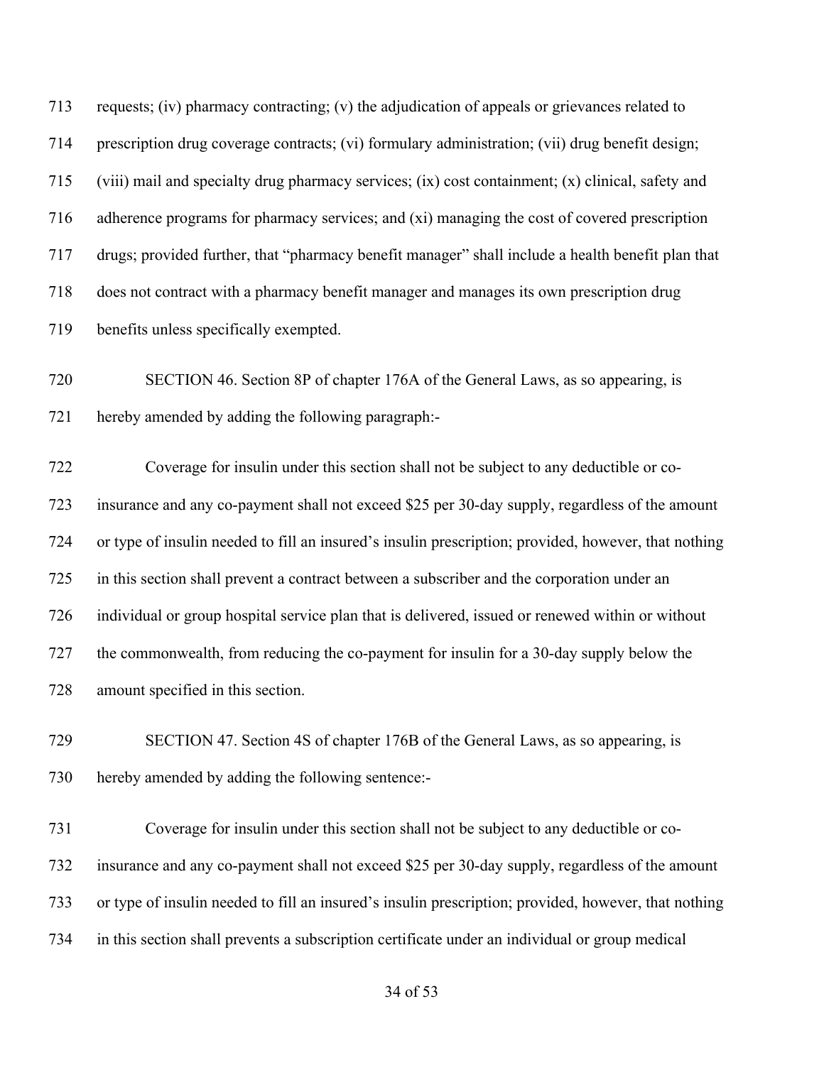requests; (iv) pharmacy contracting; (v) the adjudication of appeals or grievances related to prescription drug coverage contracts; (vi) formulary administration; (vii) drug benefit design; (viii) mail and specialty drug pharmacy services; (ix) cost containment; (x) clinical, safety and adherence programs for pharmacy services; and (xi) managing the cost of covered prescription drugs; provided further, that "pharmacy benefit manager" shall include a health benefit plan that does not contract with a pharmacy benefit manager and manages its own prescription drug benefits unless specifically exempted.

SECTION 46. Section 8P of chapter 176A of the General Laws, as so appearing, is hereby amended by adding the following paragraph:-

Coverage for insulin under this section shall not be subject to any deductible or co-insurance and any co-payment shall not exceed $25 per 30-day supply, regardless of the amount or type of insulin needed to fill an insured's insulin prescription; provided, however, that nothing in this section shall prevent a contract between a subscriber and the corporation under an individual or group hospital service plan that is delivered, issued or renewed within or without the commonwealth, from reducing the co-payment for insulin for a 30-day supply below the amount specified in this section.

SECTION 47. Section 4S of chapter 176B of the General Laws, as so appearing, is hereby amended by adding the following sentence:-

Coverage for insulin under this section shall not be subject to any deductible or co-insurance and any co-payment shall not exceed $25 per 30-day supply, regardless of the amount or type of insulin needed to fill an insured's insulin prescription; provided, however, that nothing in this section shall prevents a subscription certificate under an individual or group medical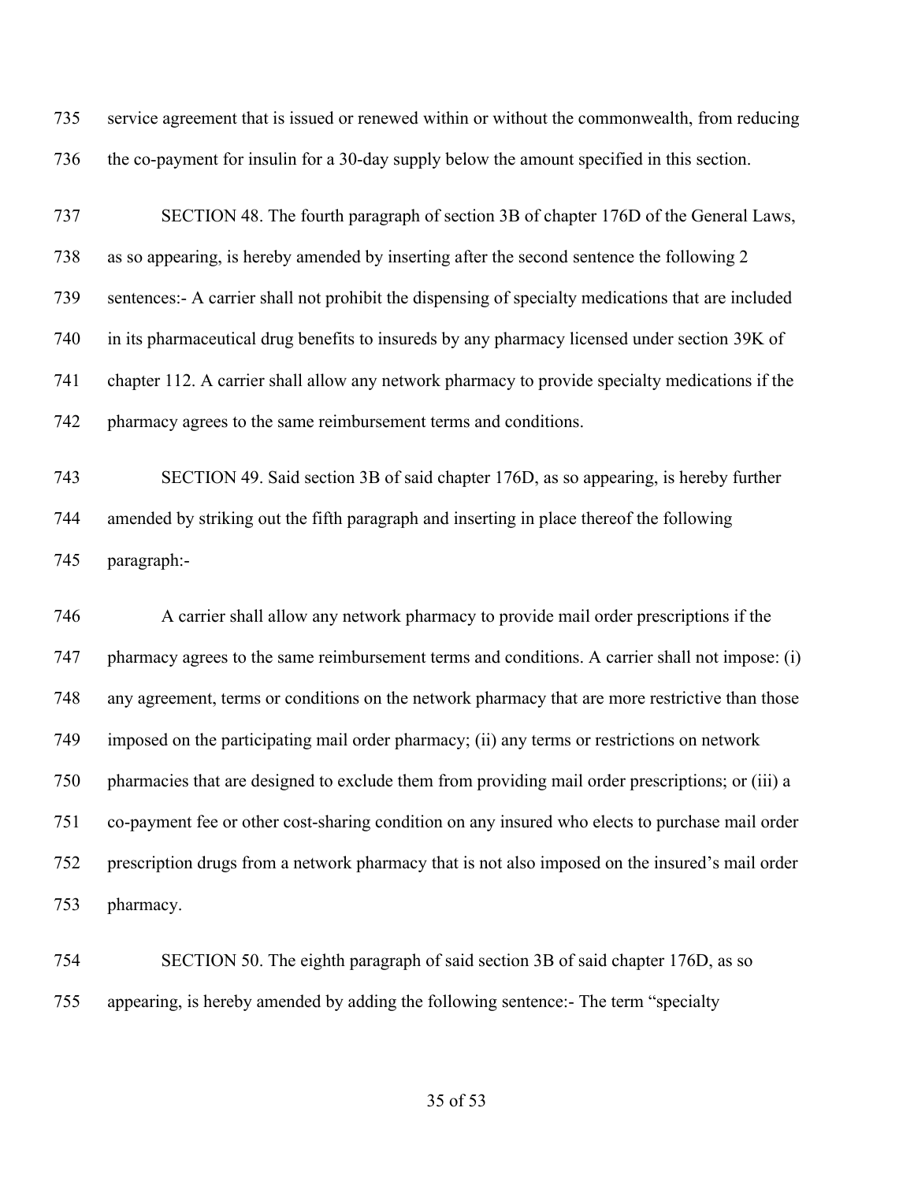service agreement that is issued or renewed within or without the commonwealth, from reducing the co-payment for insulin for a 30-day supply below the amount specified in this section.

SECTION 48. The fourth paragraph of section 3B of chapter 176D of the General Laws, as so appearing, is hereby amended by inserting after the second sentence the following 2 sentences:- A carrier shall not prohibit the dispensing of specialty medications that are included in its pharmaceutical drug benefits to insureds by any pharmacy licensed under section 39K of chapter 112. A carrier shall allow any network pharmacy to provide specialty medications if the pharmacy agrees to the same reimbursement terms and conditions.

SECTION 49. Said section 3B of said chapter 176D, as so appearing, is hereby further amended by striking out the fifth paragraph and inserting in place thereof the following paragraph:-

A carrier shall allow any network pharmacy to provide mail order prescriptions if the pharmacy agrees to the same reimbursement terms and conditions. A carrier shall not impose: (i) any agreement, terms or conditions on the network pharmacy that are more restrictive than those imposed on the participating mail order pharmacy; (ii) any terms or restrictions on network pharmacies that are designed to exclude them from providing mail order prescriptions; or (iii) a co-payment fee or other cost-sharing condition on any insured who elects to purchase mail order prescription drugs from a network pharmacy that is not also imposed on the insured's mail order pharmacy.

SECTION 50. The eighth paragraph of said section 3B of said chapter 176D, as so appearing, is hereby amended by adding the following sentence:- The term "specialty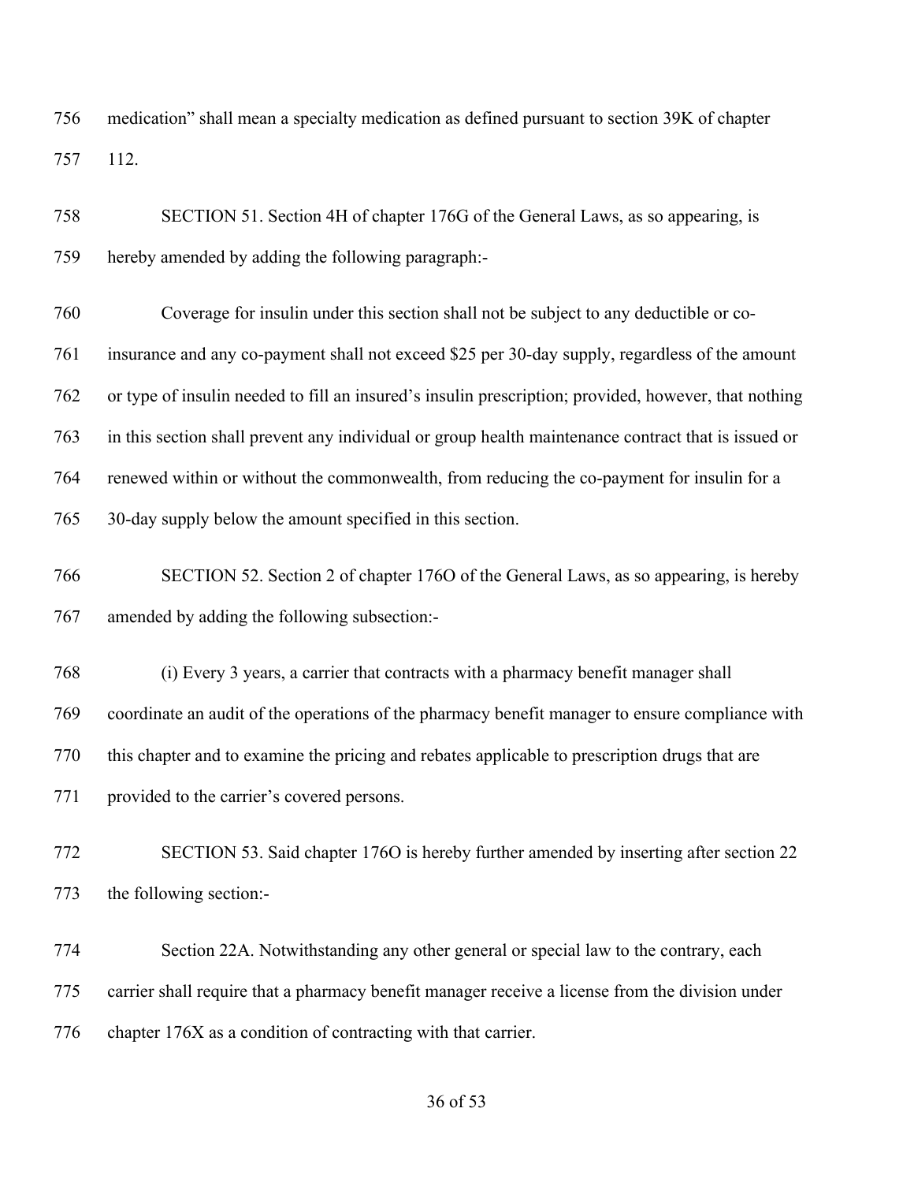medication" shall mean a specialty medication as defined pursuant to section 39K of chapter 112.

SECTION 51. Section 4H of chapter 176G of the General Laws, as so appearing, is hereby amended by adding the following paragraph:-

Coverage for insulin under this section shall not be subject to any deductible or co-insurance and any co-payment shall not exceed $25 per 30-day supply, regardless of the amount or type of insulin needed to fill an insured's insulin prescription; provided, however, that nothing in this section shall prevent any individual or group health maintenance contract that is issued or renewed within or without the commonwealth, from reducing the co-payment for insulin for a 30-day supply below the amount specified in this section.

SECTION 52. Section 2 of chapter 176O of the General Laws, as so appearing, is hereby amended by adding the following subsection:-

(i) Every 3 years, a carrier that contracts with a pharmacy benefit manager shall coordinate an audit of the operations of the pharmacy benefit manager to ensure compliance with this chapter and to examine the pricing and rebates applicable to prescription drugs that are provided to the carrier's covered persons.

SECTION 53. Said chapter 176O is hereby further amended by inserting after section 22 the following section:-

Section 22A. Notwithstanding any other general or special law to the contrary, each carrier shall require that a pharmacy benefit manager receive a license from the division under chapter 176X as a condition of contracting with that carrier.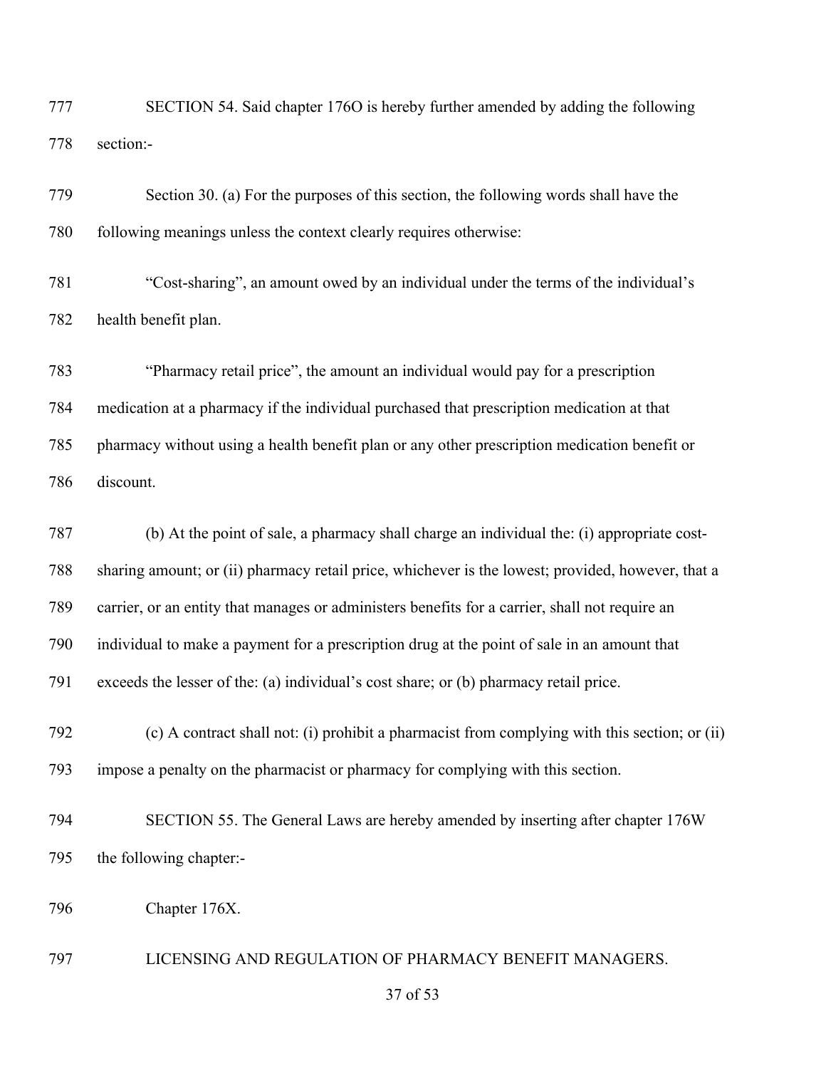SECTION 54. Said chapter 176O is hereby further amended by adding the following section:-

Section 30. (a) For the purposes of this section, the following words shall have the following meanings unless the context clearly requires otherwise:

"Cost-sharing", an amount owed by an individual under the terms of the individual's health benefit plan.

"Pharmacy retail price", the amount an individual would pay for a prescription medication at a pharmacy if the individual purchased that prescription medication at that pharmacy without using a health benefit plan or any other prescription medication benefit or discount.

(b) At the point of sale, a pharmacy shall charge an individual the: (i) appropriate cost-sharing amount; or (ii) pharmacy retail price, whichever is the lowest; provided, however, that a carrier, or an entity that manages or administers benefits for a carrier, shall not require an individual to make a payment for a prescription drug at the point of sale in an amount that exceeds the lesser of the: (a) individual's cost share; or (b) pharmacy retail price.

(c) A contract shall not: (i) prohibit a pharmacist from complying with this section; or (ii) impose a penalty on the pharmacist or pharmacy for complying with this section.

SECTION 55. The General Laws are hereby amended by inserting after chapter 176W the following chapter:-

Chapter 176X.

LICENSING AND REGULATION OF PHARMACY BENEFIT MANAGERS.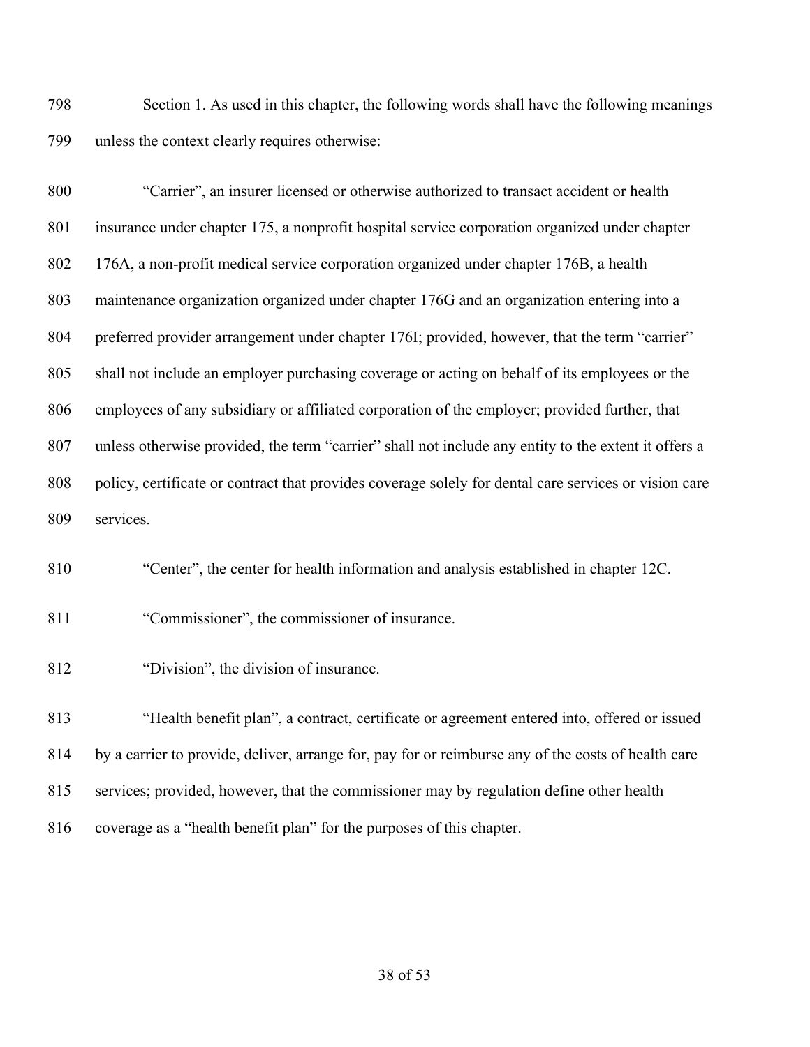Section 1. As used in this chapter, the following words shall have the following meanings unless the context clearly requires otherwise:

"Carrier", an insurer licensed or otherwise authorized to transact accident or health insurance under chapter 175, a nonprofit hospital service corporation organized under chapter 176A, a non-profit medical service corporation organized under chapter 176B, a health maintenance organization organized under chapter 176G and an organization entering into a preferred provider arrangement under chapter 176I; provided, however, that the term "carrier" shall not include an employer purchasing coverage or acting on behalf of its employees or the employees of any subsidiary or affiliated corporation of the employer; provided further, that unless otherwise provided, the term "carrier" shall not include any entity to the extent it offers a policy, certificate or contract that provides coverage solely for dental care services or vision care services.

"Center", the center for health information and analysis established in chapter 12C.

"Commissioner", the commissioner of insurance.

"Division", the division of insurance.

"Health benefit plan", a contract, certificate or agreement entered into, offered or issued by a carrier to provide, deliver, arrange for, pay for or reimburse any of the costs of health care services; provided, however, that the commissioner may by regulation define other health coverage as a "health benefit plan" for the purposes of this chapter.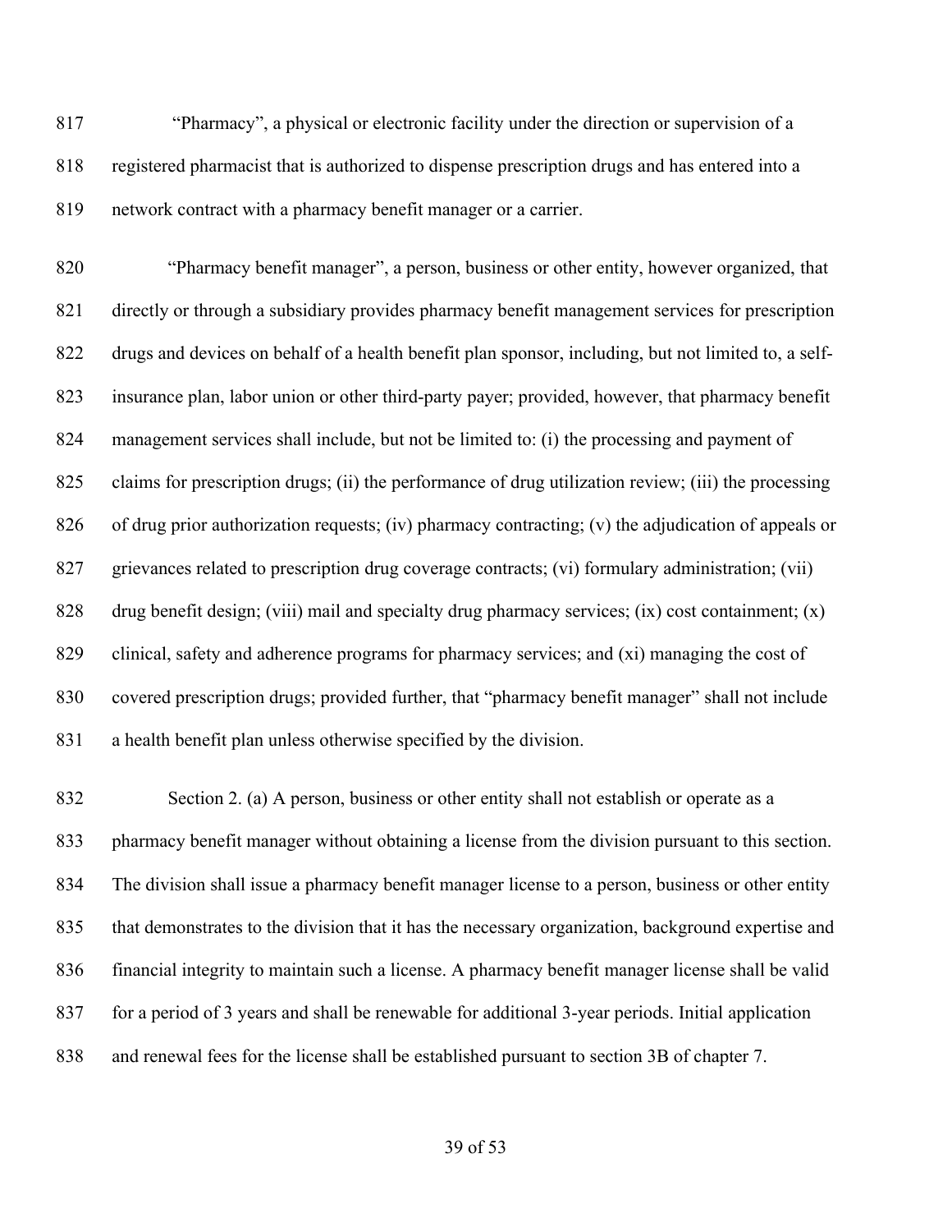"Pharmacy", a physical or electronic facility under the direction or supervision of a registered pharmacist that is authorized to dispense prescription drugs and has entered into a network contract with a pharmacy benefit manager or a carrier.

"Pharmacy benefit manager", a person, business or other entity, however organized, that directly or through a subsidiary provides pharmacy benefit management services for prescription drugs and devices on behalf of a health benefit plan sponsor, including, but not limited to, a self-insurance plan, labor union or other third-party payer; provided, however, that pharmacy benefit management services shall include, but not be limited to: (i) the processing and payment of claims for prescription drugs; (ii) the performance of drug utilization review; (iii) the processing of drug prior authorization requests; (iv) pharmacy contracting; (v) the adjudication of appeals or grievances related to prescription drug coverage contracts; (vi) formulary administration; (vii) drug benefit design; (viii) mail and specialty drug pharmacy services; (ix) cost containment; (x) clinical, safety and adherence programs for pharmacy services; and (xi) managing the cost of covered prescription drugs; provided further, that "pharmacy benefit manager" shall not include a health benefit plan unless otherwise specified by the division.

Section 2. (a) A person, business or other entity shall not establish or operate as a pharmacy benefit manager without obtaining a license from the division pursuant to this section. The division shall issue a pharmacy benefit manager license to a person, business or other entity that demonstrates to the division that it has the necessary organization, background expertise and financial integrity to maintain such a license. A pharmacy benefit manager license shall be valid for a period of 3 years and shall be renewable for additional 3-year periods. Initial application and renewal fees for the license shall be established pursuant to section 3B of chapter 7.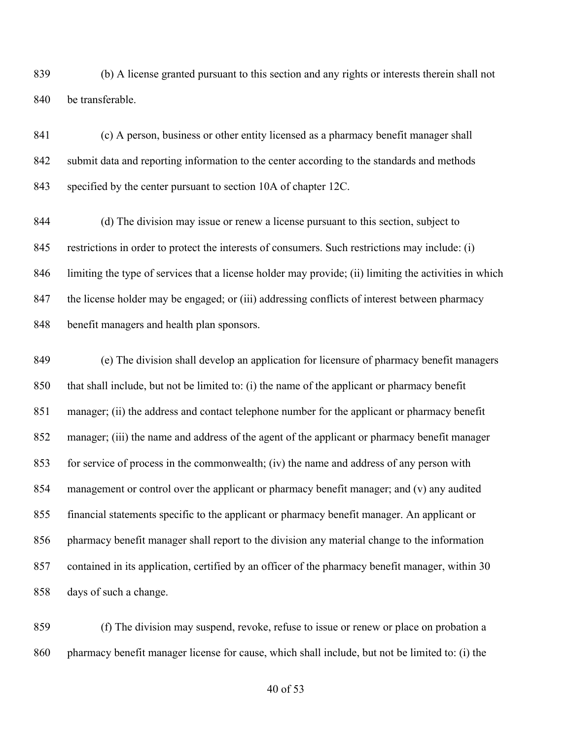(b) A license granted pursuant to this section and any rights or interests therein shall not be transferable.

(c) A person, business or other entity licensed as a pharmacy benefit manager shall submit data and reporting information to the center according to the standards and methods specified by the center pursuant to section 10A of chapter 12C.

(d) The division may issue or renew a license pursuant to this section, subject to restrictions in order to protect the interests of consumers. Such restrictions may include: (i) limiting the type of services that a license holder may provide; (ii) limiting the activities in which the license holder may be engaged; or (iii) addressing conflicts of interest between pharmacy benefit managers and health plan sponsors.

(e) The division shall develop an application for licensure of pharmacy benefit managers that shall include, but not be limited to: (i) the name of the applicant or pharmacy benefit manager; (ii) the address and contact telephone number for the applicant or pharmacy benefit manager; (iii) the name and address of the agent of the applicant or pharmacy benefit manager for service of process in the commonwealth; (iv) the name and address of any person with management or control over the applicant or pharmacy benefit manager; and (v) any audited financial statements specific to the applicant or pharmacy benefit manager. An applicant or pharmacy benefit manager shall report to the division any material change to the information contained in its application, certified by an officer of the pharmacy benefit manager, within 30 days of such a change.

(f) The division may suspend, revoke, refuse to issue or renew or place on probation a pharmacy benefit manager license for cause, which shall include, but not be limited to: (i) the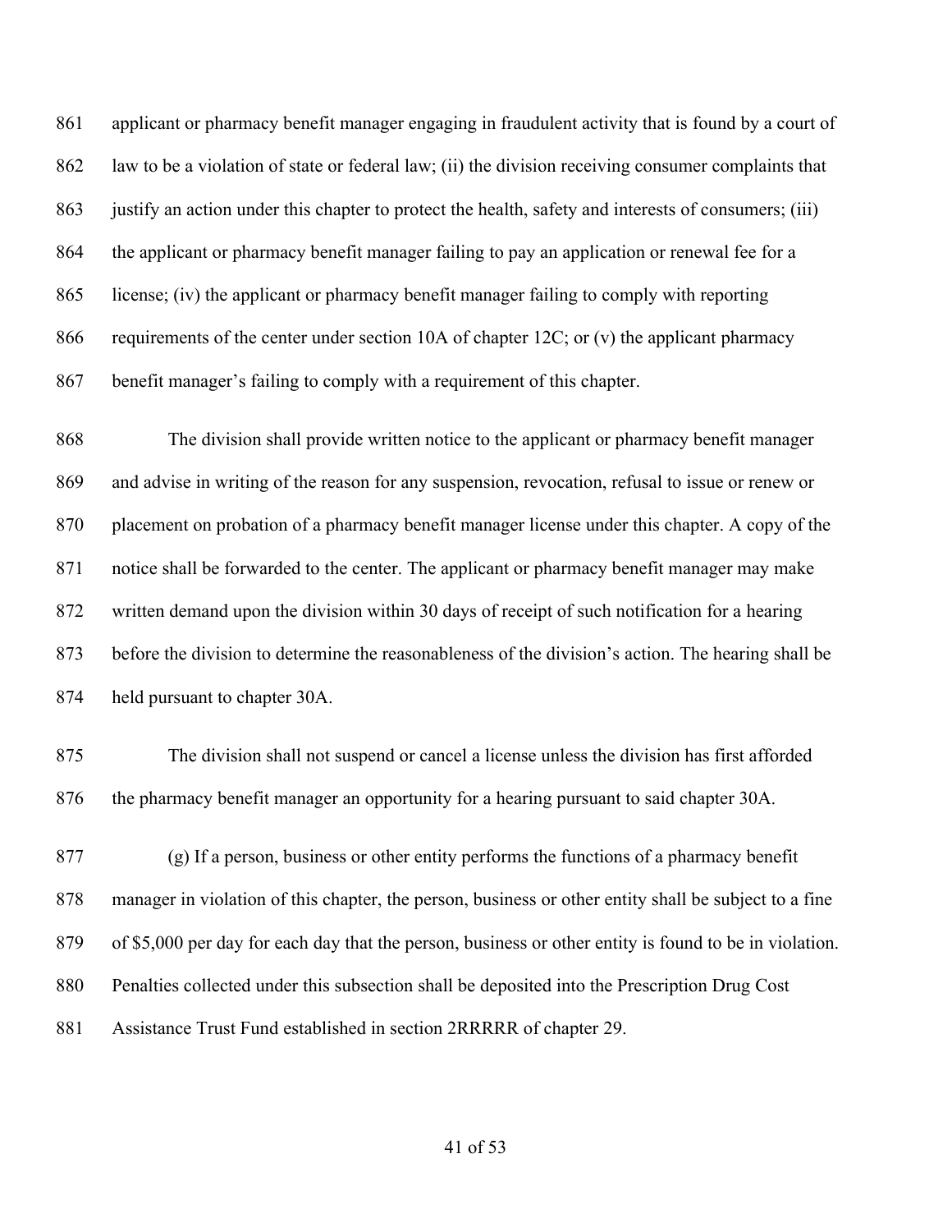applicant or pharmacy benefit manager engaging in fraudulent activity that is found by a court of law to be a violation of state or federal law; (ii) the division receiving consumer complaints that justify an action under this chapter to protect the health, safety and interests of consumers; (iii) the applicant or pharmacy benefit manager failing to pay an application or renewal fee for a license; (iv) the applicant or pharmacy benefit manager failing to comply with reporting requirements of the center under section 10A of chapter 12C; or (v) the applicant pharmacy benefit manager's failing to comply with a requirement of this chapter.

The division shall provide written notice to the applicant or pharmacy benefit manager and advise in writing of the reason for any suspension, revocation, refusal to issue or renew or placement on probation of a pharmacy benefit manager license under this chapter. A copy of the notice shall be forwarded to the center. The applicant or pharmacy benefit manager may make written demand upon the division within 30 days of receipt of such notification for a hearing before the division to determine the reasonableness of the division's action. The hearing shall be held pursuant to chapter 30A.

The division shall not suspend or cancel a license unless the division has first afforded the pharmacy benefit manager an opportunity for a hearing pursuant to said chapter 30A.

(g) If a person, business or other entity performs the functions of a pharmacy benefit manager in violation of this chapter, the person, business or other entity shall be subject to a fine of $5,000 per day for each day that the person, business or other entity is found to be in violation. Penalties collected under this subsection shall be deposited into the Prescription Drug Cost Assistance Trust Fund established in section 2RRRRR of chapter 29.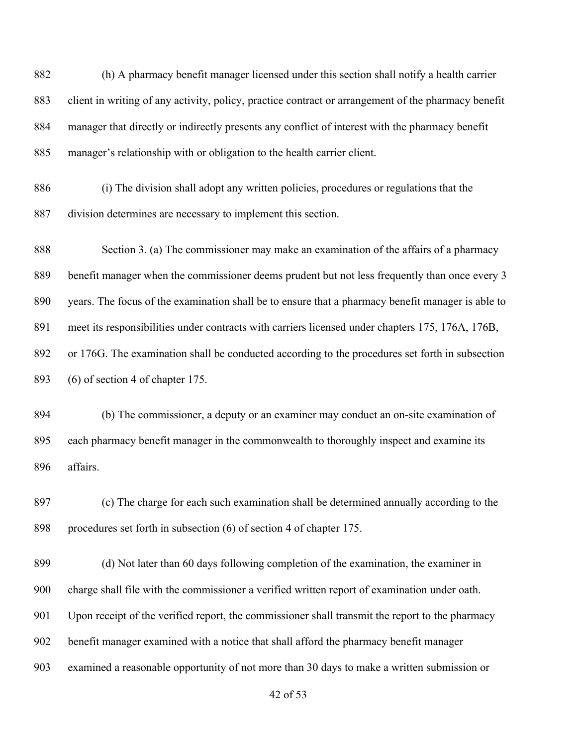(h) A pharmacy benefit manager licensed under this section shall notify a health carrier client in writing of any activity, policy, practice contract or arrangement of the pharmacy benefit manager that directly or indirectly presents any conflict of interest with the pharmacy benefit manager's relationship with or obligation to the health carrier client.

(i) The division shall adopt any written policies, procedures or regulations that the division determines are necessary to implement this section.

Section 3. (a) The commissioner may make an examination of the affairs of a pharmacy benefit manager when the commissioner deems prudent but not less frequently than once every 3 years. The focus of the examination shall be to ensure that a pharmacy benefit manager is able to meet its responsibilities under contracts with carriers licensed under chapters 175, 176A, 176B, or 176G. The examination shall be conducted according to the procedures set forth in subsection (6) of section 4 of chapter 175.

(b) The commissioner, a deputy or an examiner may conduct an on-site examination of each pharmacy benefit manager in the commonwealth to thoroughly inspect and examine its affairs.

(c) The charge for each such examination shall be determined annually according to the procedures set forth in subsection (6) of section 4 of chapter 175.

(d) Not later than 60 days following completion of the examination, the examiner in charge shall file with the commissioner a verified written report of examination under oath. Upon receipt of the verified report, the commissioner shall transmit the report to the pharmacy benefit manager examined with a notice that shall afford the pharmacy benefit manager examined a reasonable opportunity of not more than 30 days to make a written submission or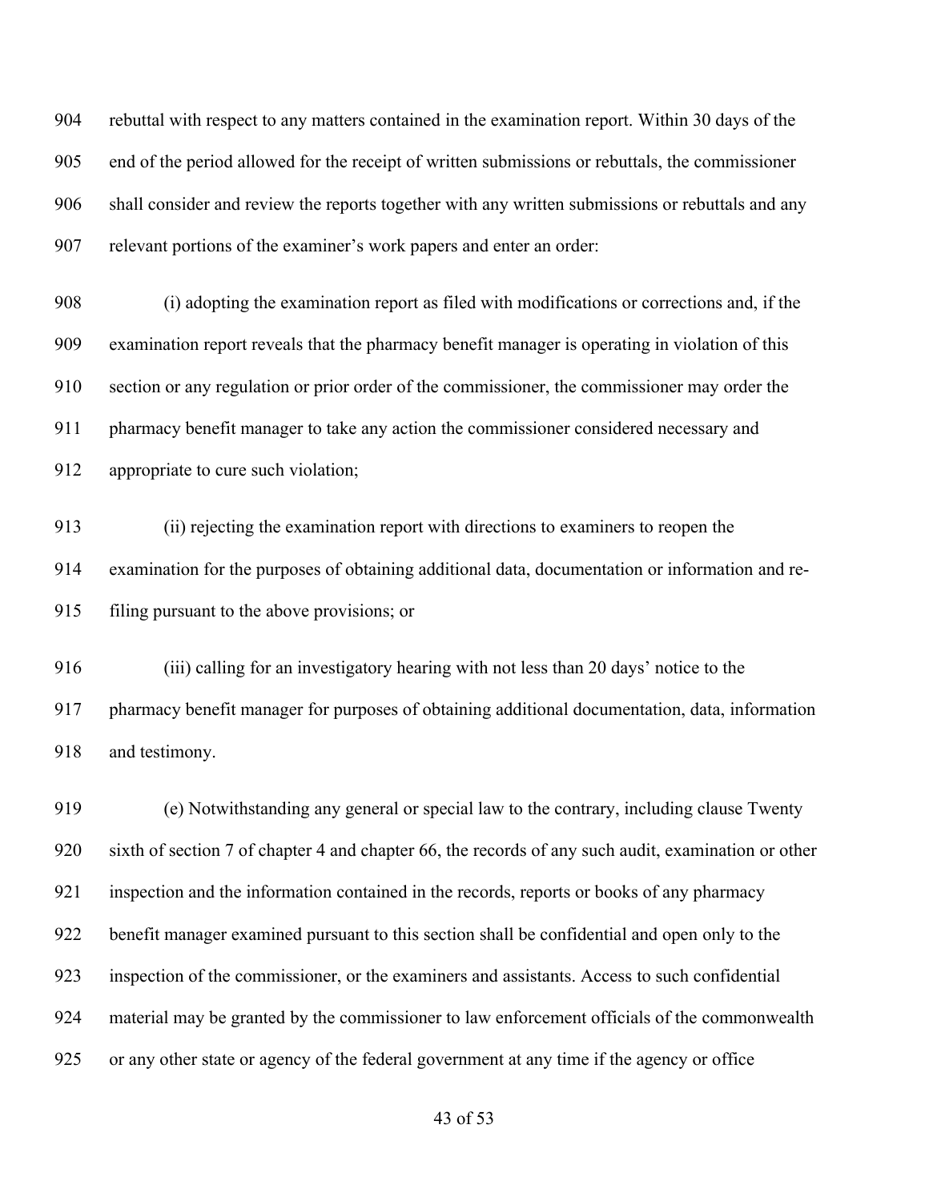rebuttal with respect to any matters contained in the examination report. Within 30 days of the end of the period allowed for the receipt of written submissions or rebuttals, the commissioner shall consider and review the reports together with any written submissions or rebuttals and any relevant portions of the examiner's work papers and enter an order:

(i) adopting the examination report as filed with modifications or corrections and, if the examination report reveals that the pharmacy benefit manager is operating in violation of this section or any regulation or prior order of the commissioner, the commissioner may order the pharmacy benefit manager to take any action the commissioner considered necessary and appropriate to cure such violation;

(ii) rejecting the examination report with directions to examiners to reopen the examination for the purposes of obtaining additional data, documentation or information and re-filing pursuant to the above provisions; or

(iii) calling for an investigatory hearing with not less than 20 days' notice to the pharmacy benefit manager for purposes of obtaining additional documentation, data, information and testimony.

(e) Notwithstanding any general or special law to the contrary, including clause Twenty sixth of section 7 of chapter 4 and chapter 66, the records of any such audit, examination or other inspection and the information contained in the records, reports or books of any pharmacy benefit manager examined pursuant to this section shall be confidential and open only to the inspection of the commissioner, or the examiners and assistants. Access to such confidential material may be granted by the commissioner to law enforcement officials of the commonwealth or any other state or agency of the federal government at any time if the agency or office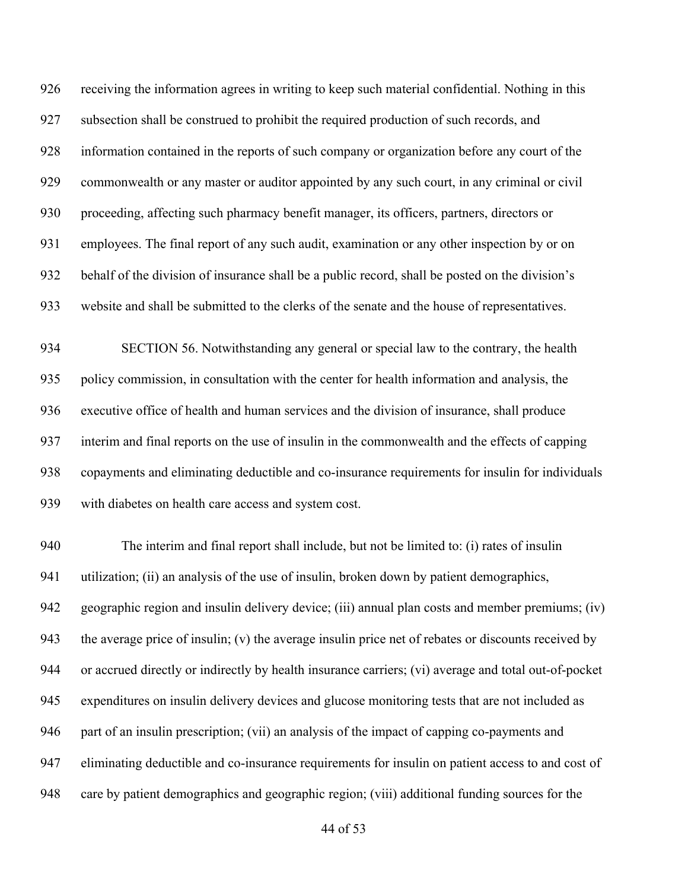receiving the information agrees in writing to keep such material confidential. Nothing in this subsection shall be construed to prohibit the required production of such records, and information contained in the reports of such company or organization before any court of the commonwealth or any master or auditor appointed by any such court, in any criminal or civil proceeding, affecting such pharmacy benefit manager, its officers, partners, directors or employees. The final report of any such audit, examination or any other inspection by or on behalf of the division of insurance shall be a public record, shall be posted on the division's website and shall be submitted to the clerks of the senate and the house of representatives.

SECTION 56. Notwithstanding any general or special law to the contrary, the health policy commission, in consultation with the center for health information and analysis, the executive office of health and human services and the division of insurance, shall produce interim and final reports on the use of insulin in the commonwealth and the effects of capping copayments and eliminating deductible and co-insurance requirements for insulin for individuals with diabetes on health care access and system cost.

The interim and final report shall include, but not be limited to: (i) rates of insulin utilization; (ii) an analysis of the use of insulin, broken down by patient demographics, geographic region and insulin delivery device; (iii) annual plan costs and member premiums; (iv) the average price of insulin; (v) the average insulin price net of rebates or discounts received by or accrued directly or indirectly by health insurance carriers; (vi) average and total out-of-pocket expenditures on insulin delivery devices and glucose monitoring tests that are not included as part of an insulin prescription; (vii) an analysis of the impact of capping co-payments and eliminating deductible and co-insurance requirements for insulin on patient access to and cost of care by patient demographics and geographic region; (viii) additional funding sources for the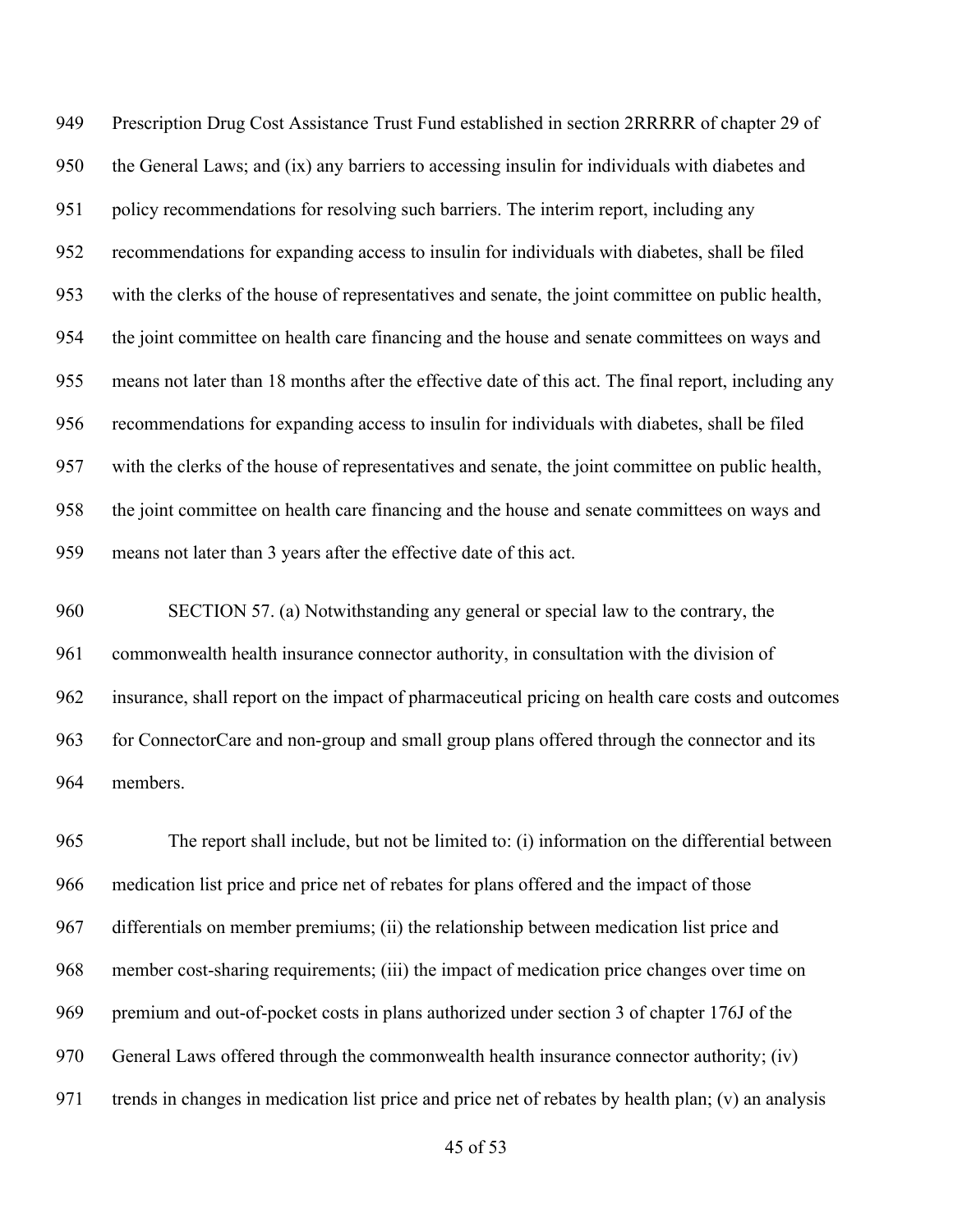Prescription Drug Cost Assistance Trust Fund established in section 2RRRRR of chapter 29 of the General Laws; and (ix) any barriers to accessing insulin for individuals with diabetes and policy recommendations for resolving such barriers. The interim report, including any recommendations for expanding access to insulin for individuals with diabetes, shall be filed with the clerks of the house of representatives and senate, the joint committee on public health, the joint committee on health care financing and the house and senate committees on ways and means not later than 18 months after the effective date of this act. The final report, including any recommendations for expanding access to insulin for individuals with diabetes, shall be filed with the clerks of the house of representatives and senate, the joint committee on public health, the joint committee on health care financing and the house and senate committees on ways and means not later than 3 years after the effective date of this act.

SECTION 57. (a) Notwithstanding any general or special law to the contrary, the commonwealth health insurance connector authority, in consultation with the division of insurance, shall report on the impact of pharmaceutical pricing on health care costs and outcomes for ConnectorCare and non-group and small group plans offered through the connector and its members.

The report shall include, but not be limited to: (i) information on the differential between medication list price and price net of rebates for plans offered and the impact of those differentials on member premiums; (ii) the relationship between medication list price and member cost-sharing requirements; (iii) the impact of medication price changes over time on premium and out-of-pocket costs in plans authorized under section 3 of chapter 176J of the General Laws offered through the commonwealth health insurance connector authority; (iv) trends in changes in medication list price and price net of rebates by health plan; (v) an analysis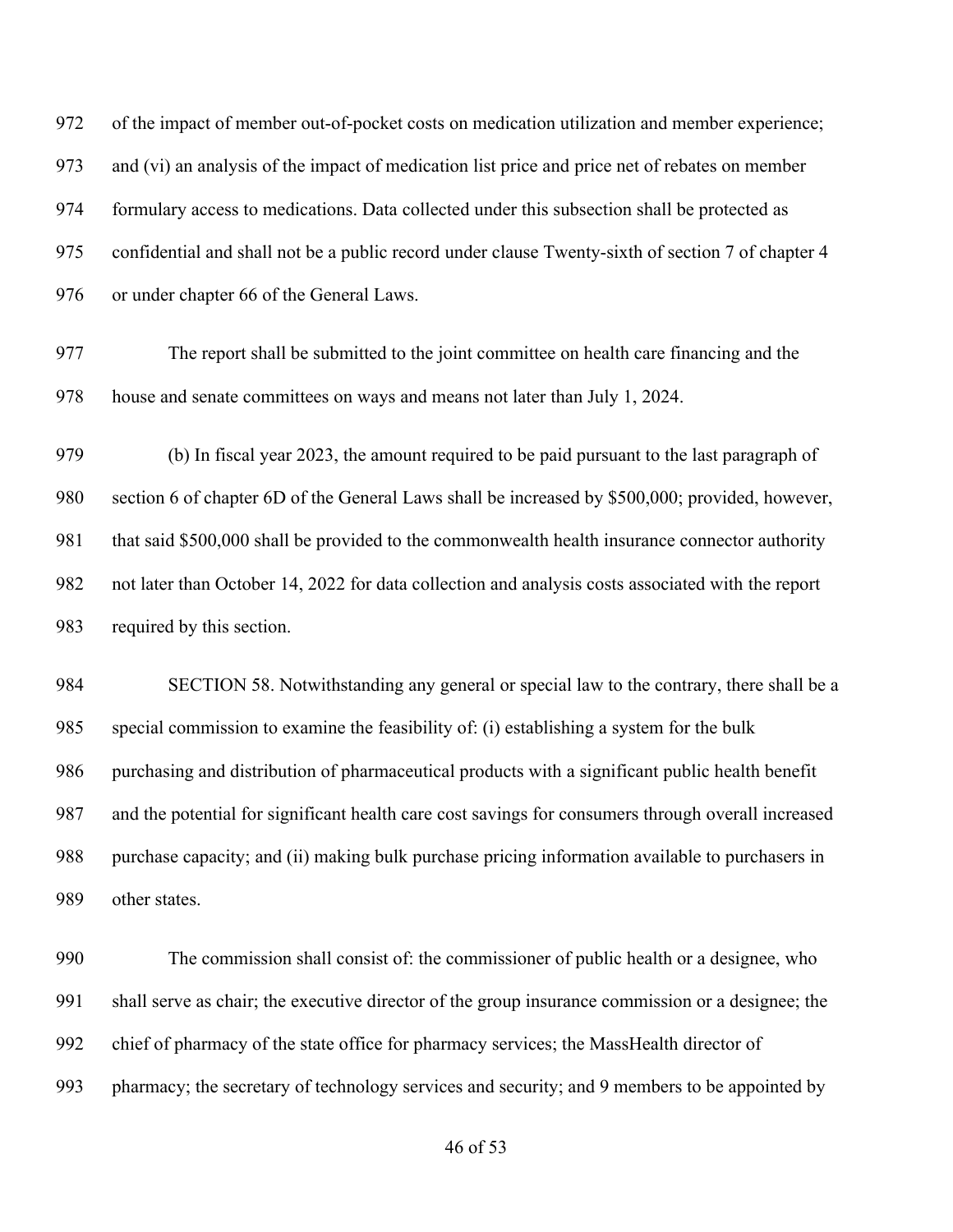of the impact of member out-of-pocket costs on medication utilization and member experience; and (vi) an analysis of the impact of medication list price and price net of rebates on member formulary access to medications. Data collected under this subsection shall be protected as confidential and shall not be a public record under clause Twenty-sixth of section 7 of chapter 4 or under chapter 66 of the General Laws.

The report shall be submitted to the joint committee on health care financing and the house and senate committees on ways and means not later than July 1, 2024.

(b) In fiscal year 2023, the amount required to be paid pursuant to the last paragraph of section 6 of chapter 6D of the General Laws shall be increased by $500,000; provided, however, that said $500,000 shall be provided to the commonwealth health insurance connector authority not later than October 14, 2022 for data collection and analysis costs associated with the report required by this section.

SECTION 58. Notwithstanding any general or special law to the contrary, there shall be a special commission to examine the feasibility of: (i) establishing a system for the bulk purchasing and distribution of pharmaceutical products with a significant public health benefit and the potential for significant health care cost savings for consumers through overall increased purchase capacity; and (ii) making bulk purchase pricing information available to purchasers in other states.

The commission shall consist of: the commissioner of public health or a designee, who shall serve as chair; the executive director of the group insurance commission or a designee; the chief of pharmacy of the state office for pharmacy services; the MassHealth director of pharmacy; the secretary of technology services and security; and 9 members to be appointed by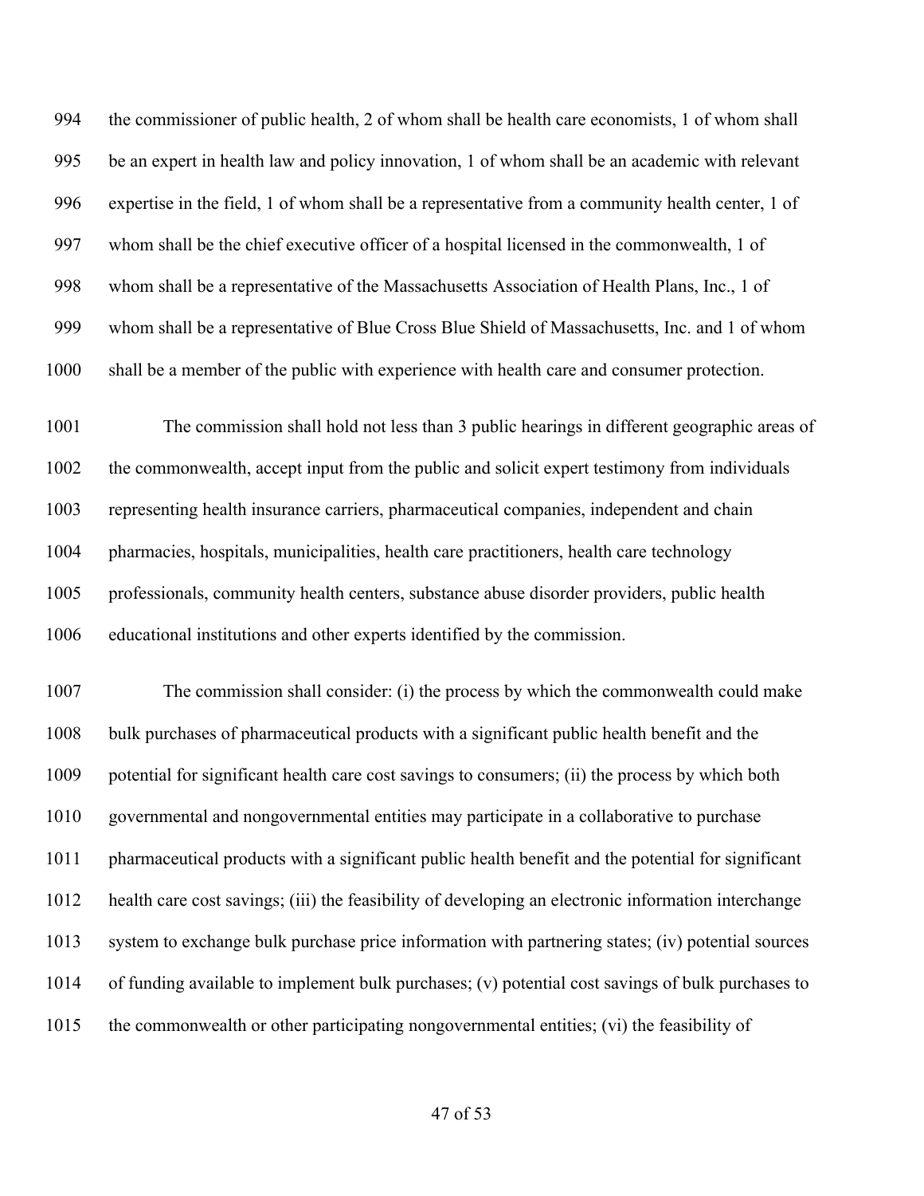the commissioner of public health, 2 of whom shall be health care economists, 1 of whom shall be an expert in health law and policy innovation, 1 of whom shall be an academic with relevant expertise in the field, 1 of whom shall be a representative from a community health center, 1 of whom shall be the chief executive officer of a hospital licensed in the commonwealth, 1 of whom shall be a representative of the Massachusetts Association of Health Plans, Inc., 1 of whom shall be a representative of Blue Cross Blue Shield of Massachusetts, Inc. and 1 of whom shall be a member of the public with experience with health care and consumer protection.

The commission shall hold not less than 3 public hearings in different geographic areas of the commonwealth, accept input from the public and solicit expert testimony from individuals representing health insurance carriers, pharmaceutical companies, independent and chain pharmacies, hospitals, municipalities, health care practitioners, health care technology professionals, community health centers, substance abuse disorder providers, public health educational institutions and other experts identified by the commission.

The commission shall consider: (i) the process by which the commonwealth could make bulk purchases of pharmaceutical products with a significant public health benefit and the potential for significant health care cost savings to consumers; (ii) the process by which both governmental and nongovernmental entities may participate in a collaborative to purchase pharmaceutical products with a significant public health benefit and the potential for significant health care cost savings; (iii) the feasibility of developing an electronic information interchange system to exchange bulk purchase price information with partnering states; (iv) potential sources of funding available to implement bulk purchases; (v) potential cost savings of bulk purchases to the commonwealth or other participating nongovernmental entities; (vi) the feasibility of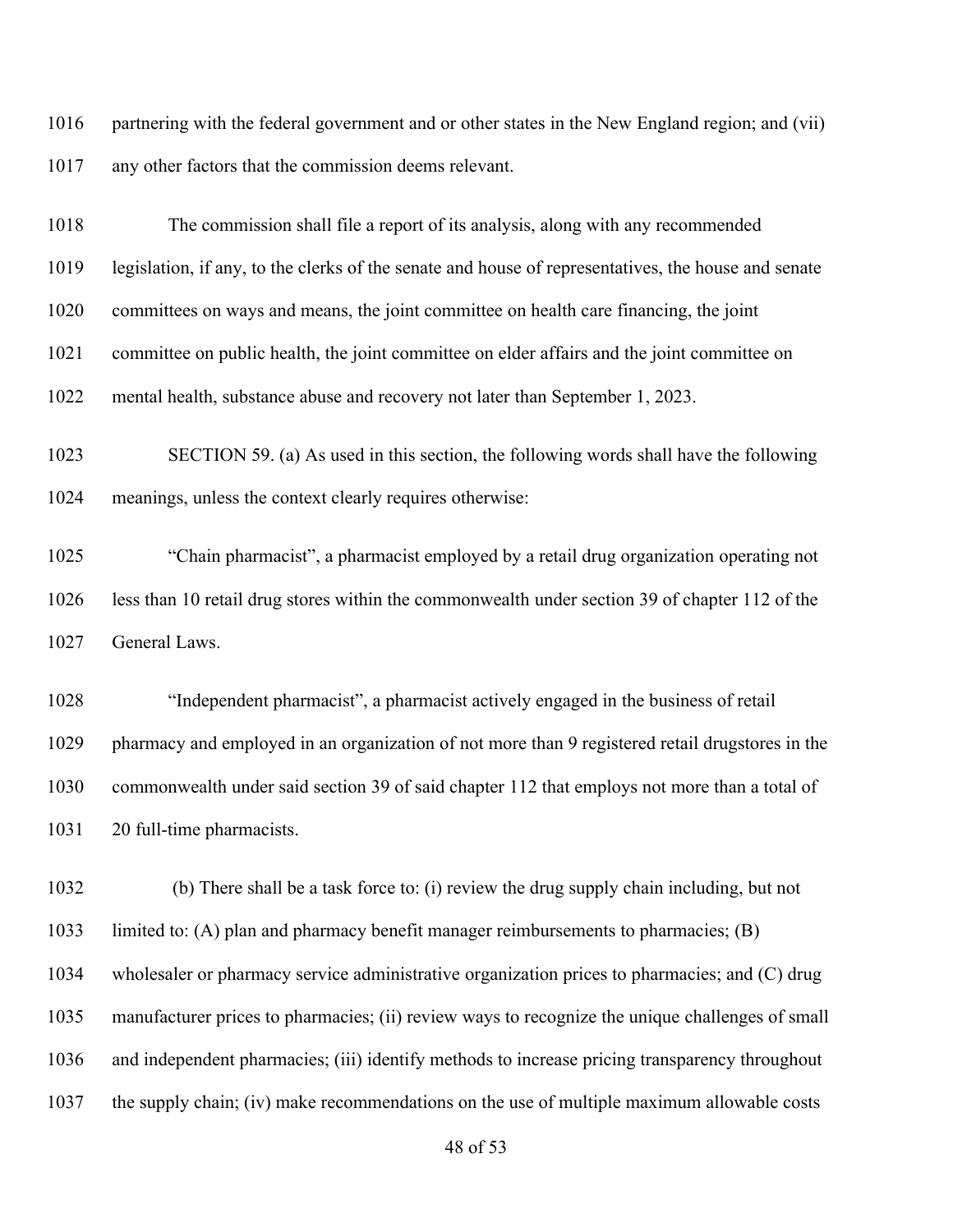partnering with the federal government and or other states in the New England region; and (vii) any other factors that the commission deems relevant.

The commission shall file a report of its analysis, along with any recommended legislation, if any, to the clerks of the senate and house of representatives, the house and senate committees on ways and means, the joint committee on health care financing, the joint committee on public health, the joint committee on elder affairs and the joint committee on mental health, substance abuse and recovery not later than September 1, 2023.

SECTION 59. (a) As used in this section, the following words shall have the following meanings, unless the context clearly requires otherwise:

"Chain pharmacist", a pharmacist employed by a retail drug organization operating not less than 10 retail drug stores within the commonwealth under section 39 of chapter 112 of the General Laws.

"Independent pharmacist", a pharmacist actively engaged in the business of retail pharmacy and employed in an organization of not more than 9 registered retail drugstores in the commonwealth under said section 39 of said chapter 112 that employs not more than a total of 20 full-time pharmacists.

(b) There shall be a task force to: (i) review the drug supply chain including, but not limited to: (A) plan and pharmacy benefit manager reimbursements to pharmacies; (B) wholesaler or pharmacy service administrative organization prices to pharmacies; and (C) drug manufacturer prices to pharmacies; (ii) review ways to recognize the unique challenges of small and independent pharmacies; (iii) identify methods to increase pricing transparency throughout the supply chain; (iv) make recommendations on the use of multiple maximum allowable costs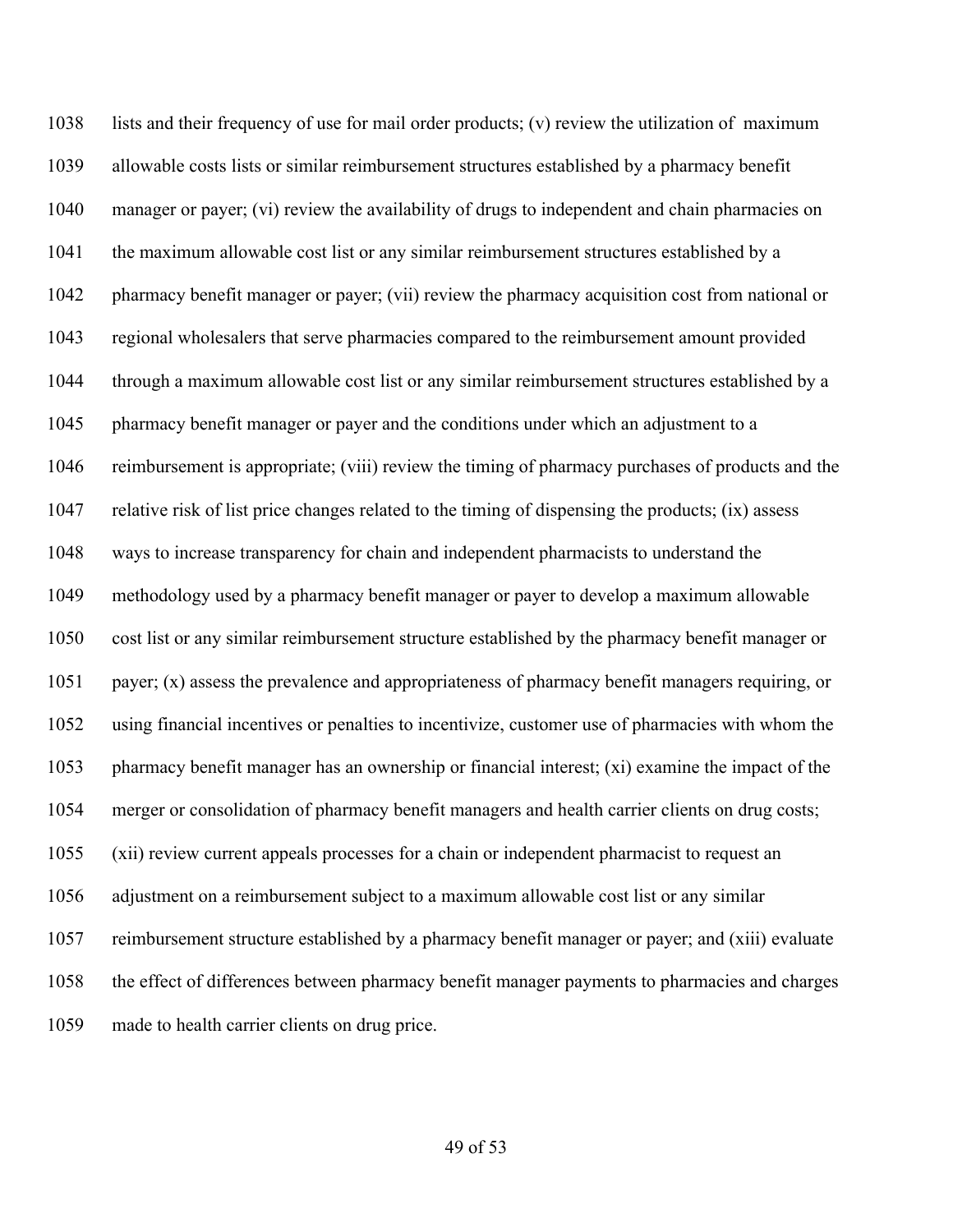1038 lists and their frequency of use for mail order products; (v) review the utilization of maximum
1039 allowable costs lists or similar reimbursement structures established by a pharmacy benefit
1040 manager or payer; (vi) review the availability of drugs to independent and chain pharmacies on
1041 the maximum allowable cost list or any similar reimbursement structures established by a
1042 pharmacy benefit manager or payer; (vii) review the pharmacy acquisition cost from national or
1043 regional wholesalers that serve pharmacies compared to the reimbursement amount provided
1044 through a maximum allowable cost list or any similar reimbursement structures established by a
1045 pharmacy benefit manager or payer and the conditions under which an adjustment to a
1046 reimbursement is appropriate; (viii) review the timing of pharmacy purchases of products and the
1047 relative risk of list price changes related to the timing of dispensing the products; (ix) assess
1048 ways to increase transparency for chain and independent pharmacists to understand the
1049 methodology used by a pharmacy benefit manager or payer to develop a maximum allowable
1050 cost list or any similar reimbursement structure established by the pharmacy benefit manager or
1051 payer; (x) assess the prevalence and appropriateness of pharmacy benefit managers requiring, or
1052 using financial incentives or penalties to incentivize, customer use of pharmacies with whom the
1053 pharmacy benefit manager has an ownership or financial interest; (xi) examine the impact of the
1054 merger or consolidation of pharmacy benefit managers and health carrier clients on drug costs;
1055 (xii) review current appeals processes for a chain or independent pharmacist to request an
1056 adjustment on a reimbursement subject to a maximum allowable cost list or any similar
1057 reimbursement structure established by a pharmacy benefit manager or payer; and (xiii) evaluate
1058 the effect of differences between pharmacy benefit manager payments to pharmacies and charges
1059 made to health carrier clients on drug price.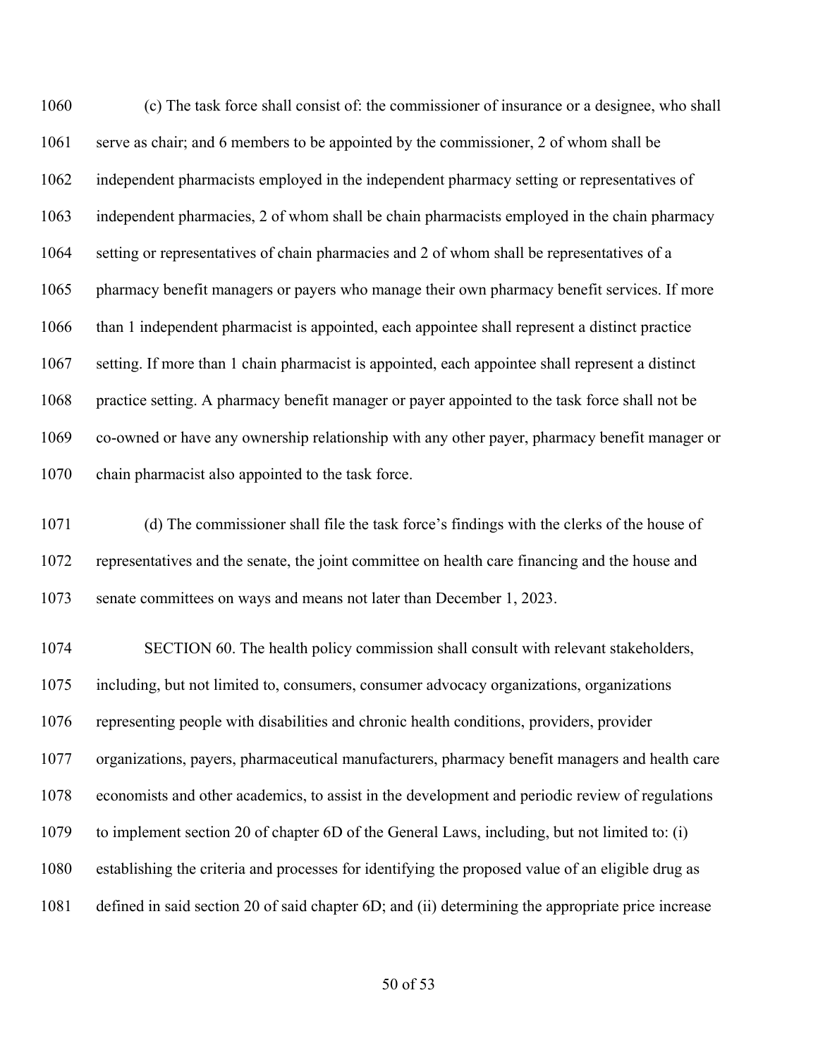(c) The task force shall consist of: the commissioner of insurance or a designee, who shall serve as chair; and 6 members to be appointed by the commissioner, 2 of whom shall be independent pharmacists employed in the independent pharmacy setting or representatives of independent pharmacies, 2 of whom shall be chain pharmacists employed in the chain pharmacy setting or representatives of chain pharmacies and 2 of whom shall be representatives of a pharmacy benefit managers or payers who manage their own pharmacy benefit services. If more than 1 independent pharmacist is appointed, each appointee shall represent a distinct practice setting. If more than 1 chain pharmacist is appointed, each appointee shall represent a distinct practice setting. A pharmacy benefit manager or payer appointed to the task force shall not be co-owned or have any ownership relationship with any other payer, pharmacy benefit manager or chain pharmacist also appointed to the task force.

(d) The commissioner shall file the task force's findings with the clerks of the house of representatives and the senate, the joint committee on health care financing and the house and senate committees on ways and means not later than December 1, 2023.

SECTION 60. The health policy commission shall consult with relevant stakeholders, including, but not limited to, consumers, consumer advocacy organizations, organizations representing people with disabilities and chronic health conditions, providers, provider organizations, payers, pharmaceutical manufacturers, pharmacy benefit managers and health care economists and other academics, to assist in the development and periodic review of regulations to implement section 20 of chapter 6D of the General Laws, including, but not limited to: (i) establishing the criteria and processes for identifying the proposed value of an eligible drug as defined in said section 20 of said chapter 6D; and (ii) determining the appropriate price increase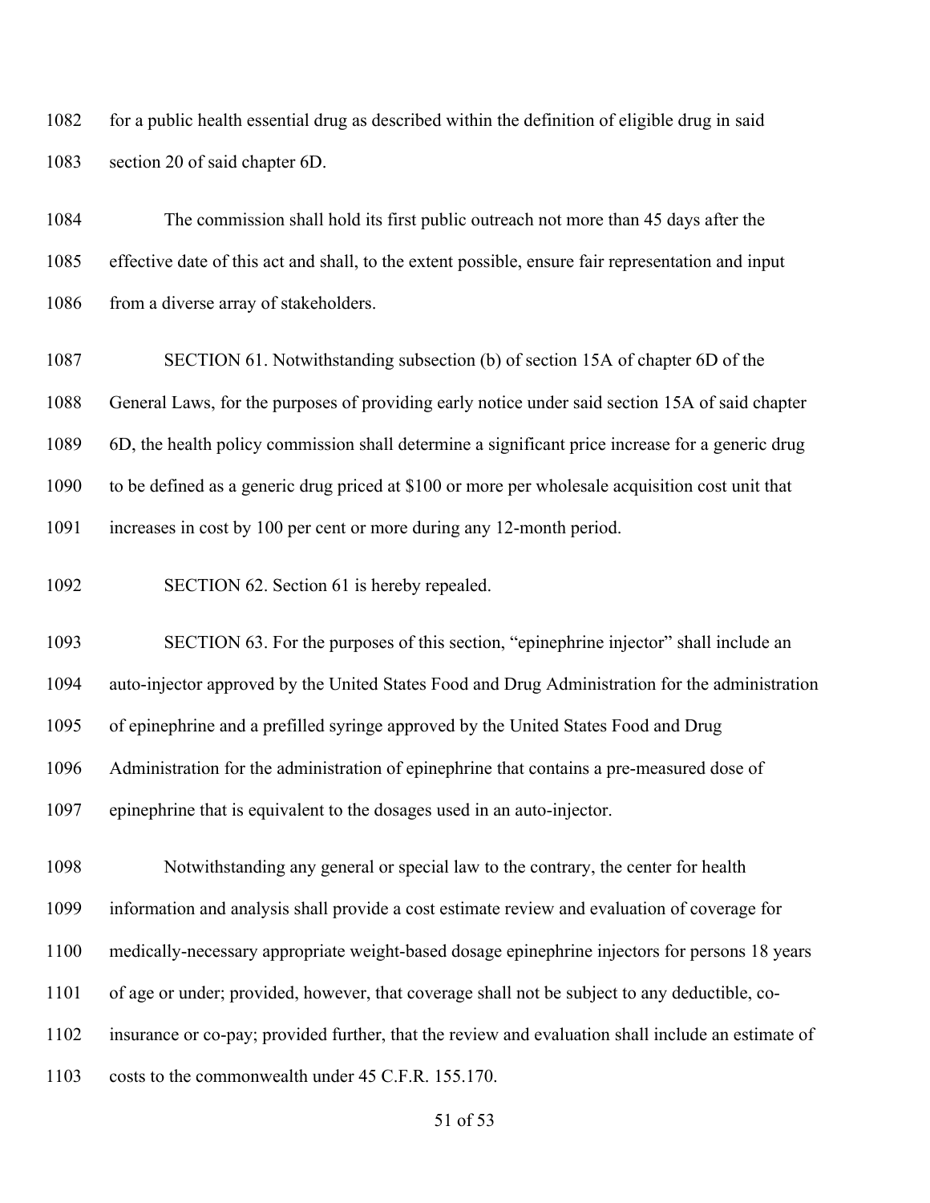for a public health essential drug as described within the definition of eligible drug in said section 20 of said chapter 6D.

The commission shall hold its first public outreach not more than 45 days after the effective date of this act and shall, to the extent possible, ensure fair representation and input from a diverse array of stakeholders.

SECTION 61. Notwithstanding subsection (b) of section 15A of chapter 6D of the General Laws, for the purposes of providing early notice under said section 15A of said chapter 6D, the health policy commission shall determine a significant price increase for a generic drug to be defined as a generic drug priced at $100 or more per wholesale acquisition cost unit that increases in cost by 100 per cent or more during any 12-month period.

SECTION 62. Section 61 is hereby repealed.

SECTION 63. For the purposes of this section, "epinephrine injector" shall include an auto-injector approved by the United States Food and Drug Administration for the administration of epinephrine and a prefilled syringe approved by the United States Food and Drug Administration for the administration of epinephrine that contains a pre-measured dose of epinephrine that is equivalent to the dosages used in an auto-injector.

Notwithstanding any general or special law to the contrary, the center for health information and analysis shall provide a cost estimate review and evaluation of coverage for medically-necessary appropriate weight-based dosage epinephrine injectors for persons 18 years of age or under; provided, however, that coverage shall not be subject to any deductible, co-insurance or co-pay; provided further, that the review and evaluation shall include an estimate of costs to the commonwealth under 45 C.F.R. 155.170.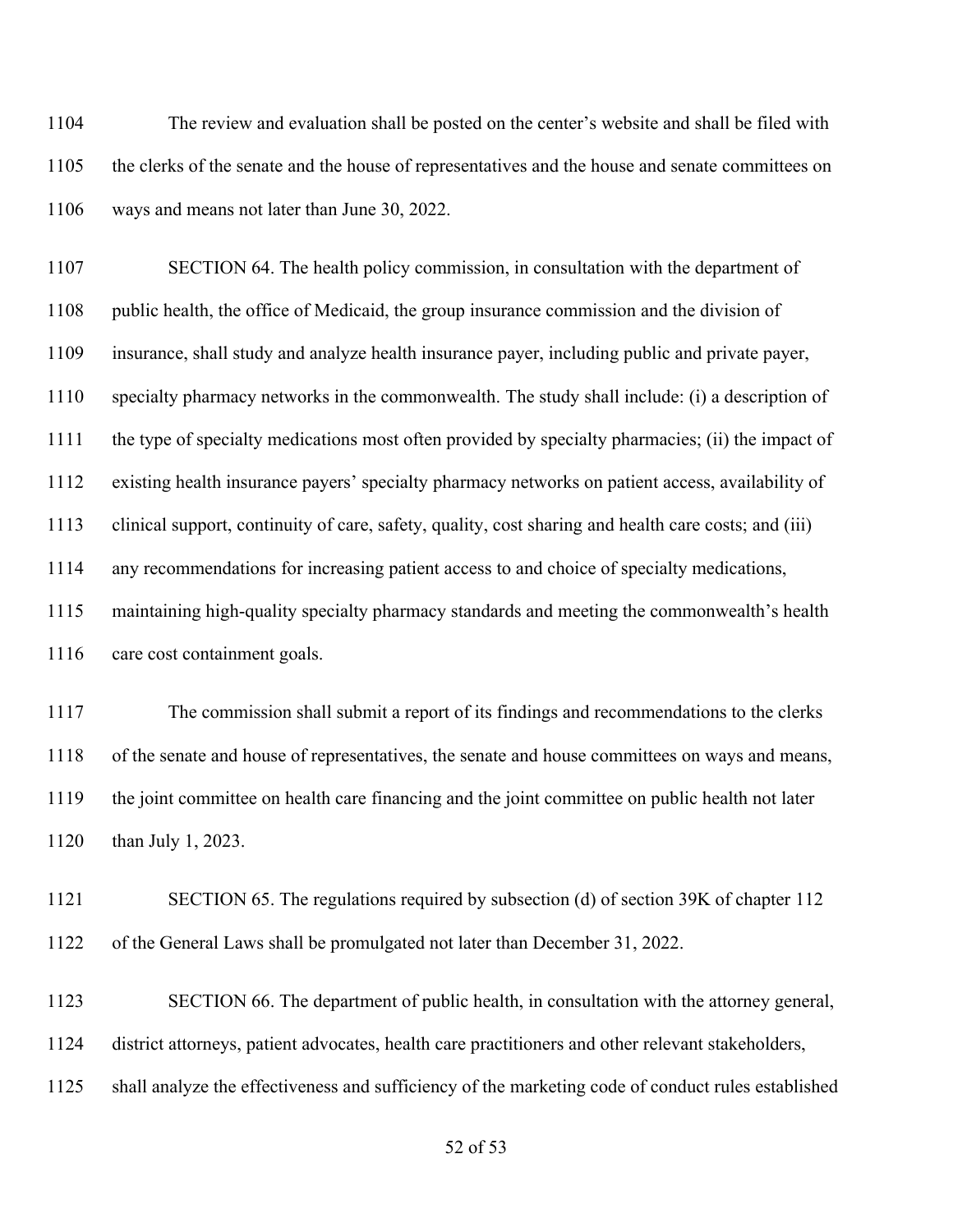The review and evaluation shall be posted on the center's website and shall be filed with the clerks of the senate and the house of representatives and the house and senate committees on ways and means not later than June 30, 2022.

SECTION 64. The health policy commission, in consultation with the department of public health, the office of Medicaid, the group insurance commission and the division of insurance, shall study and analyze health insurance payer, including public and private payer, specialty pharmacy networks in the commonwealth. The study shall include: (i) a description of the type of specialty medications most often provided by specialty pharmacies; (ii) the impact of existing health insurance payers' specialty pharmacy networks on patient access, availability of clinical support, continuity of care, safety, quality, cost sharing and health care costs; and (iii) any recommendations for increasing patient access to and choice of specialty medications, maintaining high-quality specialty pharmacy standards and meeting the commonwealth's health care cost containment goals.

The commission shall submit a report of its findings and recommendations to the clerks of the senate and house of representatives, the senate and house committees on ways and means, the joint committee on health care financing and the joint committee on public health not later than July 1, 2023.

SECTION 65. The regulations required by subsection (d) of section 39K of chapter 112 of the General Laws shall be promulgated not later than December 31, 2022.

SECTION 66. The department of public health, in consultation with the attorney general, district attorneys, patient advocates, health care practitioners and other relevant stakeholders, shall analyze the effectiveness and sufficiency of the marketing code of conduct rules established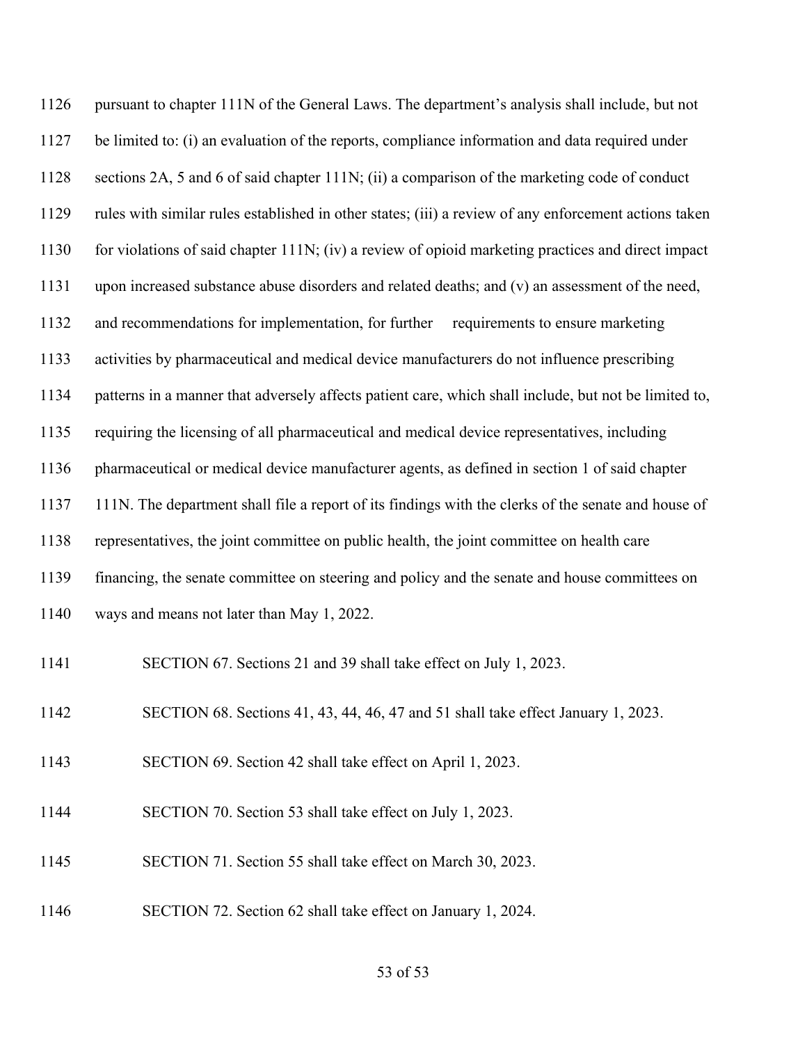pursuant to chapter 111N of the General Laws. The department's analysis shall include, but not be limited to: (i) an evaluation of the reports, compliance information and data required under sections 2A, 5 and 6 of said chapter 111N; (ii) a comparison of the marketing code of conduct rules with similar rules established in other states; (iii) a review of any enforcement actions taken for violations of said chapter 111N; (iv) a review of opioid marketing practices and direct impact upon increased substance abuse disorders and related deaths; and (v) an assessment of the need, and recommendations for implementation, for further requirements to ensure marketing activities by pharmaceutical and medical device manufacturers do not influence prescribing patterns in a manner that adversely affects patient care, which shall include, but not be limited to, requiring the licensing of all pharmaceutical and medical device representatives, including pharmaceutical or medical device manufacturer agents, as defined in section 1 of said chapter 111N. The department shall file a report of its findings with the clerks of the senate and house of representatives, the joint committee on public health, the joint committee on health care financing, the senate committee on steering and policy and the senate and house committees on ways and means not later than May 1, 2022.

SECTION 67. Sections 21 and 39 shall take effect on July 1, 2023.

SECTION 68. Sections 41, 43, 44, 46, 47 and 51 shall take effect January 1, 2023.

SECTION 69. Section 42 shall take effect on April 1, 2023.

SECTION 70. Section 53 shall take effect on July 1, 2023.

SECTION 71. Section 55 shall take effect on March 30, 2023.

SECTION 72. Section 62 shall take effect on January 1, 2024.